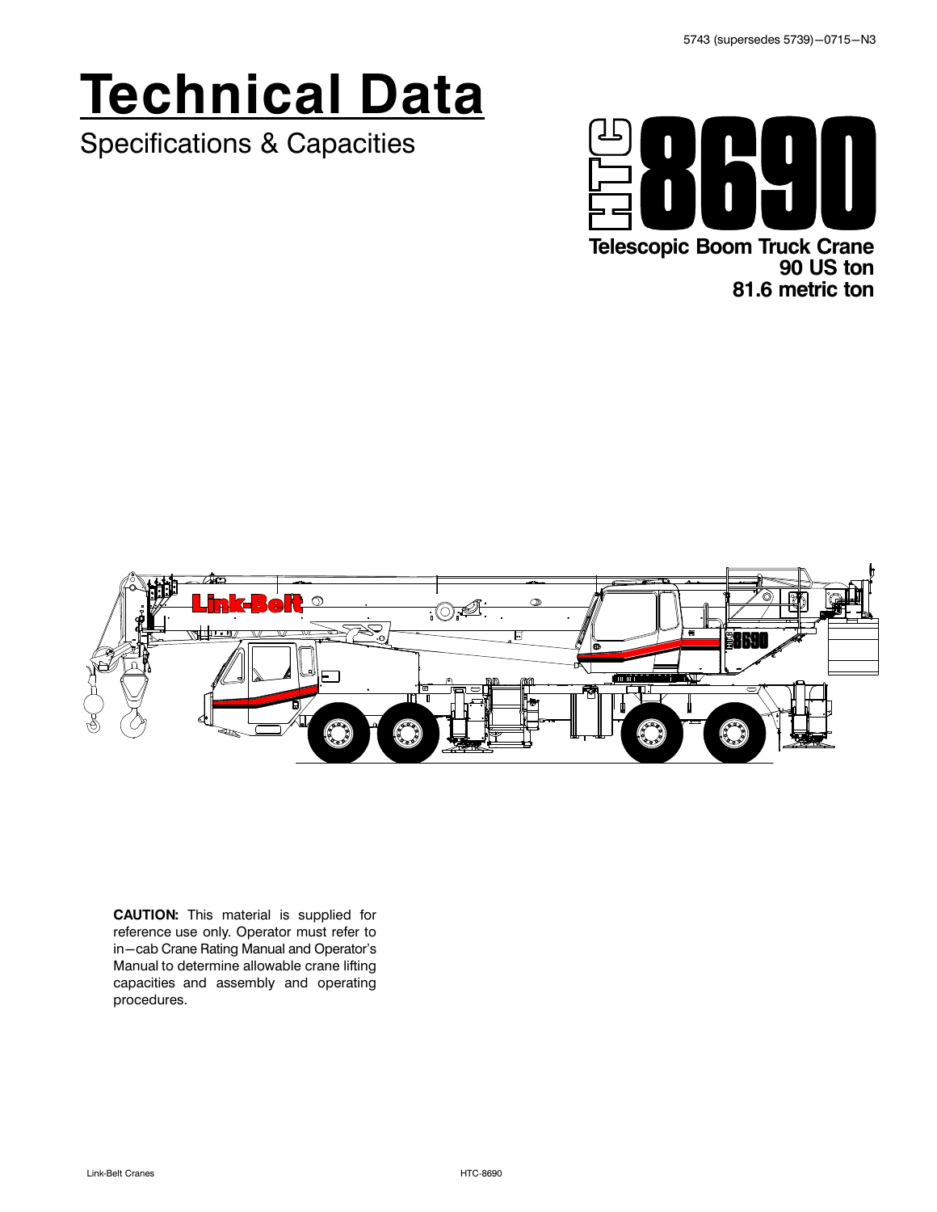5743 (supersedes 5739)—0715—N3

# Technical Data

Specifications & Capacities

# HTC 8690

**Telescopic Boom Truck Crane**
**90 US ton**
**81.6 metric ton**

**CAUTION:** This material is supplied for reference use only. Operator must refer to in—cab Crane Rating Manual and Operator's Manual to determine allowable crane lifting capacities and assembly and operating procedures.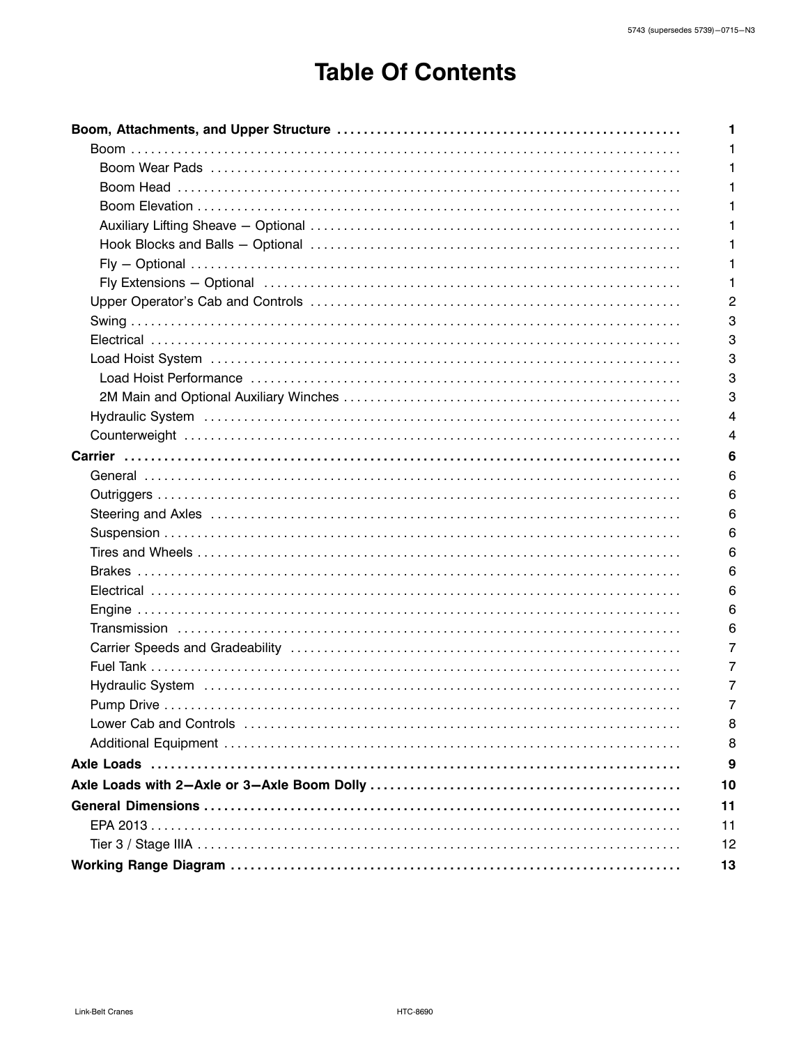# Table Of Contents

- **Boom, Attachments, and Upper Structure** ..... 1
  - Boom ..... 1
    - Boom Wear Pads ..... 1
    - Boom Head ..... 1
    - Boom Elevation ..... 1
    - Auxiliary Lifting Sheave — Optional ..... 1
    - Hook Blocks and Balls — Optional ..... 1
    - Fly — Optional ..... 1
    - Fly Extensions — Optional ..... 1
  - Upper Operator's Cab and Controls ..... 2
  - Swing ..... 3
  - Electrical ..... 3
  - Load Hoist System ..... 3
    - Load Hoist Performance ..... 3
    - 2M Main and Optional Auxiliary Winches ..... 3
  - Hydraulic System ..... 4
  - Counterweight ..... 4
- **Carrier** ..... 6
  - General ..... 6
  - Outriggers ..... 6
  - Steering and Axles ..... 6
  - Suspension ..... 6
  - Tires and Wheels ..... 6
  - Brakes ..... 6
  - Electrical ..... 6
  - Engine ..... 6
  - Transmission ..... 6
  - Carrier Speeds and Gradeability ..... 7
  - Fuel Tank ..... 7
  - Hydraulic System ..... 7
  - Pump Drive ..... 7
  - Lower Cab and Controls ..... 8
  - Additional Equipment ..... 8
- **Axle Loads** ..... 9
- **Axle Loads with 2—Axle or 3—Axle Boom Dolly** ..... 10
- **General Dimensions** ..... 11
  - EPA 2013 ..... 11
  - Tier 3 / Stage IIIA ..... 12
- **Working Range Diagram** ..... 13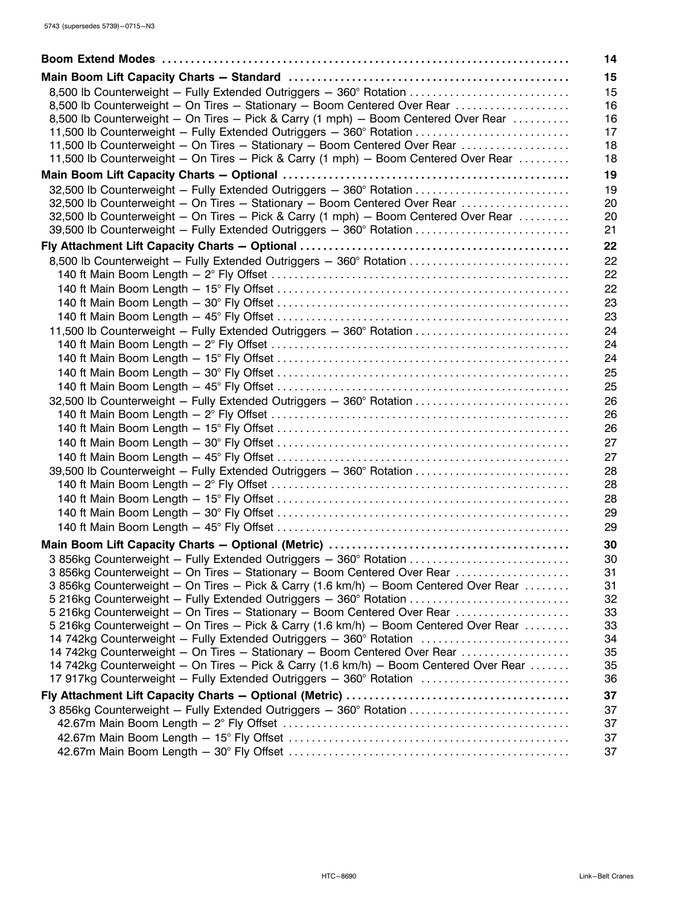| | |
|---|---|
| **Boom Extend Modes** | **14** |
| **Main Boom Lift Capacity Charts — Standard** | **15** |
| 8,500 lb Counterweight — Fully Extended Outriggers — 360° Rotation | 15 |
| 8,500 lb Counterweight — On Tires — Stationary — Boom Centered Over Rear | 16 |
| 8,500 lb Counterweight — On Tires — Pick & Carry (1 mph) — Boom Centered Over Rear | 16 |
| 11,500 lb Counterweight — Fully Extended Outriggers — 360° Rotation | 17 |
| 11,500 lb Counterweight — On Tires — Stationary — Boom Centered Over Rear | 18 |
| 11,500 lb Counterweight — On Tires — Pick & Carry (1 mph) — Boom Centered Over Rear | 18 |
| **Main Boom Lift Capacity Charts — Optional** | **19** |
| 32,500 lb Counterweight — Fully Extended Outriggers — 360° Rotation | 19 |
| 32,500 lb Counterweight — On Tires — Stationary — Boom Centered Over Rear | 20 |
| 32,500 lb Counterweight — On Tires — Pick & Carry (1 mph) — Boom Centered Over Rear | 20 |
| 39,500 lb Counterweight — Fully Extended Outriggers — 360° Rotation | 21 |
| **Fly Attachment Lift Capacity Charts — Optional** | **22** |
| 8,500 lb Counterweight — Fully Extended Outriggers — 360° Rotation | 22 |
| 140 ft Main Boom Length — 2° Fly Offset | 22 |
| 140 ft Main Boom Length — 15° Fly Offset | 22 |
| 140 ft Main Boom Length — 30° Fly Offset | 23 |
| 140 ft Main Boom Length — 45° Fly Offset | 23 |
| 11,500 lb Counterweight — Fully Extended Outriggers — 360° Rotation | 24 |
| 140 ft Main Boom Length — 2° Fly Offset | 24 |
| 140 ft Main Boom Length — 15° Fly Offset | 24 |
| 140 ft Main Boom Length — 30° Fly Offset | 25 |
| 140 ft Main Boom Length — 45° Fly Offset | 25 |
| 32,500 lb Counterweight — Fully Extended Outriggers — 360° Rotation | 26 |
| 140 ft Main Boom Length — 2° Fly Offset | 26 |
| 140 ft Main Boom Length — 15° Fly Offset | 26 |
| 140 ft Main Boom Length — 30° Fly Offset | 27 |
| 140 ft Main Boom Length — 45° Fly Offset | 27 |
| 39,500 lb Counterweight — Fully Extended Outriggers — 360° Rotation | 28 |
| 140 ft Main Boom Length — 2° Fly Offset | 28 |
| 140 ft Main Boom Length — 15° Fly Offset | 28 |
| 140 ft Main Boom Length — 30° Fly Offset | 29 |
| 140 ft Main Boom Length — 45° Fly Offset | 29 |
| **Main Boom Lift Capacity Charts — Optional (Metric)** | **30** |
| 3 856kg Counterweight — Fully Extended Outriggers — 360° Rotation | 30 |
| 3 856kg Counterweight — On Tires — Stationary — Boom Centered Over Rear | 31 |
| 3 856kg Counterweight — On Tires — Pick & Carry (1.6 km/h) — Boom Centered Over Rear | 31 |
| 5 216kg Counterweight — Fully Extended Outriggers — 360° Rotation | 32 |
| 5 216kg Counterweight — On Tires — Stationary — Boom Centered Over Rear | 33 |
| 5 216kg Counterweight — On Tires — Pick & Carry (1.6 km/h) — Boom Centered Over Rear | 33 |
| 14 742kg Counterweight — Fully Extended Outriggers — 360° Rotation | 34 |
| 14 742kg Counterweight — On Tires — Stationary — Boom Centered Over Rear | 35 |
| 14 742kg Counterweight — On Tires — Pick & Carry (1.6 km/h) — Boom Centered Over Rear | 35 |
| 17 917kg Counterweight — Fully Extended Outriggers — 360° Rotation | 36 |
| **Fly Attachment Lift Capacity Charts — Optional (Metric)** | **37** |
| 3 856kg Counterweight — Fully Extended Outriggers — 360° Rotation | 37 |
| 42.67m Main Boom Length — 2° Fly Offset | 37 |
| 42.67m Main Boom Length — 15° Fly Offset | 37 |
| 42.67m Main Boom Length — 30° Fly Offset | 37 |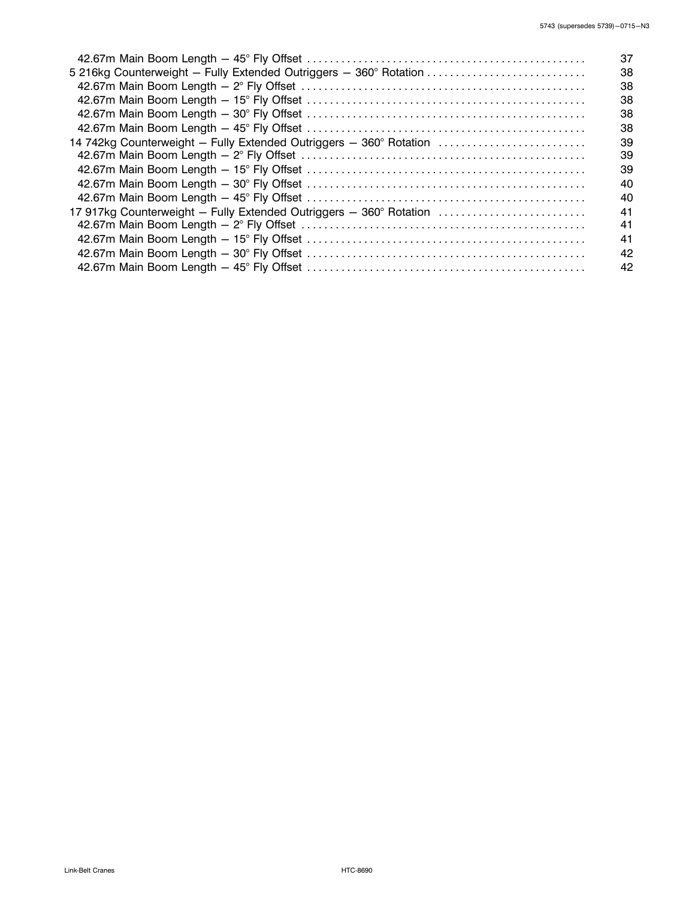| | |
|---|---|
| 42.67m Main Boom Length — 45° Fly Offset | 37 |
| 5 216kg Counterweight — Fully Extended Outriggers — 360° Rotation | 38 |
| 42.67m Main Boom Length — 2° Fly Offset | 38 |
| 42.67m Main Boom Length — 15° Fly Offset | 38 |
| 42.67m Main Boom Length — 30° Fly Offset | 38 |
| 42.67m Main Boom Length — 45° Fly Offset | 38 |
| 14 742kg Counterweight — Fully Extended Outriggers — 360° Rotation | 39 |
| 42.67m Main Boom Length — 2° Fly Offset | 39 |
| 42.67m Main Boom Length — 15° Fly Offset | 39 |
| 42.67m Main Boom Length — 30° Fly Offset | 40 |
| 42.67m Main Boom Length — 45° Fly Offset | 40 |
| 17 917kg Counterweight — Fully Extended Outriggers — 360° Rotation | 41 |
| 42.67m Main Boom Length — 2° Fly Offset | 41 |
| 42.67m Main Boom Length — 15° Fly Offset | 41 |
| 42.67m Main Boom Length — 30° Fly Offset | 42 |
| 42.67m Main Boom Length — 45° Fly Offset | 42 |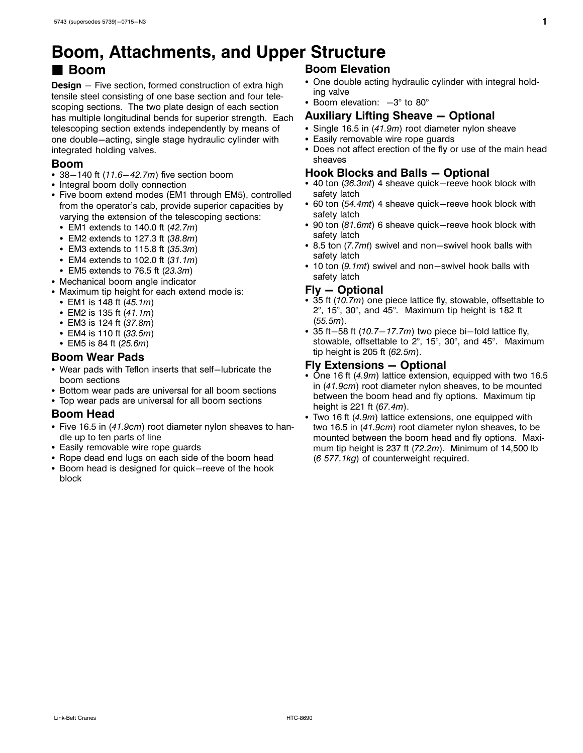# Boom, Attachments, and Upper Structure

## ■ Boom

**Design** — Five section, formed construction of extra high tensile steel consisting of one base section and four telescoping sections. The two plate design of each section has multiple longitudinal bends for superior strength. Each telescoping section extends independently by means of one double—acting, single stage hydraulic cylinder with integrated holding valves.

### Boom

- 38—140 ft (*11.6—42.7m*) five section boom
- Integral boom dolly connection
- Five boom extend modes (EM1 through EM5), controlled from the operator's cab, provide superior capacities by varying the extension of the telescoping sections:
  - EM1 extends to 140.0 ft (*42.7m*)
  - EM2 extends to 127.3 ft (*38.8m*)
  - EM3 extends to 115.8 ft (*35.3m*)
  - EM4 extends to 102.0 ft (*31.1m*)
  - EM5 extends to 76.5 ft (*23.3m*)
- Mechanical boom angle indicator
- Maximum tip height for each extend mode is:
  - EM1 is 148 ft (*45.1m*)
  - EM2 is 135 ft (*41.1m*)
  - EM3 is 124 ft (*37.8m*)
  - EM4 is 110 ft (*33.5m*)
  - EM5 is 84 ft (*25.6m*)

### Boom Wear Pads

- Wear pads with Teflon inserts that self—lubricate the boom sections
- Bottom wear pads are universal for all boom sections
- Top wear pads are universal for all boom sections

### Boom Head

- Five 16.5 in (*41.9cm*) root diameter nylon sheaves to handle up to ten parts of line
- Easily removable wire rope guards
- Rope dead end lugs on each side of the boom head
- Boom head is designed for quick—reeve of the hook block

### Boom Elevation

- One double acting hydraulic cylinder with integral holding valve
- Boom elevation: —3° to 80°

### Auxiliary Lifting Sheave — Optional

- Single 16.5 in (*41.9m*) root diameter nylon sheave
- Easily removable wire rope guards
- Does not affect erection of the fly or use of the main head sheaves

### Hook Blocks and Balls — Optional

- 40 ton (*36.3mt*) 4 sheave quick—reeve hook block with safety latch
- 60 ton (*54.4mt*) 4 sheave quick—reeve hook block with safety latch
- 90 ton (*81.6mt*) 6 sheave quick—reeve hook block with safety latch
- 8.5 ton (*7.7mt*) swivel and non—swivel hook balls with safety latch
- 10 ton (*9.1mt*) swivel and non—swivel hook balls with safety latch

### Fly — Optional

- 35 ft (*10.7m*) one piece lattice fly, stowable, offsettable to 2°, 15°, 30°, and 45°. Maximum tip height is 182 ft (*55.5m*).
- 35 ft—58 ft (*10.7—17.7m*) two piece bi—fold lattice fly, stowable, offsettable to 2°, 15°, 30°, and 45°. Maximum tip height is 205 ft (*62.5m*).

### Fly Extensions — Optional

- One 16 ft (*4.9m*) lattice extension, equipped with two 16.5 in (*41.9cm*) root diameter nylon sheaves, to be mounted between the boom head and fly options. Maximum tip height is 221 ft (*67.4m*).
- Two 16 ft (*4.9m*) lattice extensions, one equipped with two 16.5 in (*41.9cm*) root diameter nylon sheaves, to be mounted between the boom head and fly options. Maximum tip height is 237 ft (*72.2m*). Minimum of 14,500 lb (*6 577.1kg*) of counterweight required.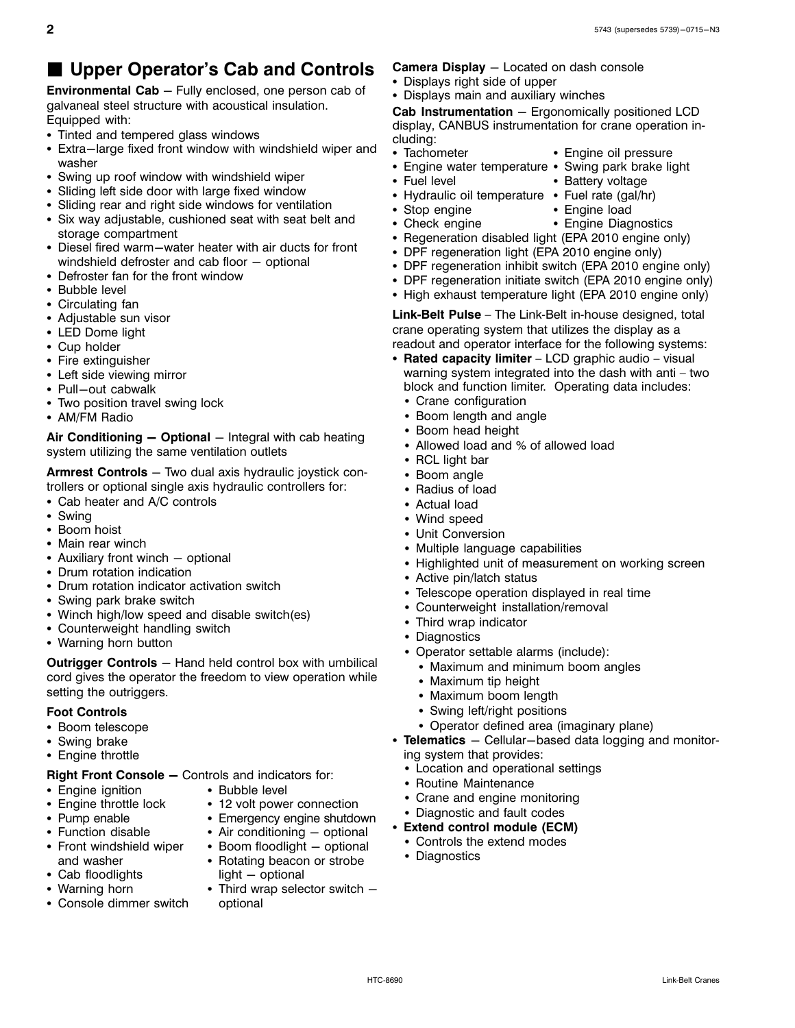## ■ Upper Operator's Cab and Controls

**Environmental Cab** – Fully enclosed, one person cab of galvaneal steel structure with acoustical insulation. Equipped with:

- Tinted and tempered glass windows
- Extra–large fixed front window with windshield wiper and washer
- Swing up roof window with windshield wiper
- Sliding left side door with large fixed window
- Sliding rear and right side windows for ventilation
- Six way adjustable, cushioned seat with seat belt and storage compartment
- Diesel fired warm–water heater with air ducts for front windshield defroster and cab floor – optional
- Defroster fan for the front window
- Bubble level
- Circulating fan
- Adjustable sun visor
- LED Dome light
- Cup holder
- Fire extinguisher
- Left side viewing mirror
- Pull–out cabwalk
- Two position travel swing lock
- AM/FM Radio

**Air Conditioning – Optional** – Integral with cab heating system utilizing the same ventilation outlets

**Armrest Controls** – Two dual axis hydraulic joystick controllers or optional single axis hydraulic controllers for:

- Cab heater and A/C controls
- Swing
- Boom hoist
- Main rear winch
- Auxiliary front winch – optional
- Drum rotation indication
- Drum rotation indicator activation switch
- Swing park brake switch
- Winch high/low speed and disable switch(es)
- Counterweight handling switch
- Warning horn button

**Outrigger Controls** – Hand held control box with umbilical cord gives the operator the freedom to view operation while setting the outriggers.

**Foot Controls**

- Boom telescope
- Swing brake
- Engine throttle

**Right Front Console –** Controls and indicators for:

- Engine ignition
- Engine throttle lock
- Pump enable
- Function disable
- Front windshield wiper and washer
- Cab floodlights
- Warning horn
- Console dimmer switch
- Bubble level
- 12 volt power connection
- Emergency engine shutdown
- Air conditioning – optional
- Boom floodlight – optional
- Rotating beacon or strobe light – optional
- Third wrap selector switch – optional

**Camera Display** – Located on dash console

- Displays right side of upper
- Displays main and auxiliary winches

**Cab Instrumentation** – Ergonomically positioned LCD display, CANBUS instrumentation for crane operation including:

- Tachometer
- Engine water temperature
- Fuel level
- Hydraulic oil temperature
- Stop engine
- Check engine
- Engine oil pressure
- Swing park brake light
- Battery voltage
- Fuel rate (gal/hr)
- Engine load
- Engine Diagnostics
- Regeneration disabled light (EPA 2010 engine only)
- DPF regeneration light (EPA 2010 engine only)
- DPF regeneration inhibit switch (EPA 2010 engine only)
- DPF regeneration initiate switch (EPA 2010 engine only)
- High exhaust temperature light (EPA 2010 engine only)

**Link-Belt Pulse** – The Link-Belt in-house designed, total crane operating system that utilizes the display as a readout and operator interface for the following systems:

- **Rated capacity limiter** – LCD graphic audio – visual warning system integrated into the dash with anti – two block and function limiter. Operating data includes:
  - Crane configuration
  - Boom length and angle
  - Boom head height
  - Allowed load and % of allowed load
  - RCL light bar
  - Boom angle
  - Radius of load
  - Actual load
  - Wind speed
  - Unit Conversion
  - Multiple language capabilities
  - Highlighted unit of measurement on working screen
  - Active pin/latch status
  - Telescope operation displayed in real time
  - Counterweight installation/removal
  - Third wrap indicator
  - Diagnostics
  - Operator settable alarms (include):
    - Maximum and minimum boom angles
    - Maximum tip height
    - Maximum boom length
    - Swing left/right positions
    - Operator defined area (imaginary plane)
- **Telematics** – Cellular–based data logging and monitoring system that provides:
  - Location and operational settings
  - Routine Maintenance
  - Crane and engine monitoring
  - Diagnostic and fault codes
- **Extend control module (ECM)**
  - Controls the extend modes
  - Diagnostics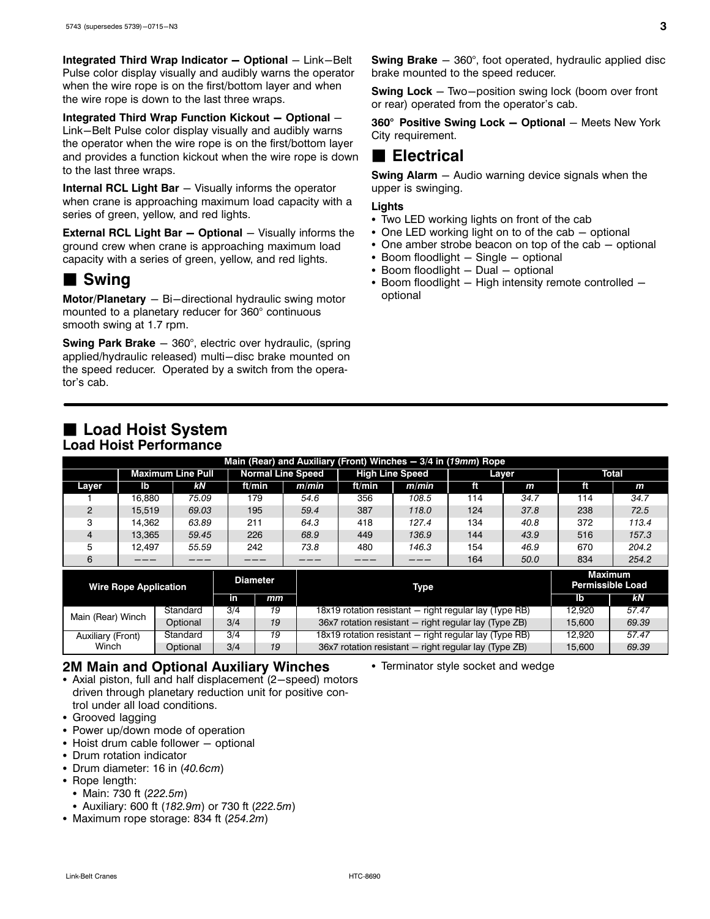**Integrated Third Wrap Indicator – Optional** – Link–Belt Pulse color display visually and audibly warns the operator when the wire rope is on the first/bottom layer and when the wire rope is down to the last three wraps.

**Integrated Third Wrap Function Kickout – Optional** – Link–Belt Pulse color display visually and audibly warns the operator when the wire rope is on the first/bottom layer and provides a function kickout when the wire rope is down to the last three wraps.

**Internal RCL Light Bar** – Visually informs the operator when crane is approaching maximum load capacity with a series of green, yellow, and red lights.

**External RCL Light Bar – Optional** – Visually informs the ground crew when crane is approaching maximum load capacity with a series of green, yellow, and red lights.

## ■ Swing

**Motor/Planetary** – Bi–directional hydraulic swing motor mounted to a planetary reducer for 360° continuous smooth swing at 1.7 rpm.

**Swing Park Brake** – 360°, electric over hydraulic, (spring applied/hydraulic released) multi–disc brake mounted on the speed reducer. Operated by a switch from the operator's cab.

**Swing Brake** – 360°, foot operated, hydraulic applied disc brake mounted to the speed reducer.

**Swing Lock** – Two–position swing lock (boom over front or rear) operated from the operator's cab.

**360° Positive Swing Lock – Optional** – Meets New York City requirement.

## ■ Electrical

**Swing Alarm** – Audio warning device signals when the upper is swinging.

**Lights**

- Two LED working lights on front of the cab
- One LED working light on to of the cab – optional
- One amber strobe beacon on top of the cab – optional
- Boom floodlight – Single – optional
- Boom floodlight – Dual – optional
- Boom floodlight – High intensity remote controlled – optional

## ■ Load Hoist System

### Load Hoist Performance

| Main (Rear) and Auxiliary (Front) Winches – 3/4 in (*19mm*) Rope | | | | | | | | | | |
|---|---|---|---|---|---|---|---|---|---|---|
| | Maximum Line Pull | | Normal Line Speed | | High Line Speed | | Layer | | Total | |
| Layer | lb | *kN* | ft/min | *m/min* | ft/min | *m/min* | ft | *m* | ft | *m* |
| 1 | 16,880 | *75.09* | 179 | *54.6* | 356 | *108.5* | 114 | *34.7* | 114 | *34.7* |
| 2 | 15,519 | *69.03* | 195 | *59.4* | 387 | *118.0* | 124 | *37.8* | 238 | *72.5* |
| 3 | 14,362 | *63.89* | 211 | *64.3* | 418 | *127.4* | 134 | *40.8* | 372 | *113.4* |
| 4 | 13,365 | *59.45* | 226 | *68.9* | 449 | *136.9* | 144 | *43.9* | 516 | *157.3* |
| 5 | 12,497 | *55.59* | 242 | *73.8* | 480 | *146.3* | 154 | *46.9* | 670 | *204.2* |
| 6 | ––– | ––– | ––– | ––– | ––– | ––– | 164 | *50.0* | 834 | *254.2* |

| Wire Rope Application | | Diameter | | Type | Maximum Permissible Load | |
|---|---|---|---|---|---|---|
| | | in | *mm* | | lb | *kN* |
| Main (Rear) Winch | Standard | 3/4 | *19* | 18x19 rotation resistant – right regular lay (Type RB) | 12,920 | *57.47* |
| | Optional | 3/4 | *19* | 36x7 rotation resistant – right regular lay (Type ZB) | 15,600 | *69.39* |
| Auxiliary (Front) Winch | Standard | 3/4 | *19* | 18x19 rotation resistant – right regular lay (Type RB) | 12,920 | *57.47* |
| | Optional | 3/4 | *19* | 36x7 rotation resistant – right regular lay (Type ZB) | 15,600 | *69.39* |

### 2M Main and Optional Auxiliary Winches

- Axial piston, full and half displacement (2–speed) motors driven through planetary reduction unit for positive control under all load conditions.
- Grooved lagging
- Power up/down mode of operation
- Hoist drum cable follower – optional
- Drum rotation indicator
- Drum diameter: 16 in (*40.6cm*)
- Rope length:
  - Main: 730 ft (*222.5m*)
  - Auxiliary: 600 ft (*182.9m*) or 730 ft (*222.5m*)
- Maximum rope storage: 834 ft (*254.2m*)
- Terminator style socket and wedge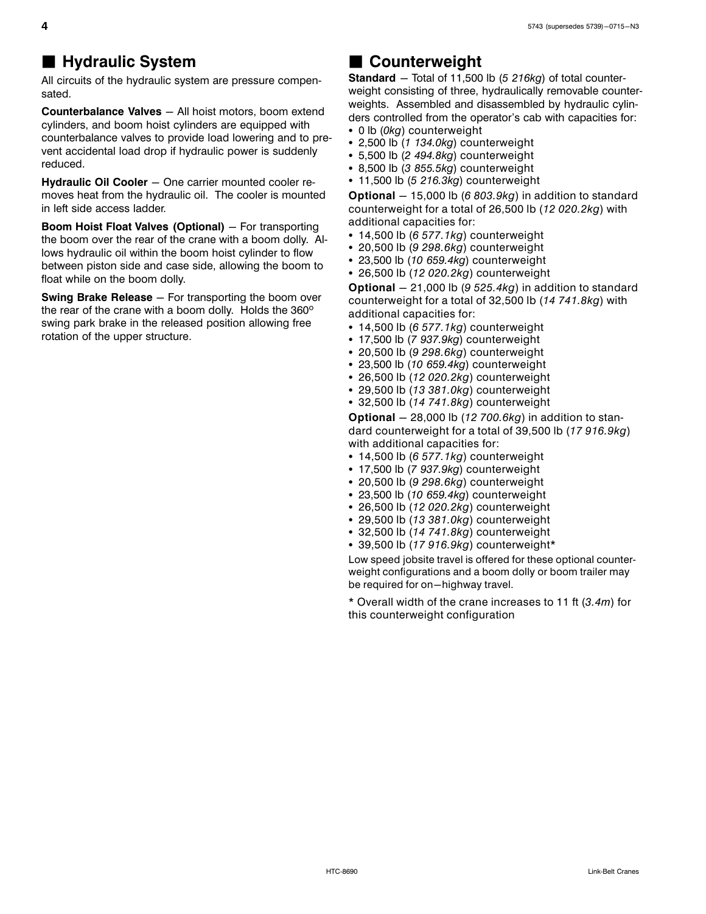## ■ Hydraulic System

All circuits of the hydraulic system are pressure compensated.

**Counterbalance Valves** — All hoist motors, boom extend cylinders, and boom hoist cylinders are equipped with counterbalance valves to provide load lowering and to prevent accidental load drop if hydraulic power is suddenly reduced.

**Hydraulic Oil Cooler** — One carrier mounted cooler removes heat from the hydraulic oil. The cooler is mounted in left side access ladder.

**Boom Hoist Float Valves (Optional)** — For transporting the boom over the rear of the crane with a boom dolly. Allows hydraulic oil within the boom hoist cylinder to flow between piston side and case side, allowing the boom to float while on the boom dolly.

**Swing Brake Release** — For transporting the boom over the rear of the crane with a boom dolly. Holds the 360° swing park brake in the released position allowing free rotation of the upper structure.

## ■ Counterweight

**Standard** — Total of 11,500 lb (*5 216kg*) of total counterweight consisting of three, hydraulically removable counterweights. Assembled and disassembled by hydraulic cylinders controlled from the operator's cab with capacities for:

- 0 lb (*0kg*) counterweight
- 2,500 lb (*1 134.0kg*) counterweight
- 5,500 lb (*2 494.8kg*) counterweight
- 8,500 lb (*3 855.5kg*) counterweight
- 11,500 lb (*5 216.3kg*) counterweight

**Optional** — 15,000 lb (*6 803.9kg*) in addition to standard counterweight for a total of 26,500 lb (*12 020.2kg*) with additional capacities for:

- 14,500 lb (*6 577.1kg*) counterweight
- 20,500 lb (*9 298.6kg*) counterweight
- 23,500 lb (*10 659.4kg*) counterweight
- 26,500 lb (*12 020.2kg*) counterweight

**Optional** — 21,000 lb (*9 525.4kg*) in addition to standard counterweight for a total of 32,500 lb (*14 741.8kg*) with additional capacities for:

- 14,500 lb (*6 577.1kg*) counterweight
- 17,500 lb (*7 937.9kg*) counterweight
- 20,500 lb (*9 298.6kg*) counterweight
- 23,500 lb (*10 659.4kg*) counterweight
- 26,500 lb (*12 020.2kg*) counterweight
- 29,500 lb (*13 381.0kg*) counterweight
- 32,500 lb (*14 741.8kg*) counterweight

**Optional** — 28,000 lb (*12 700.6kg*) in addition to standard counterweight for a total of 39,500 lb (*17 916.9kg*) with additional capacities for:

- 14,500 lb (*6 577.1kg*) counterweight
- 17,500 lb (*7 937.9kg*) counterweight
- 20,500 lb (*9 298.6kg*) counterweight
- 23,500 lb (*10 659.4kg*) counterweight
- 26,500 lb (*12 020.2kg*) counterweight
- 29,500 lb (*13 381.0kg*) counterweight
- 32,500 lb (*14 741.8kg*) counterweight
- 39,500 lb (*17 916.9kg*) counterweight*

Low speed jobsite travel is offered for these optional counterweight configurations and a boom dolly or boom trailer may be required for on–highway travel.

* Overall width of the crane increases to 11 ft (*3.4m*) for this counterweight configuration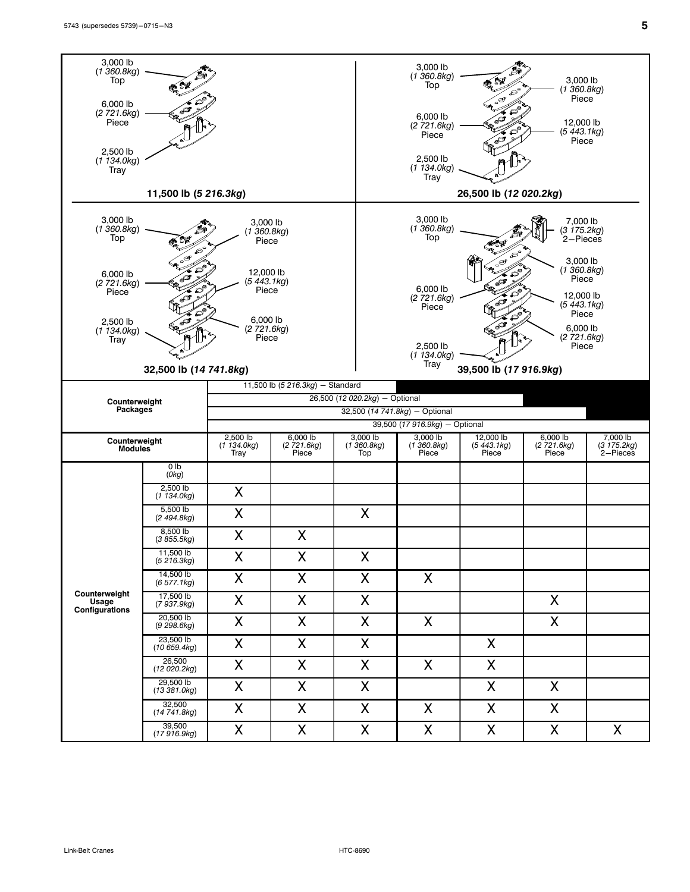3,000 lb (*1 360.8kg*) Top

6,000 lb (*2 721.6kg*) Piece

2,500 lb (*1 134.0kg*) Tray

**11,500 lb (*5 216.3kg*)**

3,000 lb (*1 360.8kg*) Top

3,000 lb (*1 360.8kg*) Piece

6,000 lb (*2 721.6kg*) Piece

12,000 lb (*5 443.1kg*) Piece

2,500 lb (*1 134.0kg*) Tray

**26,500 lb (*12 020.2kg*)**

3,000 lb (*1 360.8kg*) Top

3,000 lb (*1 360.8kg*) Piece

6,000 lb (*2 721.6kg*) Piece

12,000 lb (*5 443.1kg*) Piece

2,500 lb (*1 134.0kg*) Tray

6,000 lb (*2 721.6kg*) Piece

**32,500 lb (*14 741.8kg*)**

3,000 lb (*1 360.8kg*) Top

7,000 lb (*3 175.2kg*) 2–Pieces

3,000 lb (*1 360.8kg*) Piece

6,000 lb (*2 721.6kg*) Piece

12,000 lb (*5 443.1kg*) Piece

6,000 lb (*2 721.6kg*) Piece

2,500 lb (*1 134.0kg*) Tray

**39,500 lb (*17 916.9kg*)**

| **Counterweight Packages** | | 11,500 lb (*5 216.3kg*) – Standard: Tray, 6,000 lb Piece, Top<br>26,500 (*12 020.2kg*) – Optional: Tray through 12,000 lb Piece<br>32,500 (*14 741.8kg*) – Optional: Tray through 6,000 lb Piece<br>39,500 (*17 916.9kg*) – Optional: all modules | | | | | | |
|---|---|---|---|---|---|---|---|---|
| **Counterweight Modules** | | 2,500 lb (*1 134.0kg*) Tray | 6,000 lb (*2 721.6kg*) Piece | 3,000 lb (*1 360.8kg*) Top | 3,000 lb (*1 360.8kg*) Piece | 12,000 lb (*5 443.1kg*) Piece | 6,000 lb (*2 721.6kg*) Piece | 7,000 lb (*3 175.2kg*) 2–Pieces |
| **Counterweight Usage Configurations** | 0 lb (*0kg*) | | | | | | | |
| | 2,500 lb (*1 134.0kg*) | X | | | | | | |
| | 5,500 lb (*2 494.8kg*) | X | | X | | | | |
| | 8,500 lb (*3 855.5kg*) | X | X | | | | | |
| | 11,500 lb (*5 216.3kg*) | X | X | X | | | | |
| | 14,500 lb (*6 577.1kg*) | X | X | X | X | | | |
| | 17,500 lb (*7 937.9kg*) | X | X | X | | | X | |
| | 20,500 lb (*9 298.6kg*) | X | X | X | X | | X | |
| | 23,500 lb (*10 659.4kg*) | X | X | X | | X | | |
| | 26,500 (*12 020.2kg*) | X | X | X | X | X | | |
| | 29,500 lb (*13 381.0kg*) | X | X | X | | X | X | |
| | 32,500 (*14 741.8kg*) | X | X | X | X | X | X | |
| | 39,500 (*17 916.9kg*) | X | X | X | X | X | X | X |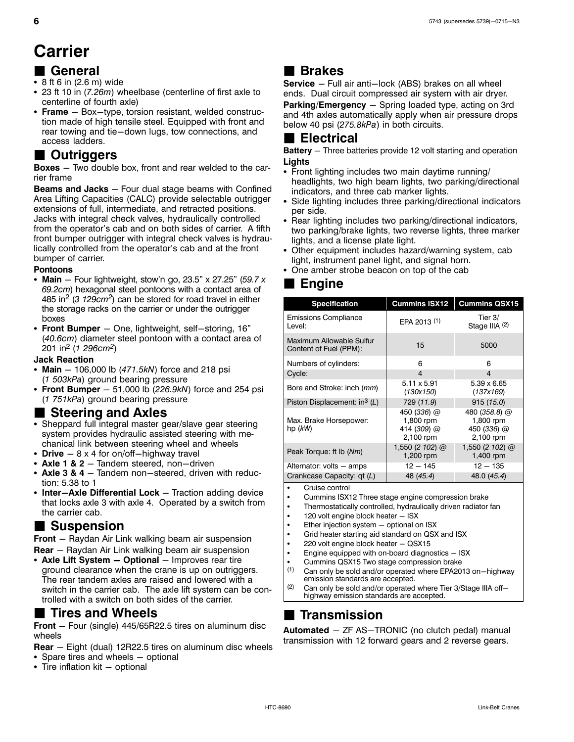# Carrier

## General

- 8 ft 6 in (2.6 m) wide
- 23 ft 10 in (*7.26m*) wheelbase (centerline of first axle to centerline of fourth axle)
- **Frame** — Box—type, torsion resistant, welded construction made of high tensile steel. Equipped with front and rear towing and tie—down lugs, tow connections, and access ladders.

## Outriggers

**Boxes** — Two double box, front and rear welded to the carrier frame

**Beams and Jacks** — Four dual stage beams with Confined Area Lifting Capacities (CALC) provide selectable outrigger extensions of full, intermediate, and retracted positions. Jacks with integral check valves, hydraulically controlled from the operator's cab and on both sides of carrier. A fifth front bumper outrigger with integral check valves is hydraulically controlled from the operator's cab and at the front bumper of carrier.

**Pontoons**

- **Main** — Four lightweight, stow'n go, 23.5" x 27.25" (*59.7 x 69.2cm*) hexagonal steel pontoons with a contact area of 485 in$^2$ (*3 129cm$^2$*) can be stored for road travel in either the storage racks on the carrier or under the outrigger boxes
- **Front Bumper** — One, lightweight, self—storing, 16" (*40.6cm*) diameter steel pontoon with a contact area of 201 in$^2$ (*1 296cm$^2$*)

**Jack Reaction**

- **Main** — 106,000 lb (*471.5kN*) force and 218 psi (*1 503kPa*) ground bearing pressure
- **Front Bumper** — 51,000 lb (*226.9kN*) force and 254 psi (*1 751kPa*) ground bearing pressure

## Steering and Axles

- Sheppard full integral master gear/slave gear steering system provides hydraulic assisted steering with mechanical link between steering wheel and wheels
- **Drive** — 8 x 4 for on/off—highway travel
- **Axle 1 & 2** — Tandem steered, non—driven
- **Axle 3 & 4** — Tandem non—steered, driven with reduction: 5.38 to 1
- **Inter—Axle Differential Lock** — Traction adding device that locks axle 3 with axle 4. Operated by a switch from the carrier cab.

## Suspension

**Front** — Raydan Air Link walking beam air suspension

**Rear** — Raydan Air Link walking beam air suspension

- **Axle Lift System — Optional** — Improves rear tire ground clearance when the crane is up on outriggers. The rear tandem axles are raised and lowered with a switch in the carrier cab. The axle lift system can be controlled with a switch on both sides of the carrier.

## Tires and Wheels

**Front** — Four (single) 445/65R22.5 tires on aluminum disc wheels

**Rear** — Eight (dual) 12R22.5 tires on aluminum disc wheels

- Spare tires and wheels — optional
- Tire inflation kit — optional

## Brakes

**Service** — Full air anti—lock (ABS) brakes on all wheel ends. Dual circuit compressed air system with air dryer.

**Parking/Emergency** — Spring loaded type, acting on 3rd and 4th axles automatically apply when air pressure drops below 40 psi (*275.8kPa*) in both circuits.

## Electrical

**Battery** — Three batteries provide 12 volt starting and operation

**Lights**

- Front lighting includes two main daytime running/headlights, two high beam lights, two parking/directional indicators, and three cab marker lights.
- Side lighting includes three parking/directional indicators per side.
- Rear lighting includes two parking/directional indicators, two parking/brake lights, two reverse lights, three marker lights, and a license plate light.
- Other equipment includes hazard/warning system, cab light, instrument panel light, and signal horn.
- One amber strobe beacon on top of the cab

## Engine

| Specification | Cummins ISX12 | Cummins QSX15 |
|---|---|---|
| Emissions Compliance Level: | EPA 2013 (1) | Tier 3/ Stage IIIA (2) |
| Maximum Allowable Sulfur Content of Fuel (PPM): | 15 | 5000 |
| Numbers of cylinders: | 6 | 6 |
| Cycle: | 4 | 4 |
| Bore and Stroke: inch (*mm*) | 5.11 x 5.91 (*130x150*) | 5.39 x 6.65 (*137x169*) |
| Piston Displacement: in$^3$ (*L*) | 729 (*11.9*) | 915 (*15.0*) |
| Max. Brake Horsepower: hp (*kW*) | 450 (*336*) @ 1,800 rpm 414 (*309*) @ 2,100 rpm | 480 (*358.8*) @ 1,800 rpm 450 (*336*) @ 2,100 rpm |
| Peak Torque: ft lb (*Nm*) | 1,550 (*2 102*) @ 1,200 rpm | 1,550 (*2 102*) @ 1,400 rpm |
| Alternator: volts — amps | 12 — 145 | 12 — 135 |
| Crankcase Capacity: qt (*L*) | 48 (*45.4*) | 48.0 (*45.4*) |

- Cruise control
- Cummins ISX12 Three stage engine compression brake
- Thermostatically controlled, hydraulically driven radiator fan
- 120 volt engine block heater — ISX
- Ether injection system — optional on ISX
- Grid heater starting aid standard on QSX and ISX
- 220 volt engine block heater — QSX15
- Engine equipped with on-board diagnostics — ISX
- Cummins QSX15 Two stage compression brake

(1) Can only be sold and/or operated where EPA2013 on—highway emission standards are accepted.

(2) Can only be sold and/or operated where Tier 3/Stage IIIA off—highway emission standards are accepted.

## Transmission

**Automated** — ZF AS—TRONIC (no clutch pedal) manual transmission with 12 forward gears and 2 reverse gears.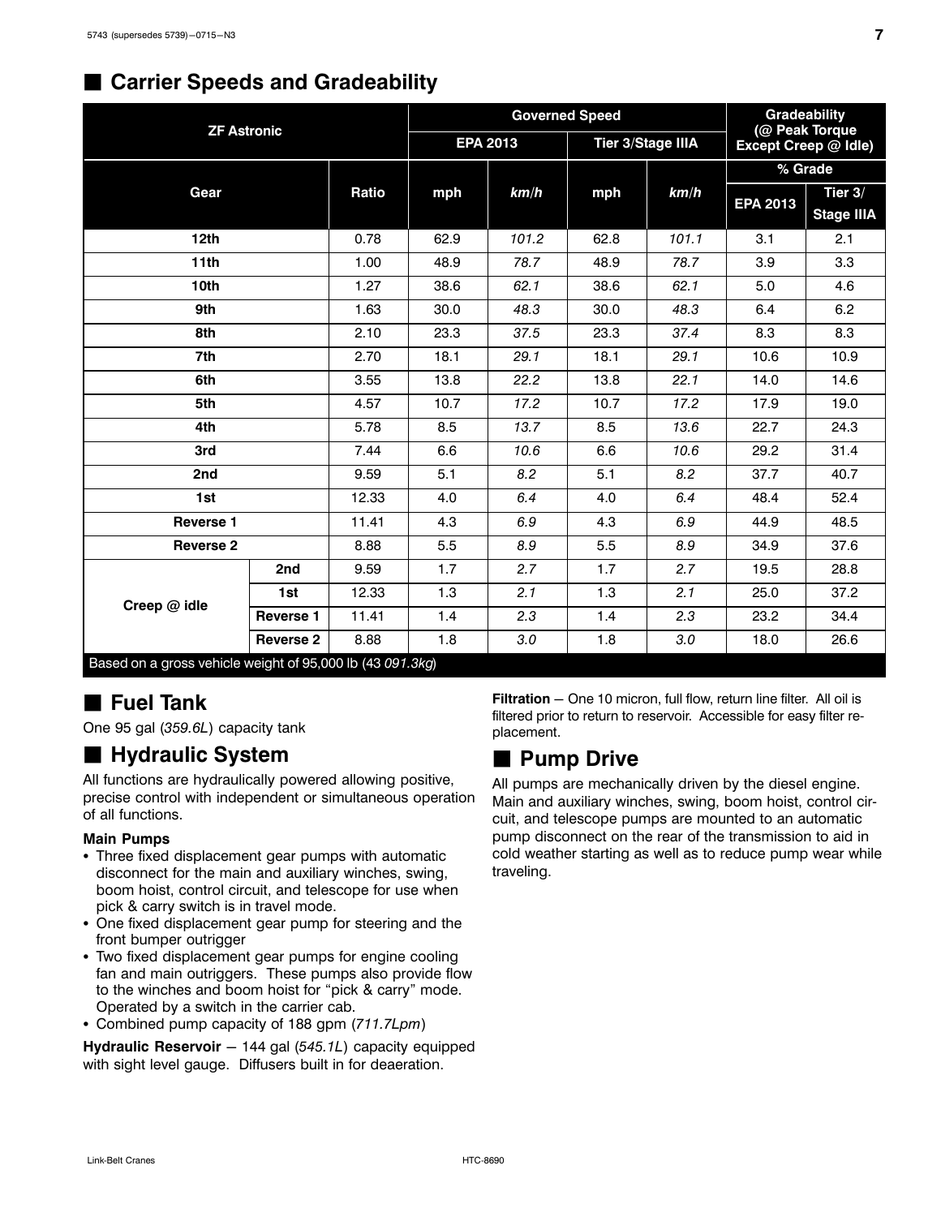## Carrier Speeds and Gradeability

| ZF Astronic | | | Governed Speed | | | | Gradeability (@ Peak Torque Except Creep @ Idle) | |
|---|---|---|---|---|---|---|---|---|
| | | | EPA 2013 | | Tier 3/Stage IIIA | | % Grade | |
| Gear | | Ratio | mph | *km/h* | mph | *km/h* | EPA 2013 | Tier 3/ Stage IIIA |
| 12th | | 0.78 | 62.9 | *101.2* | 62.8 | *101.1* | 3.1 | 2.1 |
| 11th | | 1.00 | 48.9 | *78.7* | 48.9 | *78.7* | 3.9 | 3.3 |
| 10th | | 1.27 | 38.6 | *62.1* | 38.6 | *62.1* | 5.0 | 4.6 |
| 9th | | 1.63 | 30.0 | *48.3* | 30.0 | *48.3* | 6.4 | 6.2 |
| 8th | | 2.10 | 23.3 | *37.5* | 23.3 | *37.4* | 8.3 | 8.3 |
| 7th | | 2.70 | 18.1 | *29.1* | 18.1 | *29.1* | 10.6 | 10.9 |
| 6th | | 3.55 | 13.8 | *22.2* | 13.8 | *22.1* | 14.0 | 14.6 |
| 5th | | 4.57 | 10.7 | *17.2* | 10.7 | *17.2* | 17.9 | 19.0 |
| 4th | | 5.78 | 8.5 | *13.7* | 8.5 | *13.6* | 22.7 | 24.3 |
| 3rd | | 7.44 | 6.6 | *10.6* | 6.6 | *10.6* | 29.2 | 31.4 |
| 2nd | | 9.59 | 5.1 | *8.2* | 5.1 | *8.2* | 37.7 | 40.7 |
| 1st | | 12.33 | 4.0 | *6.4* | 4.0 | *6.4* | 48.4 | 52.4 |
| Reverse 1 | | 11.41 | 4.3 | *6.9* | 4.3 | *6.9* | 44.9 | 48.5 |
| Reverse 2 | | 8.88 | 5.5 | *8.9* | 5.5 | *8.9* | 34.9 | 37.6 |
| Creep @ idle | 2nd | 9.59 | 1.7 | *2.7* | 1.7 | *2.7* | 19.5 | 28.8 |
| | 1st | 12.33 | 1.3 | *2.1* | 1.3 | *2.1* | 25.0 | 37.2 |
| | Reverse 1 | 11.41 | 1.4 | *2.3* | 1.4 | *2.3* | 23.2 | 34.4 |
| | Reverse 2 | 8.88 | 1.8 | *3.0* | 1.8 | *3.0* | 18.0 | 26.6 |

Based on a gross vehicle weight of 95,000 lb (43 *091.3kg*)

## Fuel Tank

One 95 gal (*359.6L*) capacity tank

## Hydraulic System

All functions are hydraulically powered allowing positive, precise control with independent or simultaneous operation of all functions.

**Main Pumps**

- Three fixed displacement gear pumps with automatic disconnect for the main and auxiliary winches, swing, boom hoist, control circuit, and telescope for use when pick & carry switch is in travel mode.
- One fixed displacement gear pump for steering and the front bumper outrigger
- Two fixed displacement gear pumps for engine cooling fan and main outriggers. These pumps also provide flow to the winches and boom hoist for “pick & carry” mode. Operated by a switch in the carrier cab.
- Combined pump capacity of 188 gpm (*711.7Lpm*)

**Hydraulic Reservoir** – 144 gal (*545.1L*) capacity equipped with sight level gauge. Diffusers built in for deaeration.

**Filtration** – One 10 micron, full flow, return line filter. All oil is filtered prior to return to reservoir. Accessible for easy filter replacement.

## Pump Drive

All pumps are mechanically driven by the diesel engine. Main and auxiliary winches, swing, boom hoist, control circuit, and telescope pumps are mounted to an automatic pump disconnect on the rear of the transmission to aid in cold weather starting as well as to reduce pump wear while traveling.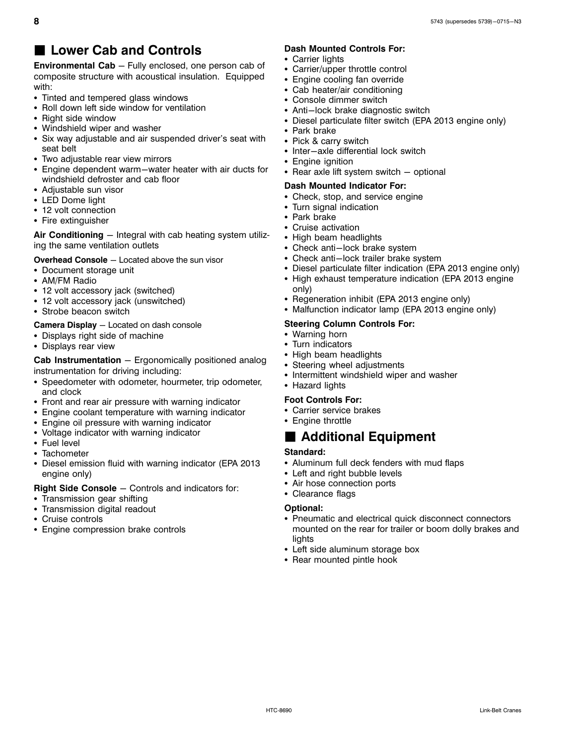## ■ Lower Cab and Controls

**Environmental Cab** – Fully enclosed, one person cab of composite structure with acoustical insulation. Equipped with:

- Tinted and tempered glass windows
- Roll down left side window for ventilation
- Right side window
- Windshield wiper and washer
- Six way adjustable and air suspended driver's seat with seat belt
- Two adjustable rear view mirrors
- Engine dependent warm–water heater with air ducts for windshield defroster and cab floor
- Adjustable sun visor
- LED Dome light
- 12 volt connection
- Fire extinguisher

**Air Conditioning** – Integral with cab heating system utilizing the same ventilation outlets

**Overhead Console** – Located above the sun visor

- Document storage unit
- AM/FM Radio
- 12 volt accessory jack (switched)
- 12 volt accessory jack (unswitched)
- Strobe beacon switch

**Camera Display** – Located on dash console

- Displays right side of machine
- Displays rear view

**Cab Instrumentation** – Ergonomically positioned analog instrumentation for driving including:

- Speedometer with odometer, hourmeter, trip odometer, and clock
- Front and rear air pressure with warning indicator
- Engine coolant temperature with warning indicator
- Engine oil pressure with warning indicator
- Voltage indicator with warning indicator
- Fuel level
- Tachometer
- Diesel emission fluid with warning indicator (EPA 2013 engine only)

**Right Side Console** – Controls and indicators for:

- Transmission gear shifting
- Transmission digital readout
- Cruise controls
- Engine compression brake controls

**Dash Mounted Controls For:**

- Carrier lights
- Carrier/upper throttle control
- Engine cooling fan override
- Cab heater/air conditioning
- Console dimmer switch
- Anti–lock brake diagnostic switch
- Diesel particulate filter switch (EPA 2013 engine only)
- Park brake
- Pick & carry switch
- Inter–axle differential lock switch
- Engine ignition
- Rear axle lift system switch – optional

**Dash Mounted Indicator For:**

- Check, stop, and service engine
- Turn signal indication
- Park brake
- Cruise activation
- High beam headlights
- Check anti–lock brake system
- Check anti–lock trailer brake system
- Diesel particulate filter indication (EPA 2013 engine only)
- High exhaust temperature indication (EPA 2013 engine only)
- Regeneration inhibit (EPA 2013 engine only)
- Malfunction indicator lamp (EPA 2013 engine only)

**Steering Column Controls For:**

- Warning horn
- Turn indicators
- High beam headlights
- Steering wheel adjustments
- Intermittent windshield wiper and washer
- Hazard lights

**Foot Controls For:**

- Carrier service brakes
- Engine throttle

## ■ Additional Equipment

**Standard:**

- Aluminum full deck fenders with mud flaps
- Left and right bubble levels
- Air hose connection ports
- Clearance flags

**Optional:**

- Pneumatic and electrical quick disconnect connectors mounted on the rear for trailer or boom dolly brakes and lights
- Left side aluminum storage box
- Rear mounted pintle hook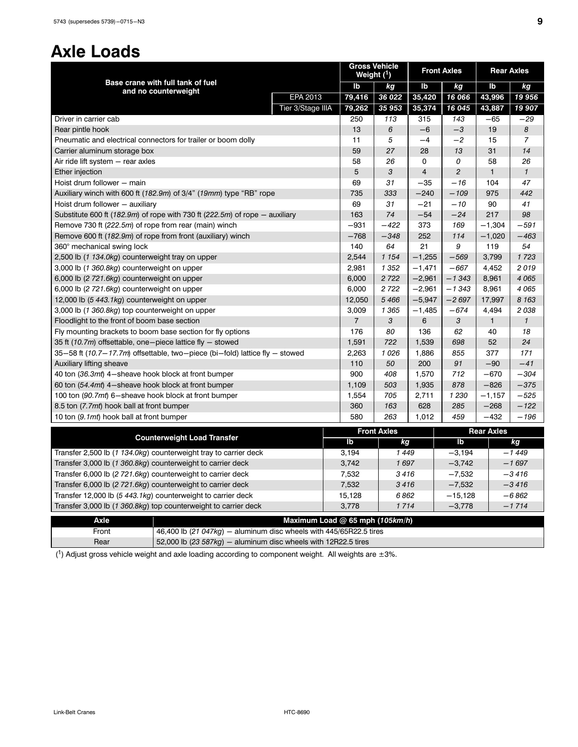# Axle Loads

| Base crane with full tank of fuel and no counterweight | | Gross Vehicle Weight ([1]) | | Front Axles | | Rear Axles | |
|---|---|---|---|---|---|---|---|
| | | lb | *kg* | lb | *kg* | lb | *kg* |
| | EPA 2013 | **79,416** | ***36 022*** | **35,420** | ***16 066*** | **43,996** | ***19 956*** |
| | Tier 3/Stage IIIA | **79,262** | ***35 953*** | **35,374** | ***16 045*** | **43,887** | ***19 907*** |
| Driver in carrier cab | | 250 | *113* | 315 | *143* | −65 | *−29* |
| Rear pintle hook | | 13 | *6* | −6 | *−3* | 19 | *8* |
| Pneumatic and electrical connectors for trailer or boom dolly | | 11 | *5* | −4 | *−2* | 15 | *7* |
| Carrier aluminum storage box | | 59 | *27* | 28 | *13* | 31 | *14* |
| Air ride lift system − rear axles | | 58 | *26* | 0 | *0* | 58 | *26* |
| Ether injection | | 5 | *3* | 4 | *2* | 1 | *1* |
| Hoist drum follower − main | | 69 | *31* | −35 | *−16* | 104 | *47* |
| Auxiliary winch with 600 ft (*182.9m*) of 3/4" (*19mm*) type "RB" rope | | 735 | *333* | −240 | *−109* | 975 | *442* |
| Hoist drum follower − auxiliary | | 69 | *31* | −21 | *−10* | 90 | *41* |
| Substitute 600 ft (*182.9m*) of rope with 730 ft (*222.5m*) of rope − auxiliary | | 163 | *74* | −54 | *−24* | 217 | *98* |
| Remove 730 ft (*222.5m*) of rope from rear (main) winch | | −931 | *−422* | 373 | *169* | −1,304 | *−591* |
| Remove 600 ft (*182.9m*) of rope from front (auxiliary) winch | | −768 | *−348* | 252 | *114* | −1,020 | *−463* |
| 360° mechanical swing lock | | 140 | *64* | 21 | *9* | 119 | *54* |
| 2,500 lb (*1 134.0kg*) counterweight tray on upper | | 2,544 | *1 154* | −1,255 | *−569* | 3,799 | *1 723* |
| 3,000 lb (*1 360.8kg*) counterweight on upper | | 2,981 | *1 352* | −1,471 | *−667* | 4,452 | *2 019* |
| 6,000 lb (*2 721.6kg*) counterweight on upper | | 6,000 | *2 722* | −2,961 | *−1 343* | 8,961 | *4 065* |
| 6,000 lb (*2 721.6kg*) counterweight on upper | | 6,000 | *2 722* | −2,961 | *−1 343* | 8,961 | *4 065* |
| 12,000 lb (*5 443.1kg*) counterweight on upper | | 12,050 | *5 466* | −5,947 | *−2 697* | 17,997 | *8 163* |
| 3,000 lb (*1 360.8kg*) top counterweight on upper | | 3,009 | *1 365* | −1,485 | *−674* | 4,494 | *2 038* |
| Floodlight to the front of boom base section | | 7 | *3* | 6 | *3* | 1 | *1* |
| Fly mounting brackets to boom base section for fly options | | 176 | *80* | 136 | *62* | 40 | *18* |
| 35 ft (*10.7m*) offsettable, one−piece lattice fly − stowed | | 1,591 | *722* | 1,539 | *698* | 52 | *24* |
| 35−58 ft (*10.7−17.7m*) offsettable, two−piece (bi−fold) lattice fly − stowed | | 2,263 | *1 026* | 1,886 | *855* | 377 | *171* |
| Auxiliary lifting sheave | | 110 | *50* | 200 | *91* | −90 | *−41* |
| 40 ton (*36.3mt*) 4−sheave hook block at front bumper | | 900 | *408* | 1,570 | *712* | −670 | *−304* |
| 60 ton (*54.4mt*) 4−sheave hook block at front bumper | | 1,109 | *503* | 1,935 | *878* | −826 | *−375* |
| 100 ton (*90.7mt*) 6−sheave hook block at front bumper | | 1,554 | *705* | 2,711 | *1 230* | −1,157 | *−525* |
| 8.5 ton (*7.7mt*) hook ball at front bumper | | 360 | *163* | 628 | *285* | −268 | *−122* |
| 10 ton (*9.1mt*) hook ball at front bumper | | 580 | *263* | 1,012 | *459* | −432 | *−196* |

| Counterweight Load Transfer | Front Axles | | Rear Axles | |
|---|---|---|---|---|
| | lb | *kg* | lb | *kg* |
| Transfer 2,500 lb (*1 134.0kg*) counterweight tray to carrier deck | 3,194 | *1 449* | −3,194 | *−1 449* |
| Transfer 3,000 lb (*1 360.8kg*) counterweight to carrier deck | 3,742 | *1 697* | −3,742 | *−1 697* |
| Transfer 6,000 lb (*2 721.6kg*) counterweight to carrier deck | 7,532 | *3 416* | −7,532 | *−3 416* |
| Transfer 6,000 lb (*2 721.6kg*) counterweight to carrier deck | 7,532 | *3 416* | −7,532 | *−3 416* |
| Transfer 12,000 lb (*5 443.1kg*) counterweight to carrier deck | 15,128 | *6 862* | −15,128 | *−6 862* |
| Transfer 3,000 lb (*1 360.8kg*) top counterweight to carrier deck | 3,778 | *1 714* | −3,778 | *−1 714* |

| Axle | Maximum Load @ 65 mph (*105km/h*) |
|---|---|
| Front | 46,400 lb (*21 047kg*) − aluminum disc wheels with 445/65R22.5 tires |
| Rear | 52,000 lb (*23 587kg*) − aluminum disc wheels with 12R22.5 tires |

([1]) Adjust gross vehicle weight and axle loading according to component weight. All weights are ±3%.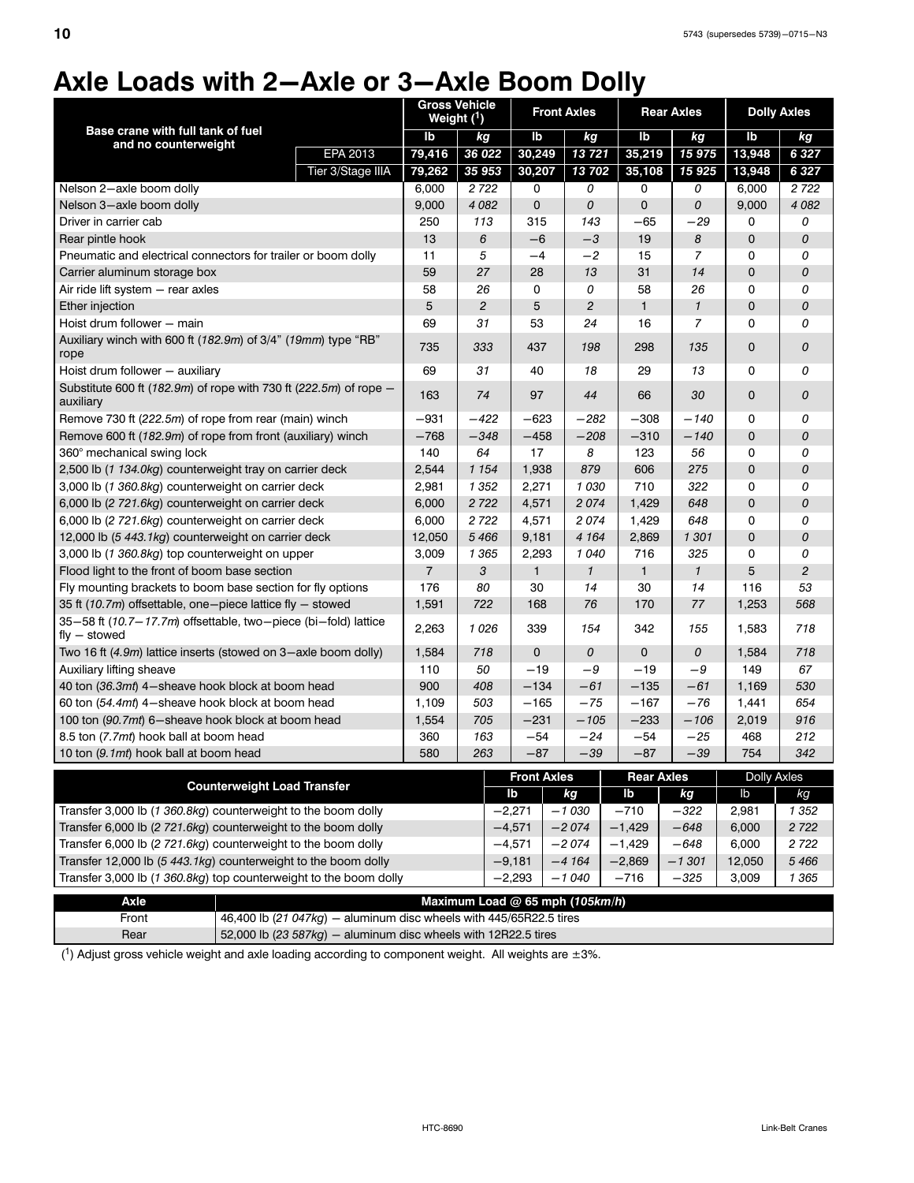# Axle Loads with 2—Axle or 3—Axle Boom Dolly

| Base crane with full tank of fuel and no counterweight | | Gross Vehicle Weight (1) | | Front Axles | | Rear Axles | | Dolly Axles | |
|---|---|---|---|---|---|---|---|---|---|
| | | lb | *kg* | lb | *kg* | lb | *kg* | lb | *kg* |
| | EPA 2013 | **79,416** | ***36 022*** | **30,249** | ***13 721*** | **35,219** | ***15 975*** | **13,948** | ***6 327*** |
| | Tier 3/Stage IIIA | **79,262** | ***35 953*** | **30,207** | ***13 702*** | **35,108** | ***15 925*** | **13,948** | ***6 327*** |
| Nelson 2—axle boom dolly | | 6,000 | *2 722* | 0 | *0* | 0 | *0* | 6,000 | *2 722* |
| Nelson 3—axle boom dolly | | 9,000 | *4 082* | 0 | *0* | 0 | *0* | 9,000 | *4 082* |
| Driver in carrier cab | | 250 | *113* | 315 | *143* | −65 | *−29* | 0 | *0* |
| Rear pintle hook | | 13 | *6* | −6 | *−3* | 19 | *8* | 0 | *0* |
| Pneumatic and electrical connectors for trailer or boom dolly | | 11 | *5* | −4 | *−2* | 15 | *7* | 0 | *0* |
| Carrier aluminum storage box | | 59 | *27* | 28 | *13* | 31 | *14* | 0 | *0* |
| Air ride lift system — rear axles | | 58 | *26* | 0 | *0* | 58 | *26* | 0 | *0* |
| Ether injection | | 5 | *2* | 5 | *2* | 1 | *1* | 0 | *0* |
| Hoist drum follower — main | | 69 | *31* | 53 | *24* | 16 | *7* | 0 | *0* |
| Auxiliary winch with 600 ft (*182.9m*) of 3/4" (*19mm*) type "RB" rope | | 735 | *333* | 437 | *198* | 298 | *135* | 0 | *0* |
| Hoist drum follower — auxiliary | | 69 | *31* | 40 | *18* | 29 | *13* | 0 | *0* |
| Substitute 600 ft (*182.9m*) of rope with 730 ft (*222.5m*) of rope — auxiliary | | 163 | *74* | 97 | *44* | 66 | *30* | 0 | *0* |
| Remove 730 ft (*222.5m*) of rope from rear (main) winch | | −931 | *−422* | −623 | *−282* | −308 | *−140* | 0 | *0* |
| Remove 600 ft (*182.9m*) of rope from front (auxiliary) winch | | −768 | *−348* | −458 | *−208* | −310 | *−140* | 0 | *0* |
| 360° mechanical swing lock | | 140 | *64* | 17 | *8* | 123 | *56* | 0 | *0* |
| 2,500 lb (*1 134.0kg*) counterweight tray on carrier deck | | 2,544 | *1 154* | 1,938 | *879* | 606 | *275* | 0 | *0* |
| 3,000 lb (*1 360.8kg*) counterweight on carrier deck | | 2,981 | *1 352* | 2,271 | *1 030* | 710 | *322* | 0 | *0* |
| 6,000 lb (*2 721.6kg*) counterweight on carrier deck | | 6,000 | *2 722* | 4,571 | *2 074* | 1,429 | *648* | 0 | *0* |
| 6,000 lb (*2 721.6kg*) counterweight on carrier deck | | 6,000 | *2 722* | 4,571 | *2 074* | 1,429 | *648* | 0 | *0* |
| 12,000 lb (*5 443.1kg*) counterweight on carrier deck | | 12,050 | *5 466* | 9,181 | *4 164* | 2,869 | *1 301* | 0 | *0* |
| 3,000 lb (*1 360.8kg*) top counterweight on upper | | 3,009 | *1 365* | 2,293 | *1 040* | 716 | *325* | 0 | *0* |
| Flood light to the front of boom base section | | 7 | *3* | 1 | *1* | 1 | *1* | 5 | *2* |
| Fly mounting brackets to boom base section for fly options | | 176 | *80* | 30 | *14* | 30 | *14* | 116 | *53* |
| 35 ft (*10.7m*) offsettable, one—piece lattice fly — stowed | | 1,591 | *722* | 168 | *76* | 170 | *77* | 1,253 | *568* |
| 35—58 ft (*10.7—17.7m*) offsettable, two—piece (bi—fold) lattice fly — stowed | | 2,263 | *1 026* | 339 | *154* | 342 | *155* | 1,583 | *718* |
| Two 16 ft (*4.9m*) lattice inserts (stowed on 3—axle boom dolly) | | 1,584 | *718* | 0 | *0* | 0 | *0* | 1,584 | *718* |
| Auxiliary lifting sheave | | 110 | *50* | −19 | *−9* | −19 | *−9* | 149 | *67* |
| 40 ton (*36.3mt*) 4—sheave hook block at boom head | | 900 | *408* | −134 | *−61* | −135 | *−61* | 1,169 | *530* |
| 60 ton (*54.4mt*) 4—sheave hook block at boom head | | 1,109 | *503* | −165 | *−75* | −167 | *−76* | 1,441 | *654* |
| 100 ton (*90.7mt*) 6—sheave hook block at boom head | | 1,554 | *705* | −231 | *−105* | −233 | *−106* | 2,019 | *916* |
| 8.5 ton (*7.7mt*) hook ball at boom head | | 360 | *163* | −54 | *−24* | −54 | *−25* | 468 | *212* |
| 10 ton (*9.1mt*) hook ball at boom head | | 580 | *263* | −87 | *−39* | −87 | *−39* | 754 | *342* |

| Counterweight Load Transfer | Front Axles | | Rear Axles | | Dolly Axles | |
|---|---|---|---|---|---|---|
| | lb | *kg* | lb | *kg* | lb | *kg* |
| Transfer 3,000 lb (*1 360.8kg*) counterweight to the boom dolly | −2,271 | *−1 030* | −710 | *−322* | 2,981 | *1 352* |
| Transfer 6,000 lb (*2 721.6kg*) counterweight to the boom dolly | −4,571 | *−2 074* | −1,429 | *−648* | 6,000 | *2 722* |
| Transfer 6,000 lb (*2 721.6kg*) counterweight to the boom dolly | −4,571 | *−2 074* | −1,429 | *−648* | 6,000 | *2 722* |
| Transfer 12,000 lb (*5 443.1kg*) counterweight to the boom dolly | −9,181 | *−4 164* | −2,869 | *−1 301* | 12,050 | *5 466* |
| Transfer 3,000 lb (*1 360.8kg*) top counterweight to the boom dolly | −2,293 | *−1 040* | −716 | *−325* | 3,009 | *1 365* |

| Axle | Maximum Load @ 65 mph (*105km/h*) |
|---|---|
| Front | 46,400 lb (*21 047kg*) — aluminum disc wheels with 445/65R22.5 tires |
| Rear | 52,000 lb (*23 587kg*) — aluminum disc wheels with 12R22.5 tires |

(1) Adjust gross vehicle weight and axle loading according to component weight. All weights are ±3%.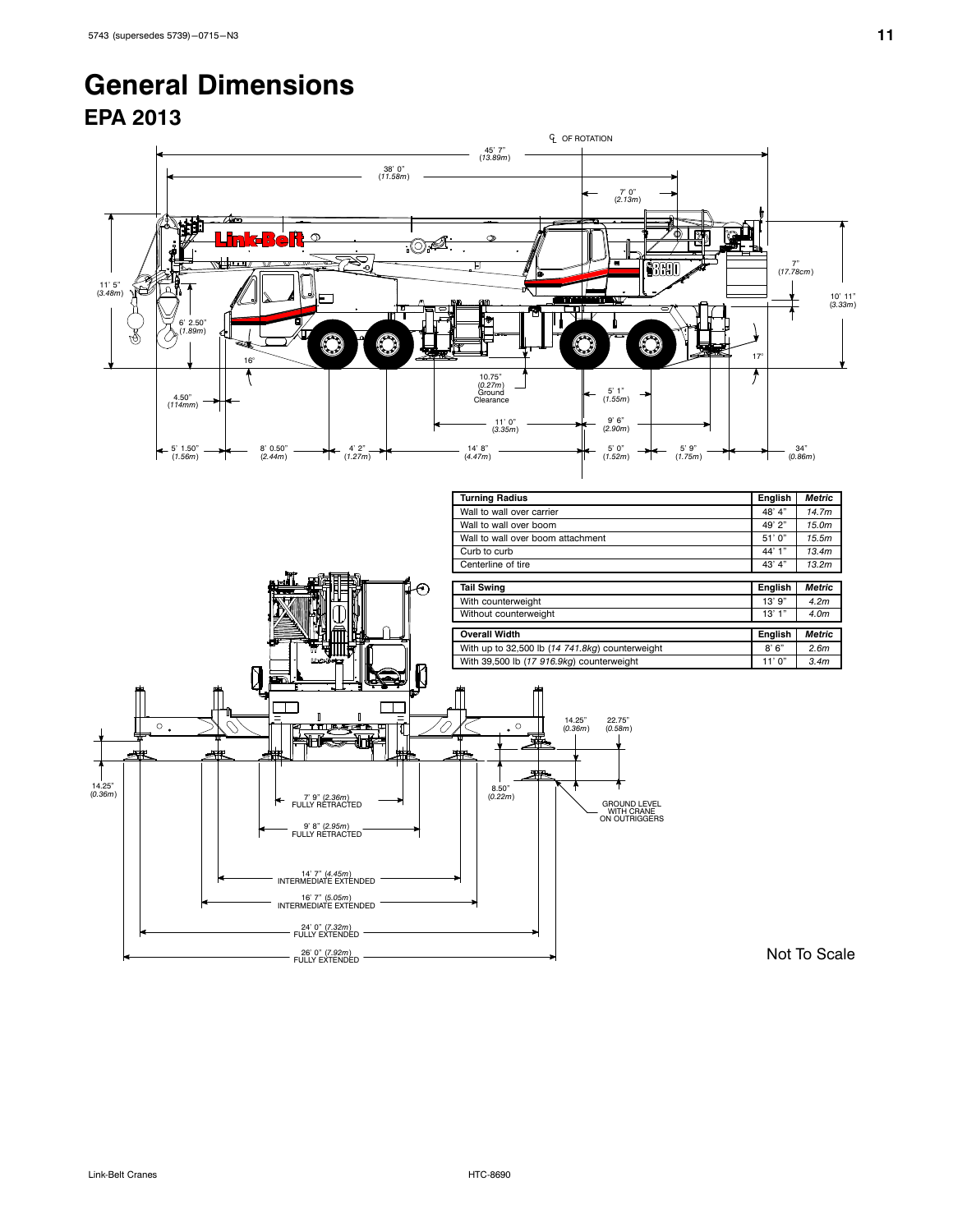# General Dimensions

## EPA 2013

| Turning Radius | English | Metric |
| --- | --- | --- |
| Wall to wall over carrier | 48' 4" | 14.7m |
| Wall to wall over boom | 49' 2" | 15.0m |
| Wall to wall over boom attachment | 51' 0" | 15.5m |
| Curb to curb | 44' 1" | 13.4m |
| Centerline of tire | 43' 4" | 13.2m |

| Tail Swing | English | Metric |
| --- | --- | --- |
| With counterweight | 13' 9" | 4.2m |
| Without counterweight | 13' 1" | 4.0m |

| Overall Width | English | Metric |
| --- | --- | --- |
| With up to 32,500 lb (*14 741.8kg*) counterweight | 8' 6" | 2.6m |
| With 39,500 lb (*17 916.9kg*) counterweight | 11' 0" | 3.4m |

Not To Scale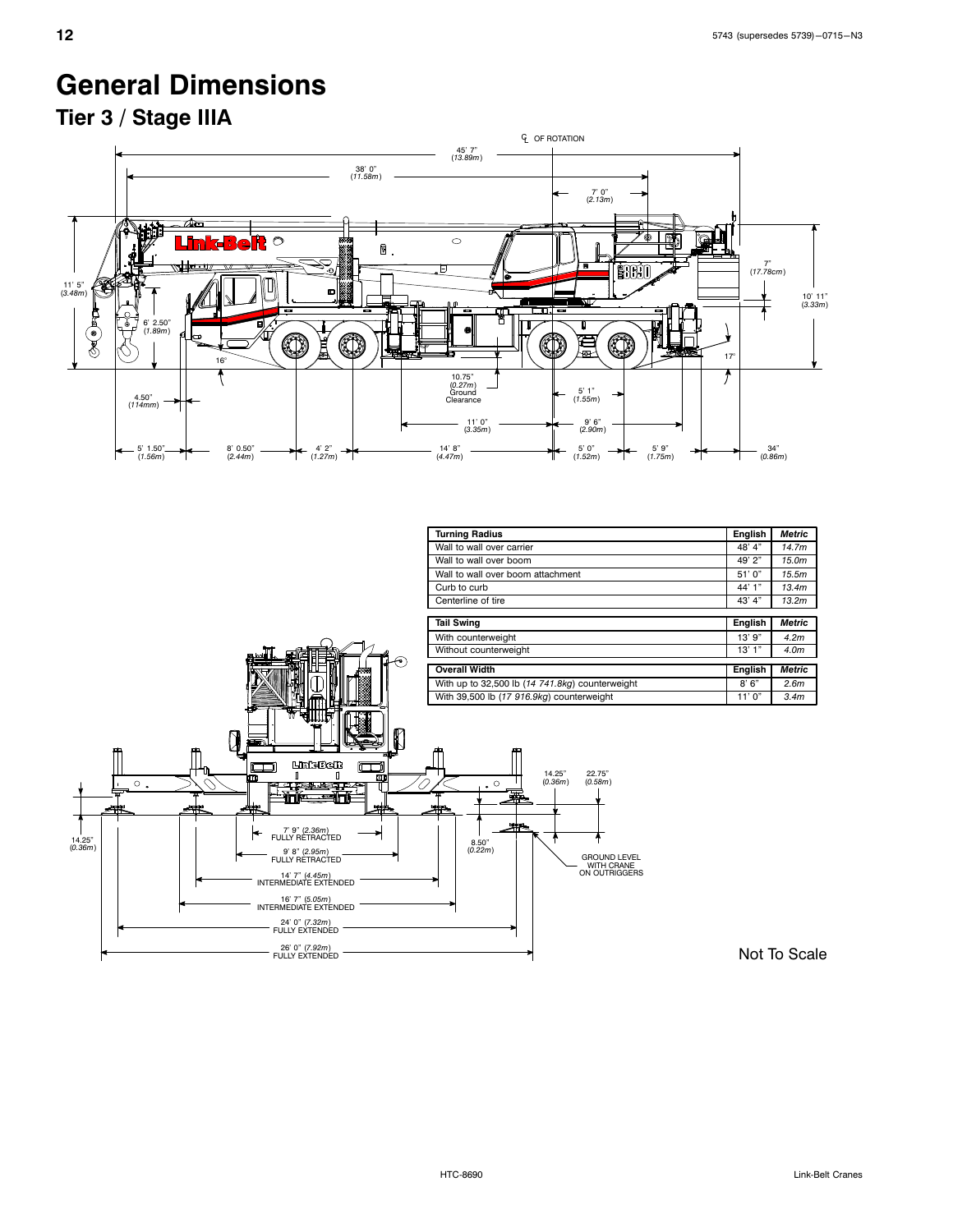# General Dimensions

## Tier 3 / Stage IIIA

| Turning Radius | English | *Metric* |
|---|---|---|
| Wall to wall over carrier | 48' 4" | *14.7m* |
| Wall to wall over boom | 49' 2" | *15.0m* |
| Wall to wall over boom attachment | 51' 0" | *15.5m* |
| Curb to curb | 44' 1" | *13.4m* |
| Centerline of tire | 43' 4" | *13.2m* |

| Tail Swing | English | *Metric* |
|---|---|---|
| With counterweight | 13' 9" | *4.2m* |
| Without counterweight | 13' 1" | *4.0m* |

| Overall Width | English | *Metric* |
|---|---|---|
| With up to 32,500 lb (*14 741.8kg*) counterweight | 8' 6" | *2.6m* |
| With 39,500 lb (*17 916.9kg*) counterweight | 11' 0" | *3.4m* |

Not To Scale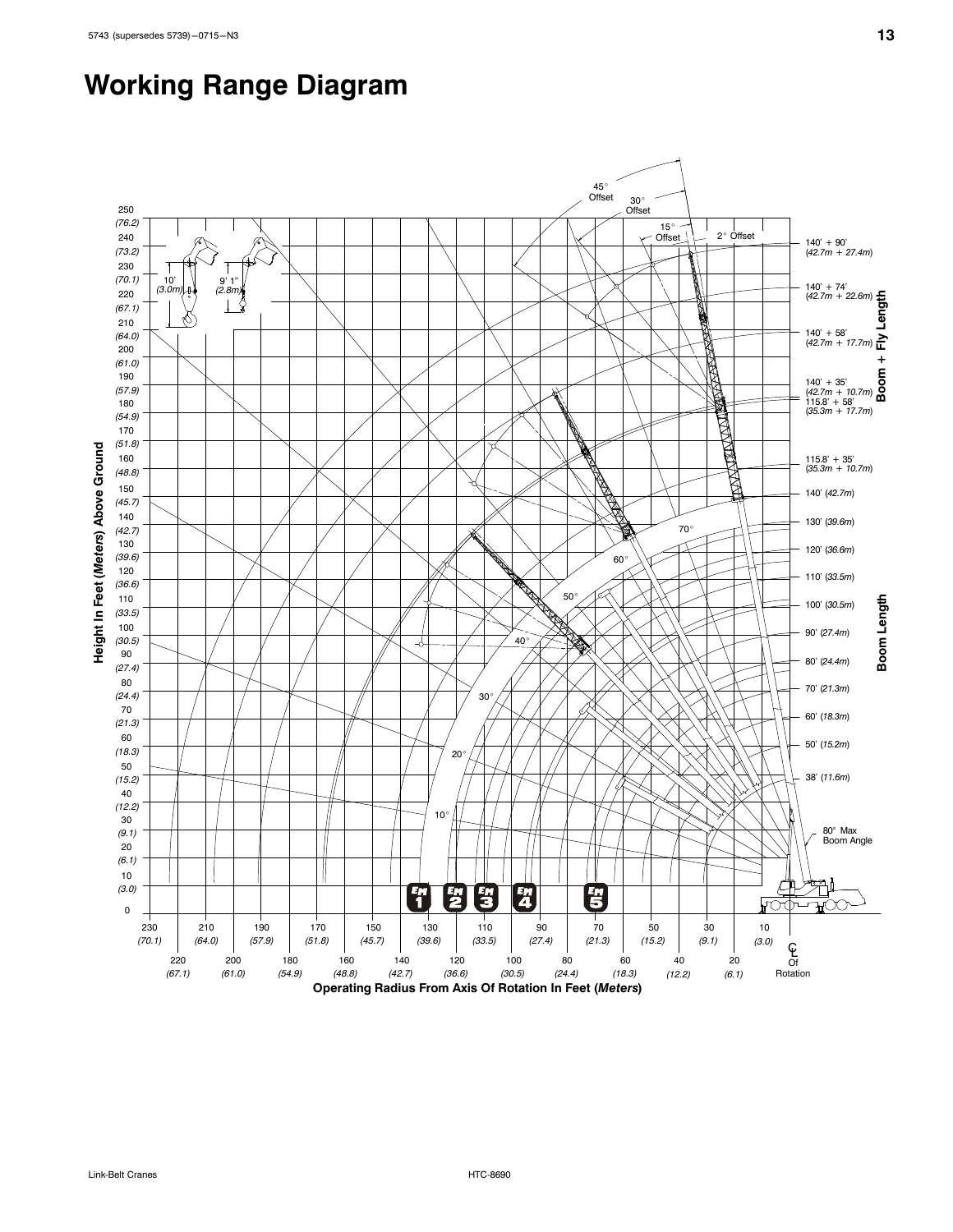# Working Range Diagram

Height In Feet (*Meters*) Above Ground

250 (*76.2*)
240 (*73.2*)
230 (*70.1*)
220 (*67.1*)
210 (*64.0*)
200 (*61.0*)
190 (*57.9*)
180 (*54.9*)
170 (*51.8*)
160 (*48.8*)
150 (*45.7*)
140 (*42.7*)
130 (*39.6*)
120 (*36.6*)
110 (*33.5*)
100 (*30.5*)
90 (*27.4*)
80 (*24.4*)
70 (*21.3*)
60 (*18.3*)
50 (*15.2*)
40 (*12.2*)
30 (*9.1*)
20 (*6.1*)
10 (*3.0*)
0

10' (*3.0m*)

9' 1" (*2.8m*)

45° Offset

30° Offset

15° Offset

2° Offset

**Boom + Fly Length**

140' + 90' (*42.7m + 27.4m*)
140' + 74' (*42.7m + 22.6m*)
140' + 58' (*42.7m + 17.7m*)
140' + 35' (*42.7m + 10.7m*)
115.8' + 58' (*35.3m + 17.7m*)
115.8' + 35' (*35.3m + 10.7m*)

**Boom Length**

140' (*42.7m*)
130' (*39.6m*)
120' (*36.6m*)
110' (*33.5m*)
100' (*30.5m*)
90' (*27.4m*)
80' (*24.4m*)
70' (*21.3m*)
60' (*18.3m*)
50' (*15.2m*)
38' (*11.6m*)

70°
60°
50°
40°
30°
20°
10°

80° Max Boom Angle

EM 1, EM 2, EM 3, EM 4, EM 5

230 (*70.1*), 220 (*67.1*), 210 (*64.0*), 200 (*61.0*), 190 (*57.9*), 180 (*54.9*), 170 (*51.8*), 160 (*48.8*), 150 (*45.7*), 140 (*42.7*), 130 (*39.6*), 120 (*36.6*), 110 (*33.5*), 100 (*30.5*), 90 (*27.4*), 80 (*24.4*), 70 (*21.3*), 60 (*18.3*), 50 (*15.2*), 40 (*12.2*), 30 (*9.1*), 20 (*6.1*), 10 (*3.0*)

℄ Of Rotation

**Operating Radius From Axis Of Rotation In Feet (*Meters*)**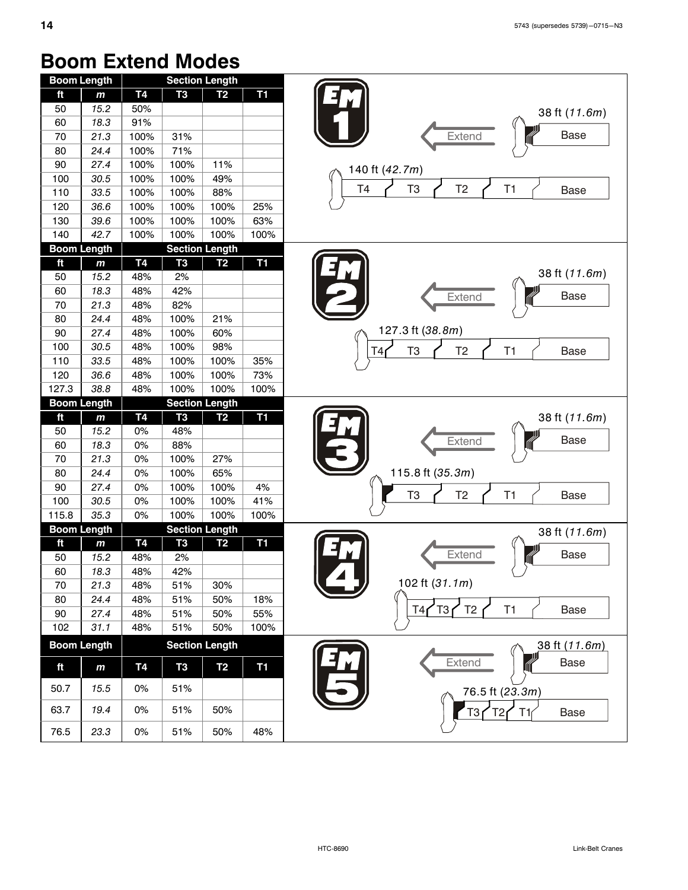# Boom Extend Modes

**EM 1**

| Boom Length | | Section Length | | | |
|---|---|---|---|---|---|
| ft | m | T4 | T3 | T2 | T1 |
| 50 | 15.2 | 50% | | | |
| 60 | 18.3 | 91% | | | |
| 70 | 21.3 | 100% | 31% | | |
| 80 | 24.4 | 100% | 71% | | |
| 90 | 27.4 | 100% | 100% | 11% | |
| 100 | 30.5 | 100% | 100% | 49% | |
| 110 | 33.5 | 100% | 100% | 88% | |
| 120 | 36.6 | 100% | 100% | 100% | 25% |
| 130 | 39.6 | 100% | 100% | 100% | 63% |
| 140 | 42.7 | 100% | 100% | 100% | 100% |

38 ft (*11.6m*) — Extend — Base

140 ft (*42.7m*) — T4, T3, T2, T1, Base

**EM 2**

| Boom Length | | Section Length | | | |
|---|---|---|---|---|---|
| ft | m | T4 | T3 | T2 | T1 |
| 50 | 15.2 | 48% | 2% | | |
| 60 | 18.3 | 48% | 42% | | |
| 70 | 21.3 | 48% | 82% | | |
| 80 | 24.4 | 48% | 100% | 21% | |
| 90 | 27.4 | 48% | 100% | 60% | |
| 100 | 30.5 | 48% | 100% | 98% | |
| 110 | 33.5 | 48% | 100% | 100% | 35% |
| 120 | 36.6 | 48% | 100% | 100% | 73% |
| 127.3 | 38.8 | 48% | 100% | 100% | 100% |

38 ft (*11.6m*) — Extend — Base

127.3 ft (*38.8m*) — T4, T3, T2, T1, Base

**EM 3**

| Boom Length | | Section Length | | | |
|---|---|---|---|---|---|
| ft | m | T4 | T3 | T2 | T1 |
| 50 | 15.2 | 0% | 48% | | |
| 60 | 18.3 | 0% | 88% | | |
| 70 | 21.3 | 0% | 100% | 27% | |
| 80 | 24.4 | 0% | 100% | 65% | |
| 90 | 27.4 | 0% | 100% | 100% | 4% |
| 100 | 30.5 | 0% | 100% | 100% | 41% |
| 115.8 | 35.3 | 0% | 100% | 100% | 100% |

38 ft (*11.6m*) — Extend — Base

115.8 ft (*35.3m*) — T3, T2, T1, Base

**EM 4**

| Boom Length | | Section Length | | | |
|---|---|---|---|---|---|
| ft | m | T4 | T3 | T2 | T1 |
| 50 | 15.2 | 48% | 2% | | |
| 60 | 18.3 | 48% | 42% | | |
| 70 | 21.3 | 48% | 51% | 30% | |
| 80 | 24.4 | 48% | 51% | 50% | 18% |
| 90 | 27.4 | 48% | 51% | 50% | 55% |
| 102 | 31.1 | 48% | 51% | 50% | 100% |

38 ft (*11.6m*) — Extend — Base

102 ft (*31.1m*) — T4, T3, T2, T1, Base

**EM 5**

| Boom Length | | Section Length | | | |
|---|---|---|---|---|---|
| ft | m | T4 | T3 | T2 | T1 |
| 50.7 | 15.5 | 0% | 51% | | |
| 63.7 | 19.4 | 0% | 51% | 50% | |
| 76.5 | 23.3 | 0% | 51% | 50% | 48% |

38 ft (*11.6m*) — Extend — Base

76.5 ft (*23.3m*) — T3, T2, T1, Base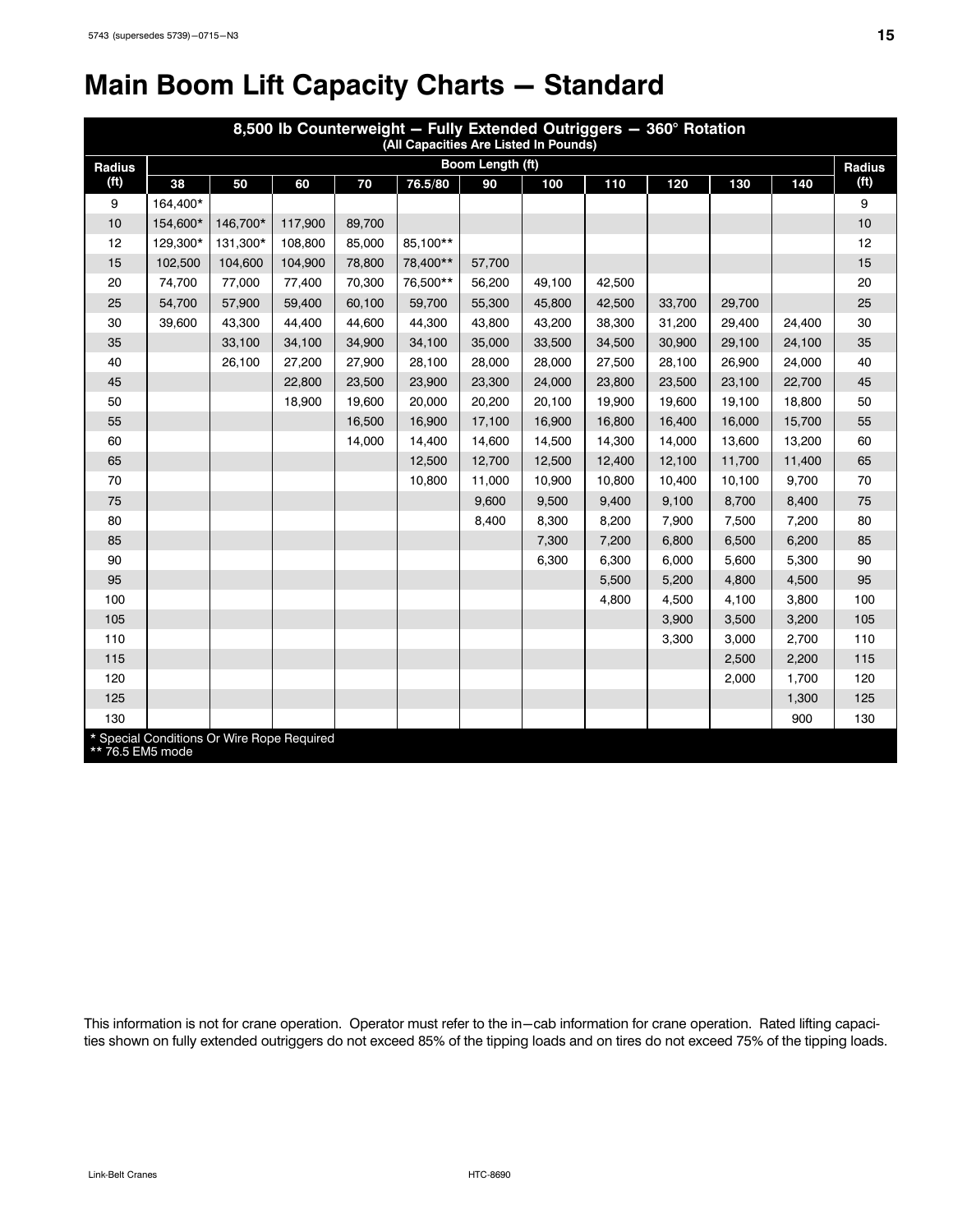# Main Boom Lift Capacity Charts — Standard

| 8,500 lb Counterweight — Fully Extended Outriggers — 360° Rotation (All Capacities Are Listed In Pounds) | | | | | | | | | | | | |
|---|---|---|---|---|---|---|---|---|---|---|---|---|
| Radius (ft) | Boom Length (ft) | | | | | | | | | | | Radius (ft) |
| | 38 | 50 | 60 | 70 | 76.5/80 | 90 | 100 | 110 | 120 | 130 | 140 | |
| 9 | 164,400* | | | | | | | | | | | 9 |
| 10 | 154,600* | 146,700* | 117,900 | 89,700 | | | | | | | | 10 |
| 12 | 129,300* | 131,300* | 108,800 | 85,000 | 85,100** | | | | | | | 12 |
| 15 | 102,500 | 104,600 | 104,900 | 78,800 | 78,400** | 57,700 | | | | | | 15 |
| 20 | 74,700 | 77,000 | 77,400 | 70,300 | 76,500** | 56,200 | 49,100 | 42,500 | | | | 20 |
| 25 | 54,700 | 57,900 | 59,400 | 60,100 | 59,700 | 55,300 | 45,800 | 42,500 | 33,700 | 29,700 | | 25 |
| 30 | 39,600 | 43,300 | 44,400 | 44,600 | 44,300 | 43,800 | 43,200 | 38,300 | 31,200 | 29,400 | 24,400 | 30 |
| 35 | | 33,100 | 34,100 | 34,900 | 34,100 | 35,000 | 33,500 | 34,500 | 30,900 | 29,100 | 24,100 | 35 |
| 40 | | 26,100 | 27,200 | 27,900 | 28,100 | 28,000 | 28,000 | 27,500 | 28,100 | 26,900 | 24,000 | 40 |
| 45 | | | 22,800 | 23,500 | 23,900 | 23,300 | 24,000 | 23,800 | 23,500 | 23,100 | 22,700 | 45 |
| 50 | | | 18,900 | 19,600 | 20,000 | 20,200 | 20,100 | 19,900 | 19,600 | 19,100 | 18,800 | 50 |
| 55 | | | | 16,500 | 16,900 | 17,100 | 16,900 | 16,800 | 16,400 | 16,000 | 15,700 | 55 |
| 60 | | | | 14,000 | 14,400 | 14,600 | 14,500 | 14,300 | 14,000 | 13,600 | 13,200 | 60 |
| 65 | | | | | 12,500 | 12,700 | 12,500 | 12,400 | 12,100 | 11,700 | 11,400 | 65 |
| 70 | | | | | 10,800 | 11,000 | 10,900 | 10,800 | 10,400 | 10,100 | 9,700 | 70 |
| 75 | | | | | | 9,600 | 9,500 | 9,400 | 9,100 | 8,700 | 8,400 | 75 |
| 80 | | | | | | 8,400 | 8,300 | 8,200 | 7,900 | 7,500 | 7,200 | 80 |
| 85 | | | | | | | 7,300 | 7,200 | 6,800 | 6,500 | 6,200 | 85 |
| 90 | | | | | | | 6,300 | 6,300 | 6,000 | 5,600 | 5,300 | 90 |
| 95 | | | | | | | | 5,500 | 5,200 | 4,800 | 4,500 | 95 |
| 100 | | | | | | | | 4,800 | 4,500 | 4,100 | 3,800 | 100 |
| 105 | | | | | | | | | 3,900 | 3,500 | 3,200 | 105 |
| 110 | | | | | | | | | 3,300 | 3,000 | 2,700 | 110 |
| 115 | | | | | | | | | | 2,500 | 2,200 | 115 |
| 120 | | | | | | | | | | 2,000 | 1,700 | 120 |
| 125 | | | | | | | | | | | 1,300 | 125 |
| 130 | | | | | | | | | | | 900 | 130 |

\* Special Conditions Or Wire Rope Required
** 76.5 EM5 mode

This information is not for crane operation. Operator must refer to the in—cab information for crane operation. Rated lifting capacities shown on fully extended outriggers do not exceed 85% of the tipping loads and on tires do not exceed 75% of the tipping loads.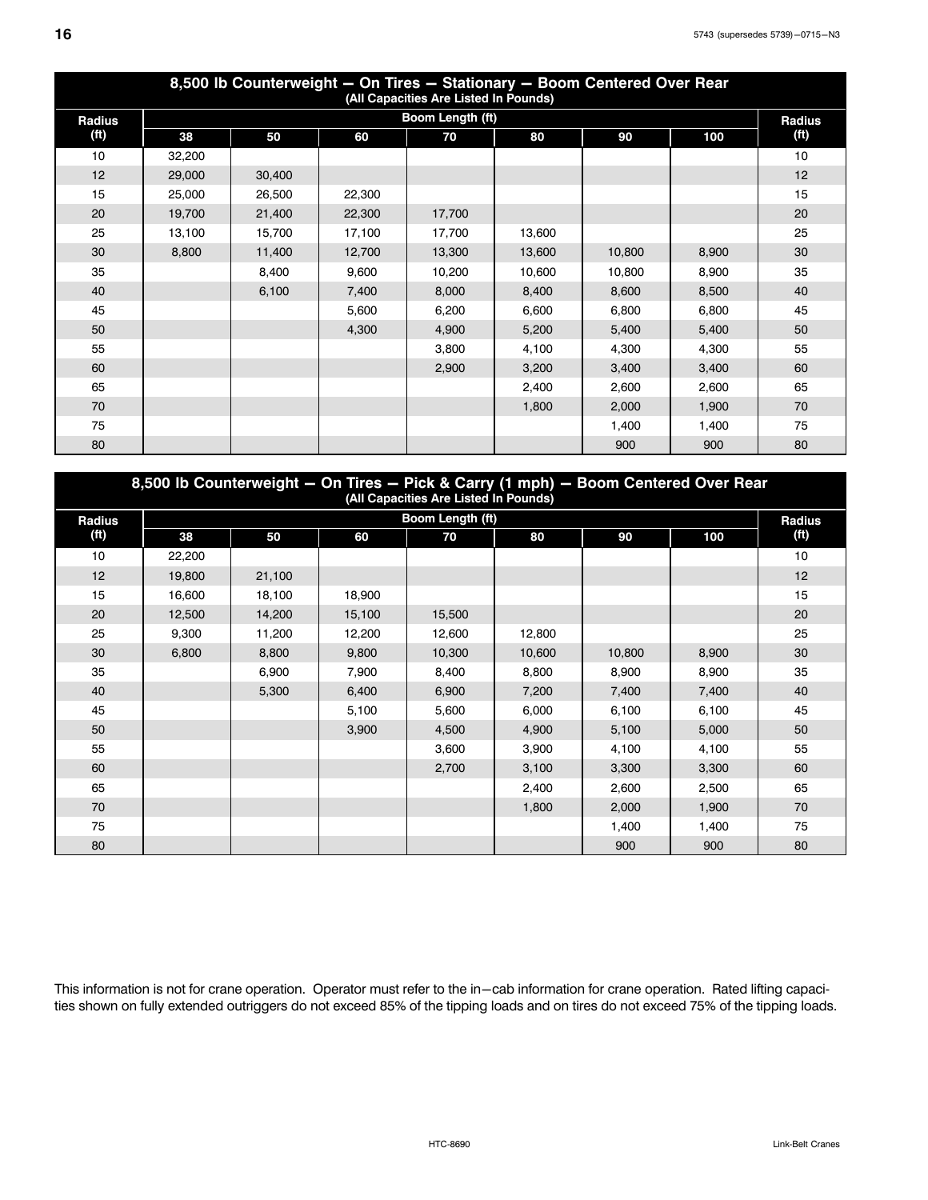## 8,500 lb Counterweight — On Tires — Stationary — Boom Centered Over Rear

(All Capacities Are Listed In Pounds)

| Radius (ft) | Boom Length (ft) | | | | | | | Radius (ft) |
|---|---|---|---|---|---|---|---|---|
| | 38 | 50 | 60 | 70 | 80 | 90 | 100 | |
| 10 | 32,200 | | | | | | | 10 |
| 12 | 29,000 | 30,400 | | | | | | 12 |
| 15 | 25,000 | 26,500 | 22,300 | | | | | 15 |
| 20 | 19,700 | 21,400 | 22,300 | 17,700 | | | | 20 |
| 25 | 13,100 | 15,700 | 17,100 | 17,700 | 13,600 | | | 25 |
| 30 | 8,800 | 11,400 | 12,700 | 13,300 | 13,600 | 10,800 | 8,900 | 30 |
| 35 | | 8,400 | 9,600 | 10,200 | 10,600 | 10,800 | 8,900 | 35 |
| 40 | | 6,100 | 7,400 | 8,000 | 8,400 | 8,600 | 8,500 | 40 |
| 45 | | | 5,600 | 6,200 | 6,600 | 6,800 | 6,800 | 45 |
| 50 | | | 4,300 | 4,900 | 5,200 | 5,400 | 5,400 | 50 |
| 55 | | | | 3,800 | 4,100 | 4,300 | 4,300 | 55 |
| 60 | | | | 2,900 | 3,200 | 3,400 | 3,400 | 60 |
| 65 | | | | | 2,400 | 2,600 | 2,600 | 65 |
| 70 | | | | | 1,800 | 2,000 | 1,900 | 70 |
| 75 | | | | | | 1,400 | 1,400 | 75 |
| 80 | | | | | | 900 | 900 | 80 |

## 8,500 lb Counterweight — On Tires — Pick & Carry (1 mph) — Boom Centered Over Rear

(All Capacities Are Listed In Pounds)

| Radius (ft) | Boom Length (ft) | | | | | | | Radius (ft) |
|---|---|---|---|---|---|---|---|---|
| | 38 | 50 | 60 | 70 | 80 | 90 | 100 | |
| 10 | 22,200 | | | | | | | 10 |
| 12 | 19,800 | 21,100 | | | | | | 12 |
| 15 | 16,600 | 18,100 | 18,900 | | | | | 15 |
| 20 | 12,500 | 14,200 | 15,100 | 15,500 | | | | 20 |
| 25 | 9,300 | 11,200 | 12,200 | 12,600 | 12,800 | | | 25 |
| 30 | 6,800 | 8,800 | 9,800 | 10,300 | 10,600 | 10,800 | 8,900 | 30 |
| 35 | | 6,900 | 7,900 | 8,400 | 8,800 | 8,900 | 8,900 | 35 |
| 40 | | 5,300 | 6,400 | 6,900 | 7,200 | 7,400 | 7,400 | 40 |
| 45 | | | 5,100 | 5,600 | 6,000 | 6,100 | 6,100 | 45 |
| 50 | | | 3,900 | 4,500 | 4,900 | 5,100 | 5,000 | 50 |
| 55 | | | | 3,600 | 3,900 | 4,100 | 4,100 | 55 |
| 60 | | | | 2,700 | 3,100 | 3,300 | 3,300 | 60 |
| 65 | | | | | 2,400 | 2,600 | 2,500 | 65 |
| 70 | | | | | 1,800 | 2,000 | 1,900 | 70 |
| 75 | | | | | | 1,400 | 1,400 | 75 |
| 80 | | | | | | 900 | 900 | 80 |

This information is not for crane operation. Operator must refer to the in-cab information for crane operation. Rated lifting capacities shown on fully extended outriggers do not exceed 85% of the tipping loads and on tires do not exceed 75% of the tipping loads.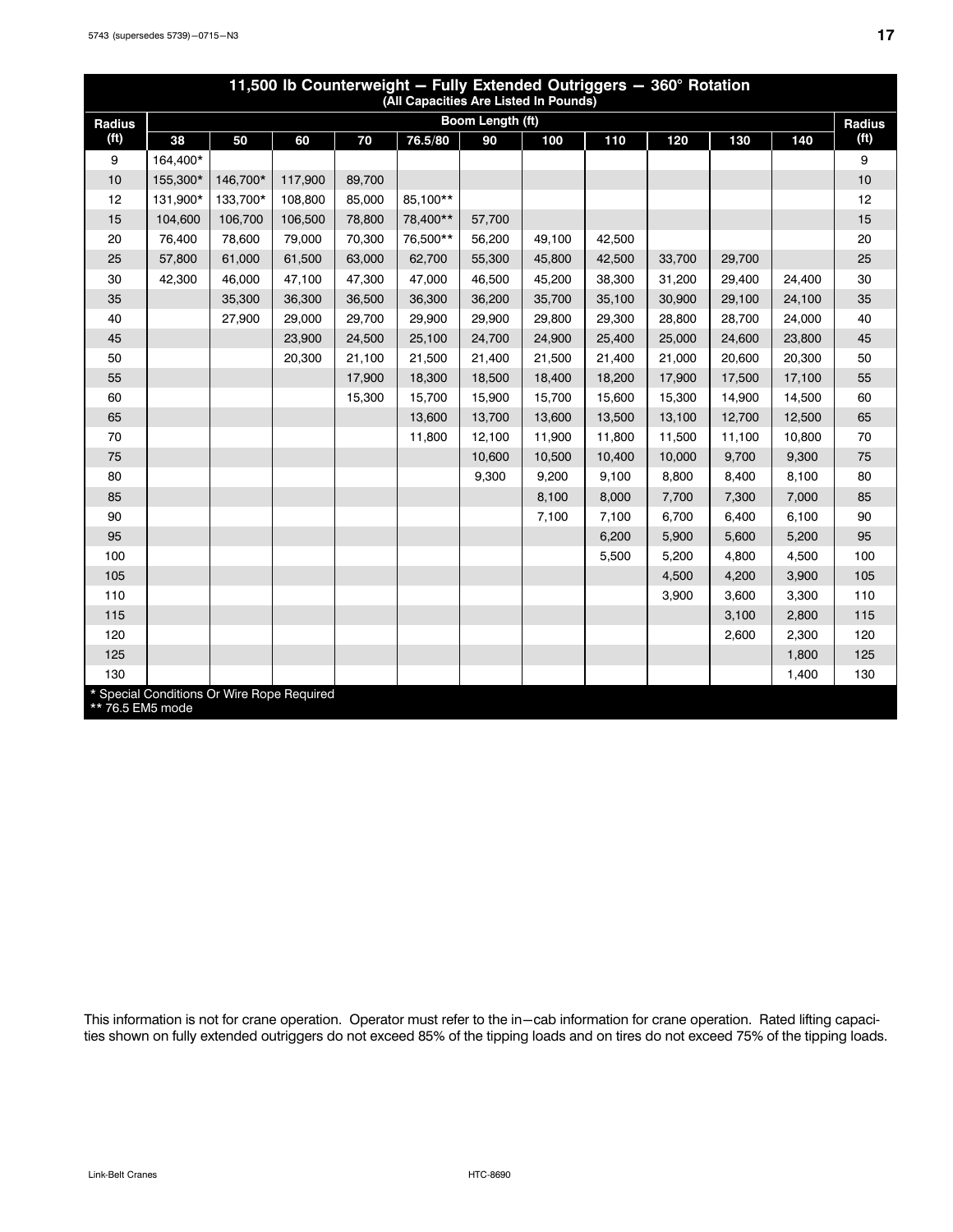## 11,500 lb Counterweight — Fully Extended Outriggers — 360° Rotation

(All Capacities Are Listed In Pounds)

| Radius (ft) | Boom Length (ft) 38 | 50 | 60 | 70 | 76.5/80 | 90 | 100 | 110 | 120 | 130 | 140 | Radius (ft) |
|---|---|---|---|---|---|---|---|---|---|---|---|---|
| 9 | 164,400* | | | | | | | | | | | 9 |
| 10 | 155,300* | 146,700* | 117,900 | 89,700 | | | | | | | | 10 |
| 12 | 131,900* | 133,700* | 108,800 | 85,000 | 85,100** | | | | | | | 12 |
| 15 | 104,600 | 106,700 | 106,500 | 78,800 | 78,400** | 57,700 | | | | | | 15 |
| 20 | 76,400 | 78,600 | 79,000 | 70,300 | 76,500** | 56,200 | 49,100 | 42,500 | | | | 20 |
| 25 | 57,800 | 61,000 | 61,500 | 63,000 | 62,700 | 55,300 | 45,800 | 42,500 | 33,700 | 29,700 | | 25 |
| 30 | 42,300 | 46,000 | 47,100 | 47,300 | 47,000 | 46,500 | 45,200 | 38,300 | 31,200 | 29,400 | 24,400 | 30 |
| 35 | | 35,300 | 36,300 | 36,500 | 36,300 | 36,200 | 35,700 | 35,100 | 30,900 | 29,100 | 24,100 | 35 |
| 40 | | 27,900 | 29,000 | 29,700 | 29,900 | 29,900 | 29,800 | 29,300 | 28,800 | 28,700 | 24,000 | 40 |
| 45 | | | 23,900 | 24,500 | 25,100 | 24,700 | 24,900 | 25,400 | 25,000 | 24,600 | 23,800 | 45 |
| 50 | | | 20,300 | 21,100 | 21,500 | 21,400 | 21,500 | 21,400 | 21,000 | 20,600 | 20,300 | 50 |
| 55 | | | | 17,900 | 18,300 | 18,500 | 18,400 | 18,200 | 17,900 | 17,500 | 17,100 | 55 |
| 60 | | | | 15,300 | 15,700 | 15,900 | 15,700 | 15,600 | 15,300 | 14,900 | 14,500 | 60 |
| 65 | | | | | 13,600 | 13,700 | 13,600 | 13,500 | 13,100 | 12,700 | 12,500 | 65 |
| 70 | | | | | 11,800 | 12,100 | 11,900 | 11,800 | 11,500 | 11,100 | 10,800 | 70 |
| 75 | | | | | | 10,600 | 10,500 | 10,400 | 10,000 | 9,700 | 9,300 | 75 |
| 80 | | | | | | 9,300 | 9,200 | 9,100 | 8,800 | 8,400 | 8,100 | 80 |
| 85 | | | | | | | 8,100 | 8,000 | 7,700 | 7,300 | 7,000 | 85 |
| 90 | | | | | | | 7,100 | 7,100 | 6,700 | 6,400 | 6,100 | 90 |
| 95 | | | | | | | | 6,200 | 5,900 | 5,600 | 5,200 | 95 |
| 100 | | | | | | | | 5,500 | 5,200 | 4,800 | 4,500 | 100 |
| 105 | | | | | | | | | 4,500 | 4,200 | 3,900 | 105 |
| 110 | | | | | | | | | 3,900 | 3,600 | 3,300 | 110 |
| 115 | | | | | | | | | | 3,100 | 2,800 | 115 |
| 120 | | | | | | | | | | 2,600 | 2,300 | 120 |
| 125 | | | | | | | | | | | 1,800 | 125 |
| 130 | | | | | | | | | | | 1,400 | 130 |

* Special Conditions Or Wire Rope Required
** 76.5 EM5 mode

This information is not for crane operation. Operator must refer to the in—cab information for crane operation. Rated lifting capacities shown on fully extended outriggers do not exceed 85% of the tipping loads and on tires do not exceed 75% of the tipping loads.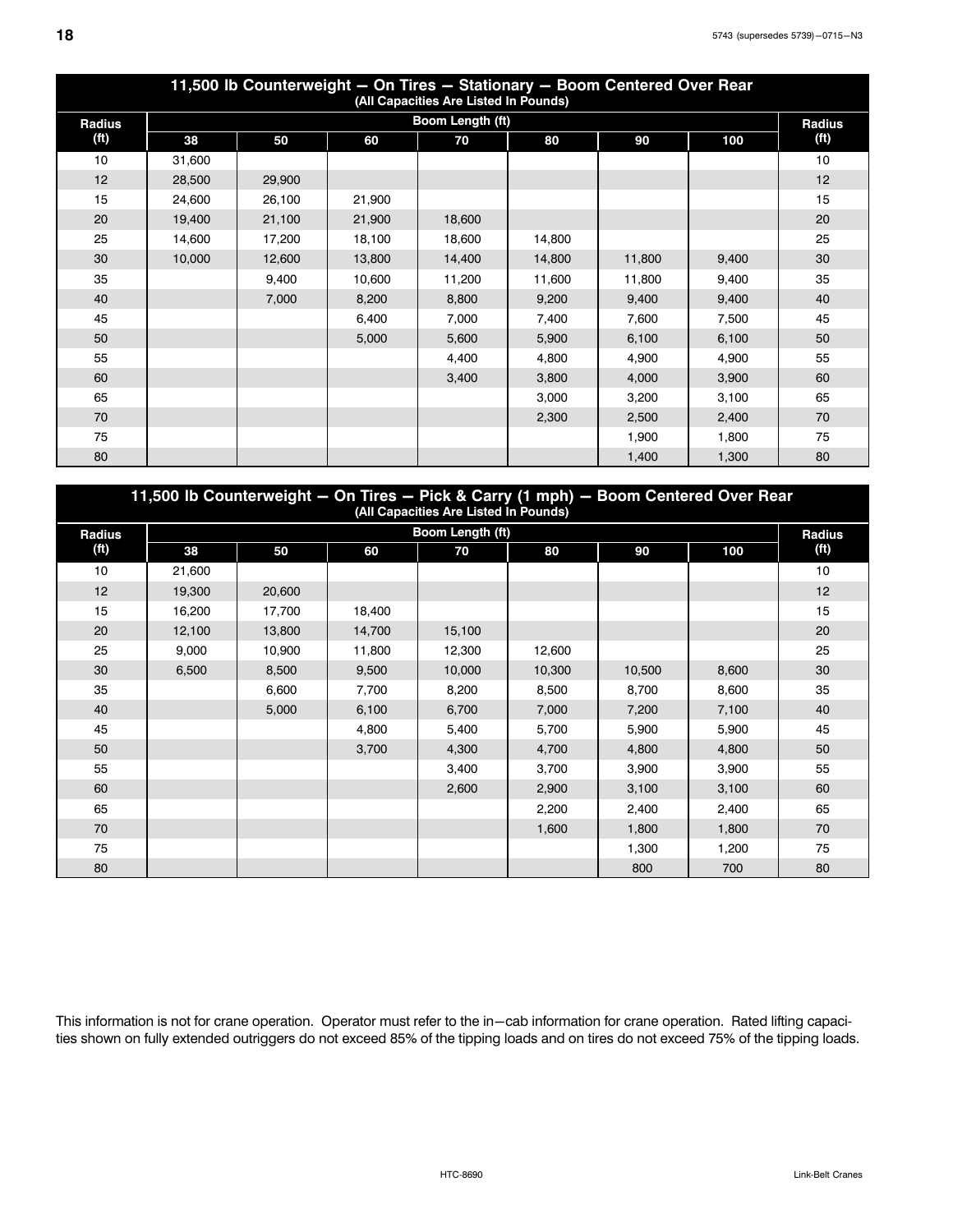## 11,500 lb Counterweight — On Tires — Stationary — Boom Centered Over Rear

(All Capacities Are Listed In Pounds)

| Radius (ft) | Boom Length (ft) 38 | 50 | 60 | 70 | 80 | 90 | 100 | Radius (ft) |
|---|---|---|---|---|---|---|---|---|
| 10 | 31,600 | | | | | | | 10 |
| 12 | 28,500 | 29,900 | | | | | | 12 |
| 15 | 24,600 | 26,100 | 21,900 | | | | | 15 |
| 20 | 19,400 | 21,100 | 21,900 | 18,600 | | | | 20 |
| 25 | 14,600 | 17,200 | 18,100 | 18,600 | 14,800 | | | 25 |
| 30 | 10,000 | 12,600 | 13,800 | 14,400 | 14,800 | 11,800 | 9,400 | 30 |
| 35 | | 9,400 | 10,600 | 11,200 | 11,600 | 11,800 | 9,400 | 35 |
| 40 | | 7,000 | 8,200 | 8,800 | 9,200 | 9,400 | 9,400 | 40 |
| 45 | | | 6,400 | 7,000 | 7,400 | 7,600 | 7,500 | 45 |
| 50 | | | 5,000 | 5,600 | 5,900 | 6,100 | 6,100 | 50 |
| 55 | | | | 4,400 | 4,800 | 4,900 | 4,900 | 55 |
| 60 | | | | 3,400 | 3,800 | 4,000 | 3,900 | 60 |
| 65 | | | | | 3,000 | 3,200 | 3,100 | 65 |
| 70 | | | | | 2,300 | 2,500 | 2,400 | 70 |
| 75 | | | | | | 1,900 | 1,800 | 75 |
| 80 | | | | | | 1,400 | 1,300 | 80 |

## 11,500 lb Counterweight — On Tires — Pick & Carry (1 mph) — Boom Centered Over Rear

(All Capacities Are Listed In Pounds)

| Radius (ft) | Boom Length (ft) 38 | 50 | 60 | 70 | 80 | 90 | 100 | Radius (ft) |
|---|---|---|---|---|---|---|---|---|
| 10 | 21,600 | | | | | | | 10 |
| 12 | 19,300 | 20,600 | | | | | | 12 |
| 15 | 16,200 | 17,700 | 18,400 | | | | | 15 |
| 20 | 12,100 | 13,800 | 14,700 | 15,100 | | | | 20 |
| 25 | 9,000 | 10,900 | 11,800 | 12,300 | 12,600 | | | 25 |
| 30 | 6,500 | 8,500 | 9,500 | 10,000 | 10,300 | 10,500 | 8,600 | 30 |
| 35 | | 6,600 | 7,700 | 8,200 | 8,500 | 8,700 | 8,600 | 35 |
| 40 | | 5,000 | 6,100 | 6,700 | 7,000 | 7,200 | 7,100 | 40 |
| 45 | | | 4,800 | 5,400 | 5,700 | 5,900 | 5,900 | 45 |
| 50 | | | 3,700 | 4,300 | 4,700 | 4,800 | 4,800 | 50 |
| 55 | | | | 3,400 | 3,700 | 3,900 | 3,900 | 55 |
| 60 | | | | 2,600 | 2,900 | 3,100 | 3,100 | 60 |
| 65 | | | | | 2,200 | 2,400 | 2,400 | 65 |
| 70 | | | | | 1,600 | 1,800 | 1,800 | 70 |
| 75 | | | | | | 1,300 | 1,200 | 75 |
| 80 | | | | | | 800 | 700 | 80 |

This information is not for crane operation. Operator must refer to the in−cab information for crane operation. Rated lifting capacities shown on fully extended outriggers do not exceed 85% of the tipping loads and on tires do not exceed 75% of the tipping loads.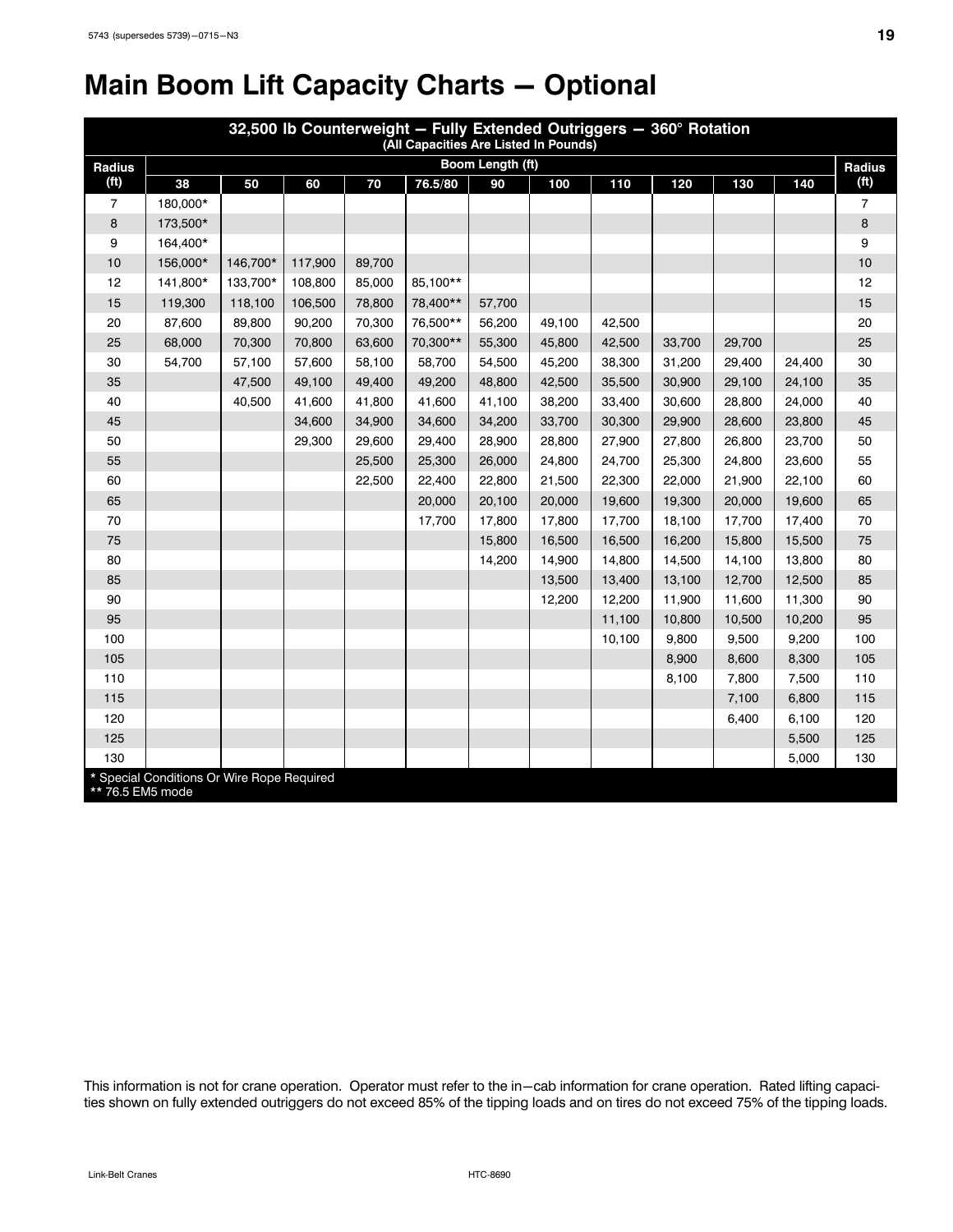# Main Boom Lift Capacity Charts — Optional

| 32,500 lb Counterweight — Fully Extended Outriggers — 360° Rotation (All Capacities Are Listed In Pounds) | | | | | | | | | | | | |
|---|---|---|---|---|---|---|---|---|---|---|---|---|
| Radius (ft) | Boom Length (ft) | | | | | | | | | | | Radius (ft) |
| | 38 | 50 | 60 | 70 | 76.5/80 | 90 | 100 | 110 | 120 | 130 | 140 | |
| 7 | 180,000* | | | | | | | | | | | 7 |
| 8 | 173,500* | | | | | | | | | | | 8 |
| 9 | 164,400* | | | | | | | | | | | 9 |
| 10 | 156,000* | 146,700* | 117,900 | 89,700 | | | | | | | | 10 |
| 12 | 141,800* | 133,700* | 108,800 | 85,000 | 85,100** | | | | | | | 12 |
| 15 | 119,300 | 118,100 | 106,500 | 78,800 | 78,400** | 57,700 | | | | | | 15 |
| 20 | 87,600 | 89,800 | 90,200 | 70,300 | 76,500** | 56,200 | 49,100 | 42,500 | | | | 20 |
| 25 | 68,000 | 70,300 | 70,800 | 63,600 | 70,300** | 55,300 | 45,800 | 42,500 | 33,700 | 29,700 | | 25 |
| 30 | 54,700 | 57,100 | 57,600 | 58,100 | 58,700 | 54,500 | 45,200 | 38,300 | 31,200 | 29,400 | 24,400 | 30 |
| 35 | | 47,500 | 49,100 | 49,400 | 49,200 | 48,800 | 42,500 | 35,500 | 30,900 | 29,100 | 24,100 | 35 |
| 40 | | 40,500 | 41,600 | 41,800 | 41,600 | 41,100 | 38,200 | 33,400 | 30,600 | 28,800 | 24,000 | 40 |
| 45 | | | 34,600 | 34,900 | 34,600 | 34,200 | 33,700 | 30,300 | 29,900 | 28,600 | 23,800 | 45 |
| 50 | | | 29,300 | 29,600 | 29,400 | 28,900 | 28,800 | 27,900 | 27,800 | 26,800 | 23,700 | 50 |
| 55 | | | | 25,500 | 25,300 | 26,000 | 24,800 | 24,700 | 25,300 | 24,800 | 23,600 | 55 |
| 60 | | | | 22,500 | 22,400 | 22,800 | 21,500 | 22,300 | 22,000 | 21,900 | 22,100 | 60 |
| 65 | | | | | 20,000 | 20,100 | 20,000 | 19,600 | 19,300 | 20,000 | 19,600 | 65 |
| 70 | | | | | 17,700 | 17,800 | 17,800 | 17,700 | 18,100 | 17,700 | 17,400 | 70 |
| 75 | | | | | | 15,800 | 16,500 | 16,500 | 16,200 | 15,800 | 15,500 | 75 |
| 80 | | | | | | 14,200 | 14,900 | 14,800 | 14,500 | 14,100 | 13,800 | 80 |
| 85 | | | | | | | 13,500 | 13,400 | 13,100 | 12,700 | 12,500 | 85 |
| 90 | | | | | | | 12,200 | 12,200 | 11,900 | 11,600 | 11,300 | 90 |
| 95 | | | | | | | | 11,100 | 10,800 | 10,500 | 10,200 | 95 |
| 100 | | | | | | | | 10,100 | 9,800 | 9,500 | 9,200 | 100 |
| 105 | | | | | | | | | 8,900 | 8,600 | 8,300 | 105 |
| 110 | | | | | | | | | 8,100 | 7,800 | 7,500 | 110 |
| 115 | | | | | | | | | | 7,100 | 6,800 | 115 |
| 120 | | | | | | | | | | 6,400 | 6,100 | 120 |
| 125 | | | | | | | | | | | 5,500 | 125 |
| 130 | | | | | | | | | | | 5,000 | 130 |

\* Special Conditions Or Wire Rope Required
\*\* 76.5 EM5 mode

This information is not for crane operation. Operator must refer to the in−cab information for crane operation. Rated lifting capacities shown on fully extended outriggers do not exceed 85% of the tipping loads and on tires do not exceed 75% of the tipping loads.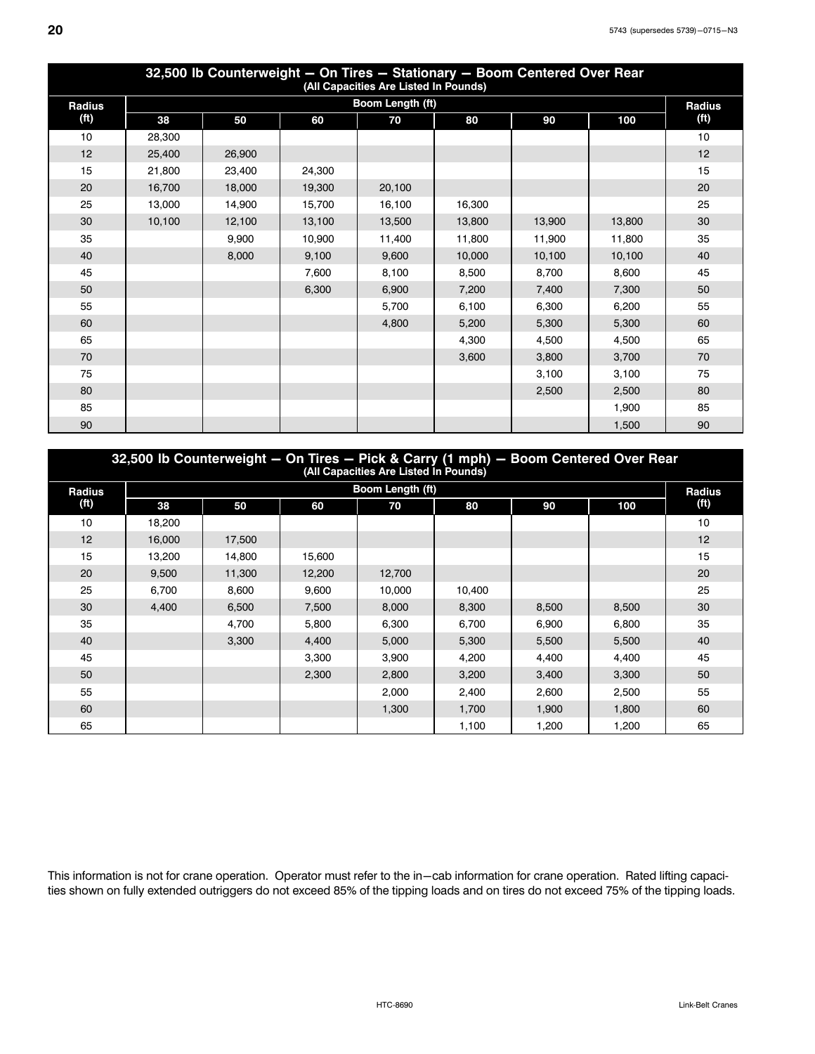## 32,500 lb Counterweight — On Tires — Stationary — Boom Centered Over Rear

(All Capacities Are Listed In Pounds)

| Radius (ft) | Boom Length (ft) 38 | 50 | 60 | 70 | 80 | 90 | 100 | Radius (ft) |
|---|---|---|---|---|---|---|---|---|
| 10 | 28,300 | | | | | | | 10 |
| 12 | 25,400 | 26,900 | | | | | | 12 |
| 15 | 21,800 | 23,400 | 24,300 | | | | | 15 |
| 20 | 16,700 | 18,000 | 19,300 | 20,100 | | | | 20 |
| 25 | 13,000 | 14,900 | 15,700 | 16,100 | 16,300 | | | 25 |
| 30 | 10,100 | 12,100 | 13,100 | 13,500 | 13,800 | 13,900 | 13,800 | 30 |
| 35 | | 9,900 | 10,900 | 11,400 | 11,800 | 11,900 | 11,800 | 35 |
| 40 | | 8,000 | 9,100 | 9,600 | 10,000 | 10,100 | 10,100 | 40 |
| 45 | | | 7,600 | 8,100 | 8,500 | 8,700 | 8,600 | 45 |
| 50 | | | 6,300 | 6,900 | 7,200 | 7,400 | 7,300 | 50 |
| 55 | | | | 5,700 | 6,100 | 6,300 | 6,200 | 55 |
| 60 | | | | 4,800 | 5,200 | 5,300 | 5,300 | 60 |
| 65 | | | | | 4,300 | 4,500 | 4,500 | 65 |
| 70 | | | | | 3,600 | 3,800 | 3,700 | 70 |
| 75 | | | | | | 3,100 | 3,100 | 75 |
| 80 | | | | | | 2,500 | 2,500 | 80 |
| 85 | | | | | | | 1,900 | 85 |
| 90 | | | | | | | 1,500 | 90 |

## 32,500 lb Counterweight — On Tires — Pick & Carry (1 mph) — Boom Centered Over Rear

(All Capacities Are Listed In Pounds)

| Radius (ft) | Boom Length (ft) 38 | 50 | 60 | 70 | 80 | 90 | 100 | Radius (ft) |
|---|---|---|---|---|---|---|---|---|
| 10 | 18,200 | | | | | | | 10 |
| 12 | 16,000 | 17,500 | | | | | | 12 |
| 15 | 13,200 | 14,800 | 15,600 | | | | | 15 |
| 20 | 9,500 | 11,300 | 12,200 | 12,700 | | | | 20 |
| 25 | 6,700 | 8,600 | 9,600 | 10,000 | 10,400 | | | 25 |
| 30 | 4,400 | 6,500 | 7,500 | 8,000 | 8,300 | 8,500 | 8,500 | 30 |
| 35 | | 4,700 | 5,800 | 6,300 | 6,700 | 6,900 | 6,800 | 35 |
| 40 | | 3,300 | 4,400 | 5,000 | 5,300 | 5,500 | 5,500 | 40 |
| 45 | | | 3,300 | 3,900 | 4,200 | 4,400 | 4,400 | 45 |
| 50 | | | 2,300 | 2,800 | 3,200 | 3,400 | 3,300 | 50 |
| 55 | | | | 2,000 | 2,400 | 2,600 | 2,500 | 55 |
| 60 | | | | 1,300 | 1,700 | 1,900 | 1,800 | 60 |
| 65 | | | | | 1,100 | 1,200 | 1,200 | 65 |

This information is not for crane operation. Operator must refer to the in−cab information for crane operation. Rated lifting capacities shown on fully extended outriggers do not exceed 85% of the tipping loads and on tires do not exceed 75% of the tipping loads.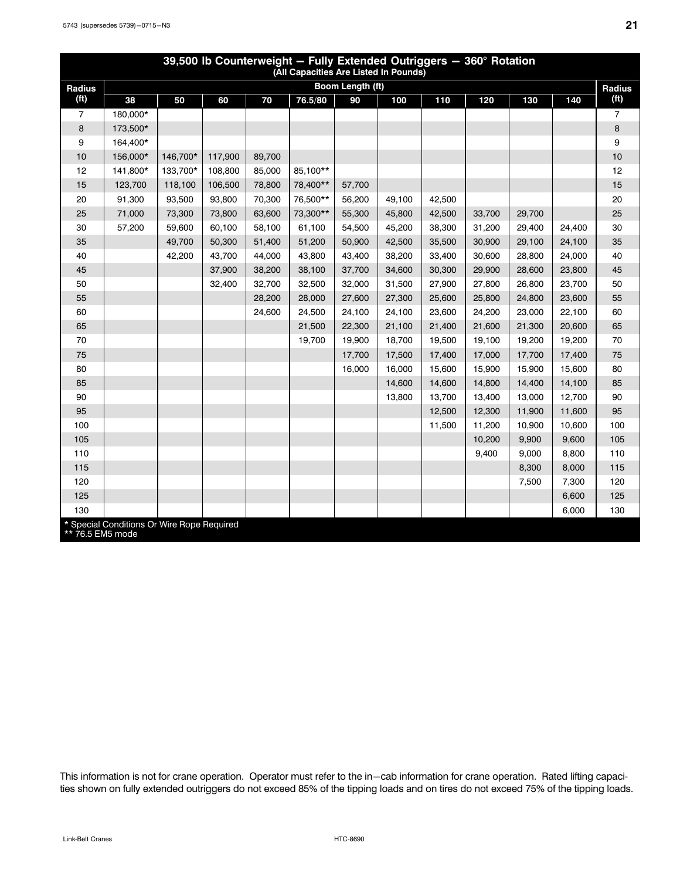## 39,500 lb Counterweight — Fully Extended Outriggers — 360° Rotation

(All Capacities Are Listed In Pounds)

| Radius (ft) | Boom Length (ft) 38 | 50 | 60 | 70 | 76.5/80 | 90 | 100 | 110 | 120 | 130 | 140 | Radius (ft) |
|---|---|---|---|---|---|---|---|---|---|---|---|---|
| 7 | 180,000* | | | | | | | | | | | 7 |
| 8 | 173,500* | | | | | | | | | | | 8 |
| 9 | 164,400* | | | | | | | | | | | 9 |
| 10 | 156,000* | 146,700* | 117,900 | 89,700 | | | | | | | | 10 |
| 12 | 141,800* | 133,700* | 108,800 | 85,000 | 85,100** | | | | | | | 12 |
| 15 | 123,700 | 118,100 | 106,500 | 78,800 | 78,400** | 57,700 | | | | | | 15 |
| 20 | 91,300 | 93,500 | 93,800 | 70,300 | 76,500** | 56,200 | 49,100 | 42,500 | | | | 20 |
| 25 | 71,000 | 73,300 | 73,800 | 63,600 | 73,300** | 55,300 | 45,800 | 42,500 | 33,700 | 29,700 | | 25 |
| 30 | 57,200 | 59,600 | 60,100 | 58,100 | 61,100 | 54,500 | 45,200 | 38,300 | 31,200 | 29,400 | 24,400 | 30 |
| 35 | | 49,700 | 50,300 | 51,400 | 51,200 | 50,900 | 42,500 | 35,500 | 30,900 | 29,100 | 24,100 | 35 |
| 40 | | 42,200 | 43,700 | 44,000 | 43,800 | 43,400 | 38,200 | 33,400 | 30,600 | 28,800 | 24,000 | 40 |
| 45 | | | 37,900 | 38,200 | 38,100 | 37,700 | 34,600 | 30,300 | 29,900 | 28,600 | 23,800 | 45 |
| 50 | | | 32,400 | 32,700 | 32,500 | 32,000 | 31,500 | 27,900 | 27,800 | 26,800 | 23,700 | 50 |
| 55 | | | | 28,200 | 28,000 | 27,600 | 27,300 | 25,600 | 25,800 | 24,800 | 23,600 | 55 |
| 60 | | | | 24,600 | 24,500 | 24,100 | 24,100 | 23,600 | 24,200 | 23,000 | 22,100 | 60 |
| 65 | | | | | 21,500 | 22,300 | 21,100 | 21,400 | 21,600 | 21,300 | 20,600 | 65 |
| 70 | | | | | 19,700 | 19,900 | 18,700 | 19,500 | 19,100 | 19,200 | 19,200 | 70 |
| 75 | | | | | | 17,700 | 17,500 | 17,400 | 17,000 | 17,700 | 17,400 | 75 |
| 80 | | | | | | 16,000 | 16,000 | 15,600 | 15,900 | 15,900 | 15,600 | 80 |
| 85 | | | | | | | 14,600 | 14,600 | 14,800 | 14,400 | 14,100 | 85 |
| 90 | | | | | | | 13,800 | 13,700 | 13,400 | 13,000 | 12,700 | 90 |
| 95 | | | | | | | | 12,500 | 12,300 | 11,900 | 11,600 | 95 |
| 100 | | | | | | | | 11,500 | 11,200 | 10,900 | 10,600 | 100 |
| 105 | | | | | | | | | 10,200 | 9,900 | 9,600 | 105 |
| 110 | | | | | | | | | 9,400 | 9,000 | 8,800 | 110 |
| 115 | | | | | | | | | | 8,300 | 8,000 | 115 |
| 120 | | | | | | | | | | 7,500 | 7,300 | 120 |
| 125 | | | | | | | | | | | 6,600 | 125 |
| 130 | | | | | | | | | | | 6,000 | 130 |

* Special Conditions Or Wire Rope Required
** 76.5 EM5 mode

This information is not for crane operation. Operator must refer to the in−cab information for crane operation. Rated lifting capacities shown on fully extended outriggers do not exceed 85% of the tipping loads and on tires do not exceed 75% of the tipping loads.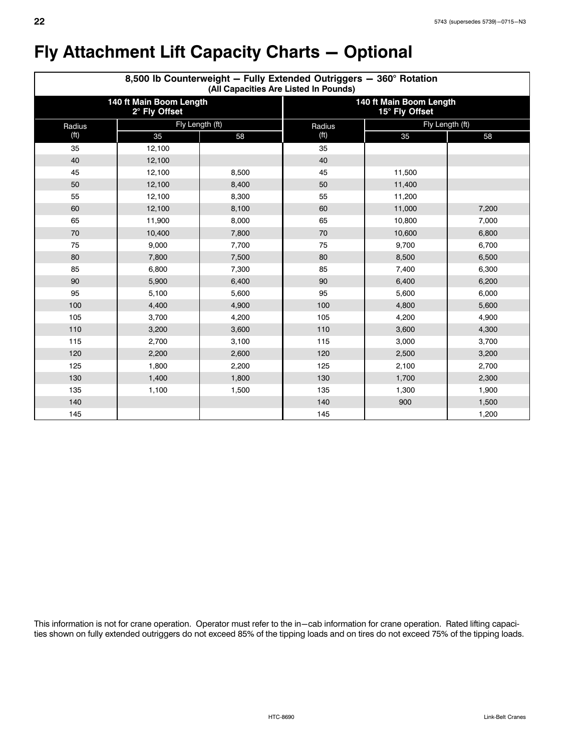# Fly Attachment Lift Capacity Charts — Optional

| 8,500 lb Counterweight — Fully Extended Outriggers — 360° Rotation (All Capacities Are Listed In Pounds) | | | | | |
|---|---|---|---|---|---|
| **140 ft Main Boom Length 2° Fly Offset** | | | **140 ft Main Boom Length 15° Fly Offset** | | |
| Radius (ft) | Fly Length (ft) | | Radius (ft) | Fly Length (ft) | |
| | 35 | 58 | | 35 | 58 |
| 35 | 12,100 | | 35 | | |
| 40 | 12,100 | | 40 | | |
| 45 | 12,100 | 8,500 | 45 | 11,500 | |
| 50 | 12,100 | 8,400 | 50 | 11,400 | |
| 55 | 12,100 | 8,300 | 55 | 11,200 | |
| 60 | 12,100 | 8,100 | 60 | 11,000 | 7,200 |
| 65 | 11,900 | 8,000 | 65 | 10,800 | 7,000 |
| 70 | 10,400 | 7,800 | 70 | 10,600 | 6,800 |
| 75 | 9,000 | 7,700 | 75 | 9,700 | 6,700 |
| 80 | 7,800 | 7,500 | 80 | 8,500 | 6,500 |
| 85 | 6,800 | 7,300 | 85 | 7,400 | 6,300 |
| 90 | 5,900 | 6,400 | 90 | 6,400 | 6,200 |
| 95 | 5,100 | 5,600 | 95 | 5,600 | 6,000 |
| 100 | 4,400 | 4,900 | 100 | 4,800 | 5,600 |
| 105 | 3,700 | 4,200 | 105 | 4,200 | 4,900 |
| 110 | 3,200 | 3,600 | 110 | 3,600 | 4,300 |
| 115 | 2,700 | 3,100 | 115 | 3,000 | 3,700 |
| 120 | 2,200 | 2,600 | 120 | 2,500 | 3,200 |
| 125 | 1,800 | 2,200 | 125 | 2,100 | 2,700 |
| 130 | 1,400 | 1,800 | 130 | 1,700 | 2,300 |
| 135 | 1,100 | 1,500 | 135 | 1,300 | 1,900 |
| 140 | | | 140 | 900 | 1,500 |
| 145 | | | 145 | | 1,200 |

This information is not for crane operation. Operator must refer to the in—cab information for crane operation. Rated lifting capacities shown on fully extended outriggers do not exceed 85% of the tipping loads and on tires do not exceed 75% of the tipping loads.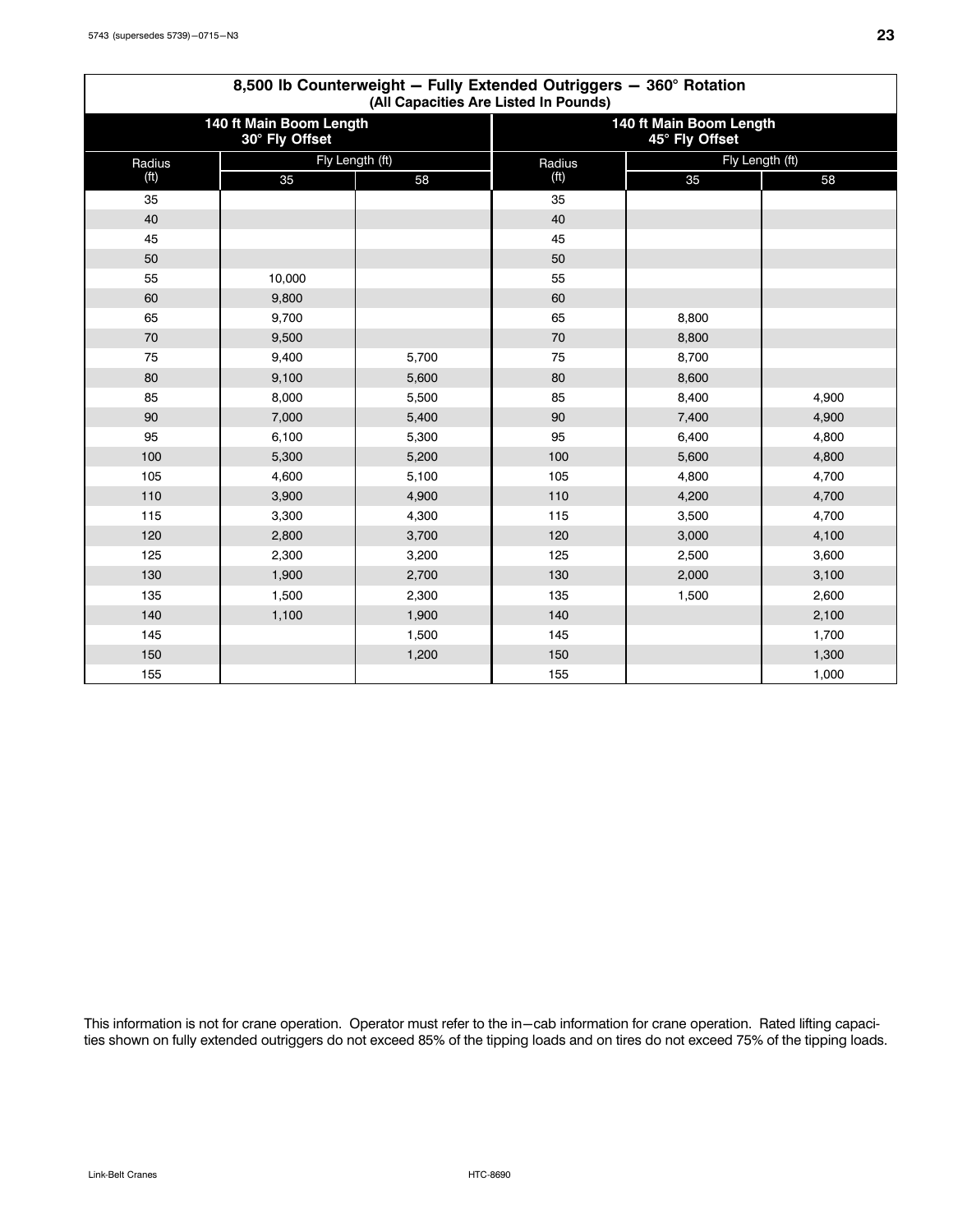## 8,500 lb Counterweight — Fully Extended Outriggers — 360° Rotation
(All Capacities Are Listed In Pounds)

| 140 ft Main Boom Length 30° Fly Offset | | | 140 ft Main Boom Length 45° Fly Offset | | |
|---|---|---|---|---|---|
| Radius (ft) | Fly Length (ft) | | Radius (ft) | Fly Length (ft) | |
| | 35 | 58 | | 35 | 58 |
| 35 | | | 35 | | |
| 40 | | | 40 | | |
| 45 | | | 45 | | |
| 50 | | | 50 | | |
| 55 | 10,000 | | 55 | | |
| 60 | 9,800 | | 60 | | |
| 65 | 9,700 | | 65 | 8,800 | |
| 70 | 9,500 | | 70 | 8,800 | |
| 75 | 9,400 | 5,700 | 75 | 8,700 | |
| 80 | 9,100 | 5,600 | 80 | 8,600 | |
| 85 | 8,000 | 5,500 | 85 | 8,400 | 4,900 |
| 90 | 7,000 | 5,400 | 90 | 7,400 | 4,900 |
| 95 | 6,100 | 5,300 | 95 | 6,400 | 4,800 |
| 100 | 5,300 | 5,200 | 100 | 5,600 | 4,800 |
| 105 | 4,600 | 5,100 | 105 | 4,800 | 4,700 |
| 110 | 3,900 | 4,900 | 110 | 4,200 | 4,700 |
| 115 | 3,300 | 4,300 | 115 | 3,500 | 4,700 |
| 120 | 2,800 | 3,700 | 120 | 3,000 | 4,100 |
| 125 | 2,300 | 3,200 | 125 | 2,500 | 3,600 |
| 130 | 1,900 | 2,700 | 130 | 2,000 | 3,100 |
| 135 | 1,500 | 2,300 | 135 | 1,500 | 2,600 |
| 140 | 1,100 | 1,900 | 140 | | 2,100 |
| 145 | | 1,500 | 145 | | 1,700 |
| 150 | | 1,200 | 150 | | 1,300 |
| 155 | | | 155 | | 1,000 |

This information is not for crane operation. Operator must refer to the in−cab information for crane operation. Rated lifting capacities shown on fully extended outriggers do not exceed 85% of the tipping loads and on tires do not exceed 75% of the tipping loads.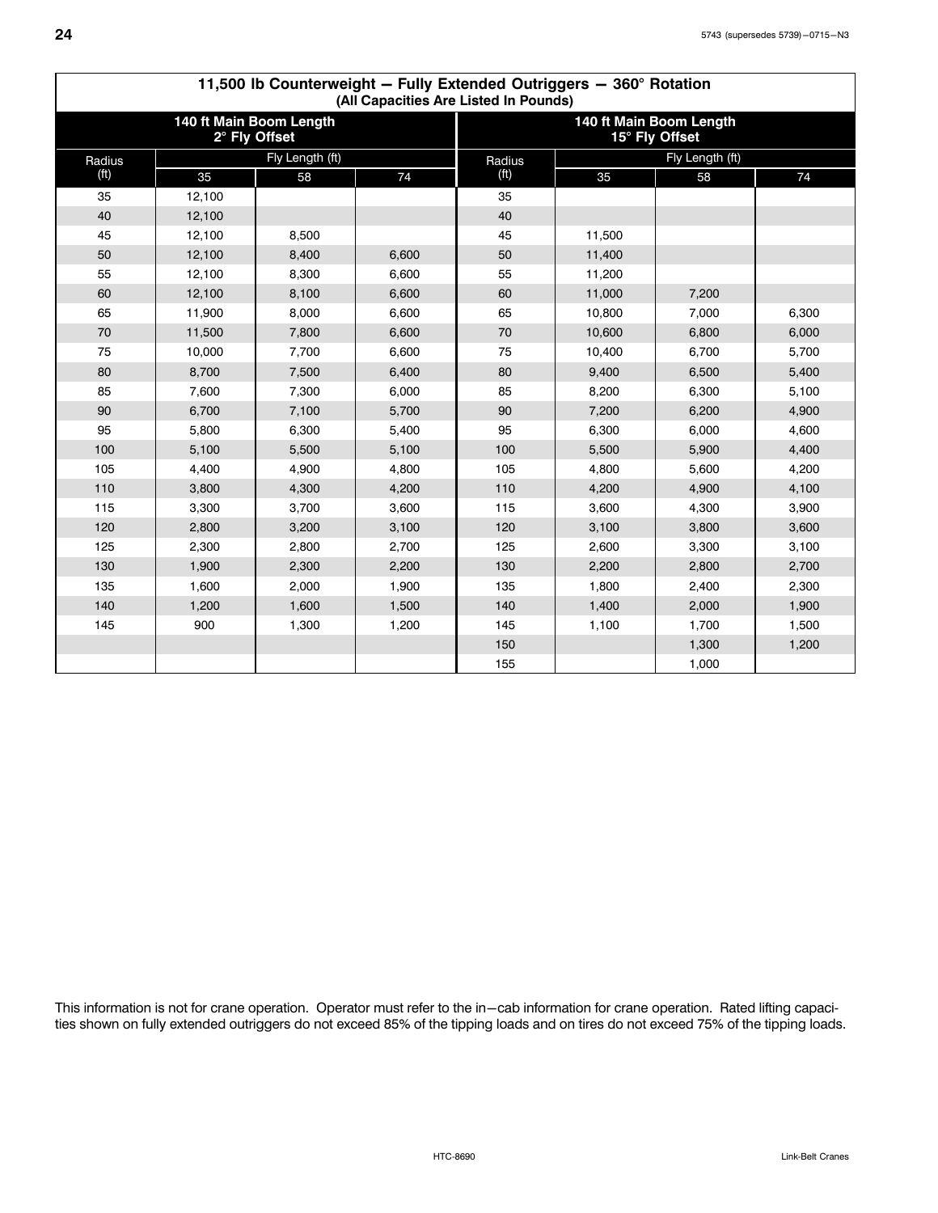## 11,500 lb Counterweight — Fully Extended Outriggers — 360° Rotation
(All Capacities Are Listed In Pounds)

| 140 ft Main Boom Length 2° Fly Offset | | | | 140 ft Main Boom Length 15° Fly Offset | | | |
|---|---|---|---|---|---|---|---|
| Radius (ft) | Fly Length (ft) | | | Radius (ft) | Fly Length (ft) | | |
| | 35 | 58 | 74 | | 35 | 58 | 74 |
| 35 | 12,100 | | | 35 | | | |
| 40 | 12,100 | | | 40 | | | |
| 45 | 12,100 | 8,500 | | 45 | 11,500 | | |
| 50 | 12,100 | 8,400 | 6,600 | 50 | 11,400 | | |
| 55 | 12,100 | 8,300 | 6,600 | 55 | 11,200 | | |
| 60 | 12,100 | 8,100 | 6,600 | 60 | 11,000 | 7,200 | |
| 65 | 11,900 | 8,000 | 6,600 | 65 | 10,800 | 7,000 | 6,300 |
| 70 | 11,500 | 7,800 | 6,600 | 70 | 10,600 | 6,800 | 6,000 |
| 75 | 10,000 | 7,700 | 6,600 | 75 | 10,400 | 6,700 | 5,700 |
| 80 | 8,700 | 7,500 | 6,400 | 80 | 9,400 | 6,500 | 5,400 |
| 85 | 7,600 | 7,300 | 6,000 | 85 | 8,200 | 6,300 | 5,100 |
| 90 | 6,700 | 7,100 | 5,700 | 90 | 7,200 | 6,200 | 4,900 |
| 95 | 5,800 | 6,300 | 5,400 | 95 | 6,300 | 6,000 | 4,600 |
| 100 | 5,100 | 5,500 | 5,100 | 100 | 5,500 | 5,900 | 4,400 |
| 105 | 4,400 | 4,900 | 4,800 | 105 | 4,800 | 5,600 | 4,200 |
| 110 | 3,800 | 4,300 | 4,200 | 110 | 4,200 | 4,900 | 4,100 |
| 115 | 3,300 | 3,700 | 3,600 | 115 | 3,600 | 4,300 | 3,900 |
| 120 | 2,800 | 3,200 | 3,100 | 120 | 3,100 | 3,800 | 3,600 |
| 125 | 2,300 | 2,800 | 2,700 | 125 | 2,600 | 3,300 | 3,100 |
| 130 | 1,900 | 2,300 | 2,200 | 130 | 2,200 | 2,800 | 2,700 |
| 135 | 1,600 | 2,000 | 1,900 | 135 | 1,800 | 2,400 | 2,300 |
| 140 | 1,200 | 1,600 | 1,500 | 140 | 1,400 | 2,000 | 1,900 |
| 145 | 900 | 1,300 | 1,200 | 145 | 1,100 | 1,700 | 1,500 |
| | | | | 150 | | 1,300 | 1,200 |
| | | | | 155 | | 1,000 | |

This information is not for crane operation. Operator must refer to the in−cab information for crane operation. Rated lifting capacities shown on fully extended outriggers do not exceed 85% of the tipping loads and on tires do not exceed 75% of the tipping loads.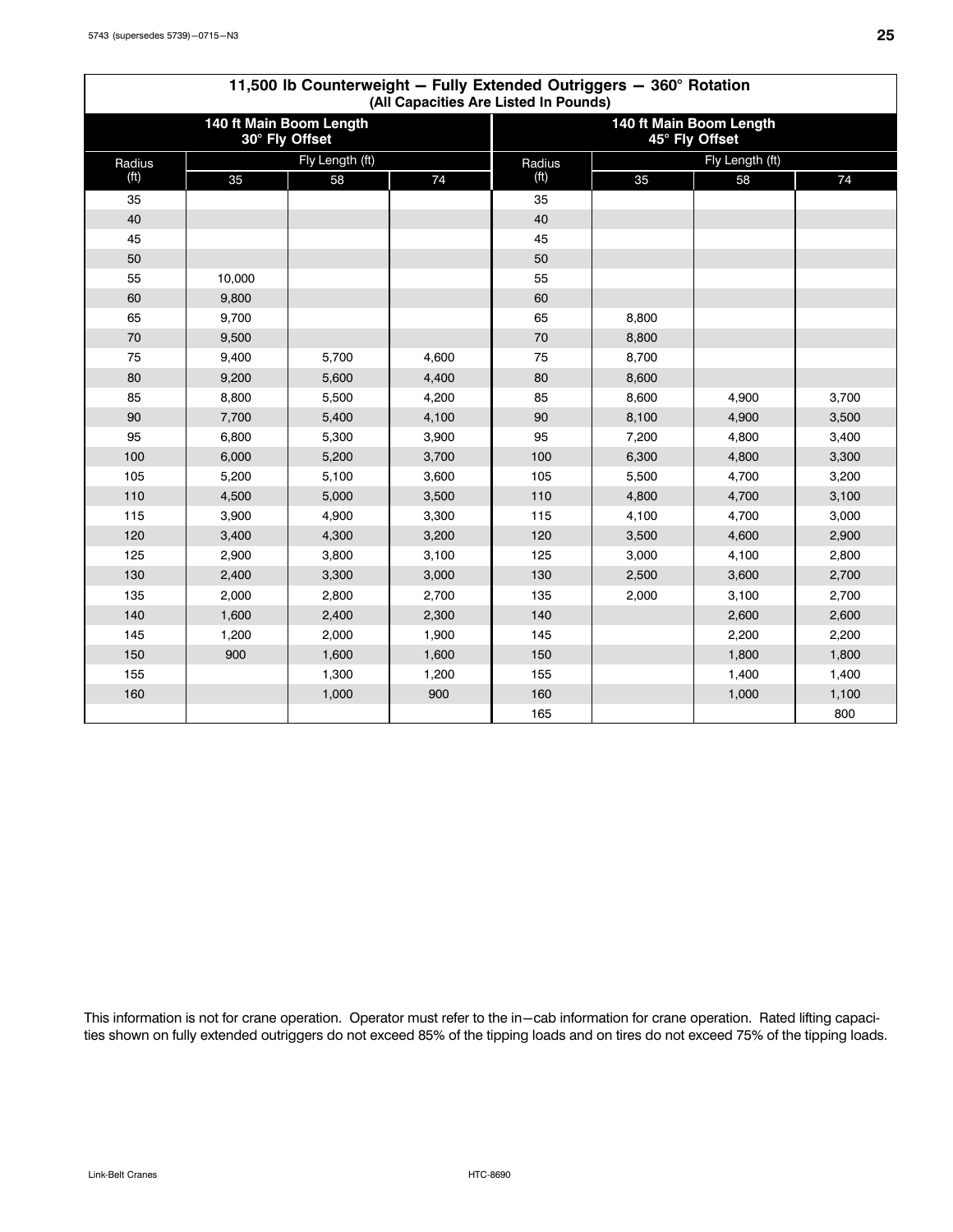## 11,500 lb Counterweight — Fully Extended Outriggers — 360° Rotation
(All Capacities Are Listed In Pounds)

| 140 ft Main Boom Length 30° Fly Offset | | | | 140 ft Main Boom Length 45° Fly Offset | | | |
|---|---|---|---|---|---|---|---|
| Radius (ft) | Fly Length (ft) | | | Radius (ft) | Fly Length (ft) | | |
| | 35 | 58 | 74 | | 35 | 58 | 74 |
| 35 | | | | 35 | | | |
| 40 | | | | 40 | | | |
| 45 | | | | 45 | | | |
| 50 | | | | 50 | | | |
| 55 | 10,000 | | | 55 | | | |
| 60 | 9,800 | | | 60 | | | |
| 65 | 9,700 | | | 65 | 8,800 | | |
| 70 | 9,500 | | | 70 | 8,800 | | |
| 75 | 9,400 | 5,700 | 4,600 | 75 | 8,700 | | |
| 80 | 9,200 | 5,600 | 4,400 | 80 | 8,600 | | |
| 85 | 8,800 | 5,500 | 4,200 | 85 | 8,600 | 4,900 | 3,700 |
| 90 | 7,700 | 5,400 | 4,100 | 90 | 8,100 | 4,900 | 3,500 |
| 95 | 6,800 | 5,300 | 3,900 | 95 | 7,200 | 4,800 | 3,400 |
| 100 | 6,000 | 5,200 | 3,700 | 100 | 6,300 | 4,800 | 3,300 |
| 105 | 5,200 | 5,100 | 3,600 | 105 | 5,500 | 4,700 | 3,200 |
| 110 | 4,500 | 5,000 | 3,500 | 110 | 4,800 | 4,700 | 3,100 |
| 115 | 3,900 | 4,900 | 3,300 | 115 | 4,100 | 4,700 | 3,000 |
| 120 | 3,400 | 4,300 | 3,200 | 120 | 3,500 | 4,600 | 2,900 |
| 125 | 2,900 | 3,800 | 3,100 | 125 | 3,000 | 4,100 | 2,800 |
| 130 | 2,400 | 3,300 | 3,000 | 130 | 2,500 | 3,600 | 2,700 |
| 135 | 2,000 | 2,800 | 2,700 | 135 | 2,000 | 3,100 | 2,700 |
| 140 | 1,600 | 2,400 | 2,300 | 140 | | 2,600 | 2,600 |
| 145 | 1,200 | 2,000 | 1,900 | 145 | | 2,200 | 2,200 |
| 150 | 900 | 1,600 | 1,600 | 150 | | 1,800 | 1,800 |
| 155 | | 1,300 | 1,200 | 155 | | 1,400 | 1,400 |
| 160 | | 1,000 | 900 | 160 | | 1,000 | 1,100 |
| | | | | 165 | | | 800 |

This information is not for crane operation. Operator must refer to the in−cab information for crane operation. Rated lifting capacities shown on fully extended outriggers do not exceed 85% of the tipping loads and on tires do not exceed 75% of the tipping loads.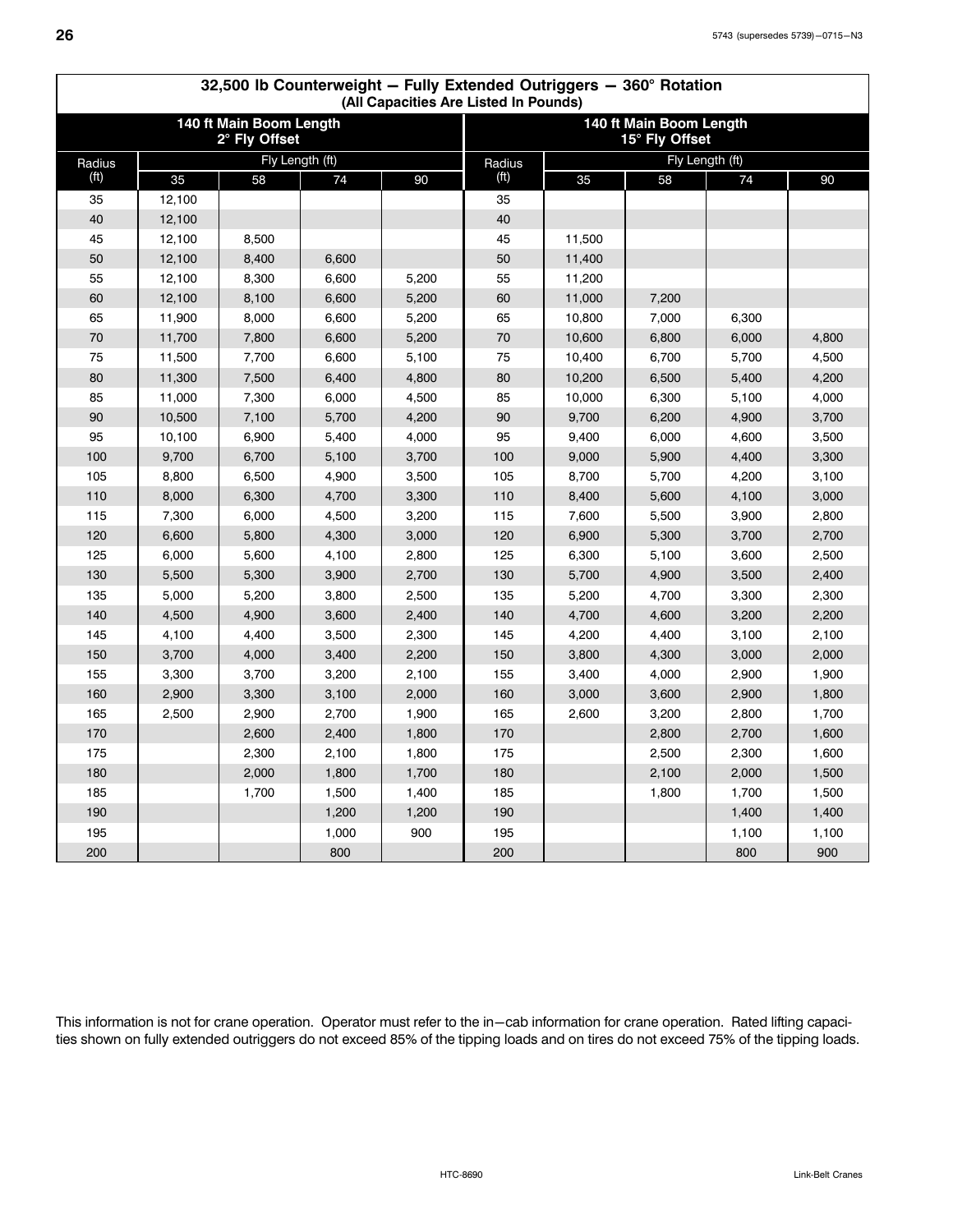## 32,500 lb Counterweight — Fully Extended Outriggers — 360° Rotation
(All Capacities Are Listed In Pounds)

| 140 ft Main Boom Length 2° Fly Offset | | | | | 140 ft Main Boom Length 15° Fly Offset | | | | |
|---|---|---|---|---|---|---|---|---|---|
| Radius (ft) | Fly Length (ft) | | | | Radius (ft) | Fly Length (ft) | | | |
| | 35 | 58 | 74 | 90 | | 35 | 58 | 74 | 90 |
| 35 | 12,100 | | | | 35 | | | | |
| 40 | 12,100 | | | | 40 | | | | |
| 45 | 12,100 | 8,500 | | | 45 | 11,500 | | | |
| 50 | 12,100 | 8,400 | 6,600 | | 50 | 11,400 | | | |
| 55 | 12,100 | 8,300 | 6,600 | 5,200 | 55 | 11,200 | | | |
| 60 | 12,100 | 8,100 | 6,600 | 5,200 | 60 | 11,000 | 7,200 | | |
| 65 | 11,900 | 8,000 | 6,600 | 5,200 | 65 | 10,800 | 7,000 | 6,300 | |
| 70 | 11,700 | 7,800 | 6,600 | 5,200 | 70 | 10,600 | 6,800 | 6,000 | 4,800 |
| 75 | 11,500 | 7,700 | 6,600 | 5,100 | 75 | 10,400 | 6,700 | 5,700 | 4,500 |
| 80 | 11,300 | 7,500 | 6,400 | 4,800 | 80 | 10,200 | 6,500 | 5,400 | 4,200 |
| 85 | 11,000 | 7,300 | 6,000 | 4,500 | 85 | 10,000 | 6,300 | 5,100 | 4,000 |
| 90 | 10,500 | 7,100 | 5,700 | 4,200 | 90 | 9,700 | 6,200 | 4,900 | 3,700 |
| 95 | 10,100 | 6,900 | 5,400 | 4,000 | 95 | 9,400 | 6,000 | 4,600 | 3,500 |
| 100 | 9,700 | 6,700 | 5,100 | 3,700 | 100 | 9,000 | 5,900 | 4,400 | 3,300 |
| 105 | 8,800 | 6,500 | 4,900 | 3,500 | 105 | 8,700 | 5,700 | 4,200 | 3,100 |
| 110 | 8,000 | 6,300 | 4,700 | 3,300 | 110 | 8,400 | 5,600 | 4,100 | 3,000 |
| 115 | 7,300 | 6,000 | 4,500 | 3,200 | 115 | 7,600 | 5,500 | 3,900 | 2,800 |
| 120 | 6,600 | 5,800 | 4,300 | 3,000 | 120 | 6,900 | 5,300 | 3,700 | 2,700 |
| 125 | 6,000 | 5,600 | 4,100 | 2,800 | 125 | 6,300 | 5,100 | 3,600 | 2,500 |
| 130 | 5,500 | 5,300 | 3,900 | 2,700 | 130 | 5,700 | 4,900 | 3,500 | 2,400 |
| 135 | 5,000 | 5,200 | 3,800 | 2,500 | 135 | 5,200 | 4,700 | 3,300 | 2,300 |
| 140 | 4,500 | 4,900 | 3,600 | 2,400 | 140 | 4,700 | 4,600 | 3,200 | 2,200 |
| 145 | 4,100 | 4,400 | 3,500 | 2,300 | 145 | 4,200 | 4,400 | 3,100 | 2,100 |
| 150 | 3,700 | 4,000 | 3,400 | 2,200 | 150 | 3,800 | 4,300 | 3,000 | 2,000 |
| 155 | 3,300 | 3,700 | 3,200 | 2,100 | 155 | 3,400 | 4,000 | 2,900 | 1,900 |
| 160 | 2,900 | 3,300 | 3,100 | 2,000 | 160 | 3,000 | 3,600 | 2,900 | 1,800 |
| 165 | 2,500 | 2,900 | 2,700 | 1,900 | 165 | 2,600 | 3,200 | 2,800 | 1,700 |
| 170 | | 2,600 | 2,400 | 1,800 | 170 | | 2,800 | 2,700 | 1,600 |
| 175 | | 2,300 | 2,100 | 1,800 | 175 | | 2,500 | 2,300 | 1,600 |
| 180 | | 2,000 | 1,800 | 1,700 | 180 | | 2,100 | 2,000 | 1,500 |
| 185 | | 1,700 | 1,500 | 1,400 | 185 | | 1,800 | 1,700 | 1,500 |
| 190 | | | 1,200 | 1,200 | 190 | | | 1,400 | 1,400 |
| 195 | | | 1,000 | 900 | 195 | | | 1,100 | 1,100 |
| 200 | | | 800 | | 200 | | | 800 | 900 |

This information is not for crane operation. Operator must refer to the in−cab information for crane operation. Rated lifting capacities shown on fully extended outriggers do not exceed 85% of the tipping loads and on tires do not exceed 75% of the tipping loads.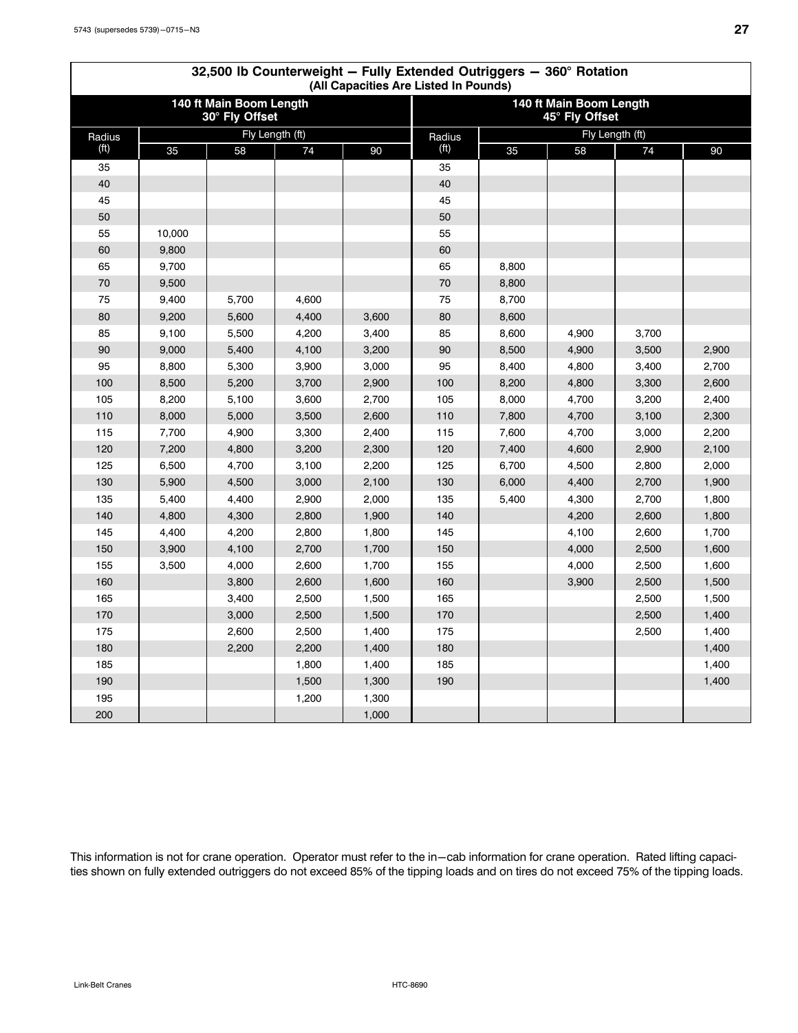## 32,500 lb Counterweight — Fully Extended Outriggers — 360° Rotation

(All Capacities Are Listed In Pounds)

| 140 ft Main Boom Length 30° Fly Offset | | | | | 140 ft Main Boom Length 45° Fly Offset | | | | |
|---|---|---|---|---|---|---|---|---|---|
| Radius (ft) | Fly Length (ft) | | | | Radius (ft) | Fly Length (ft) | | | |
| | 35 | 58 | 74 | 90 | | 35 | 58 | 74 | 90 |
| 35 | | | | | 35 | | | | |
| 40 | | | | | 40 | | | | |
| 45 | | | | | 45 | | | | |
| 50 | | | | | 50 | | | | |
| 55 | 10,000 | | | | 55 | | | | |
| 60 | 9,800 | | | | 60 | | | | |
| 65 | 9,700 | | | | 65 | 8,800 | | | |
| 70 | 9,500 | | | | 70 | 8,800 | | | |
| 75 | 9,400 | 5,700 | 4,600 | | 75 | 8,700 | | | |
| 80 | 9,200 | 5,600 | 4,400 | 3,600 | 80 | 8,600 | | | |
| 85 | 9,100 | 5,500 | 4,200 | 3,400 | 85 | 8,600 | 4,900 | 3,700 | |
| 90 | 9,000 | 5,400 | 4,100 | 3,200 | 90 | 8,500 | 4,900 | 3,500 | 2,900 |
| 95 | 8,800 | 5,300 | 3,900 | 3,000 | 95 | 8,400 | 4,800 | 3,400 | 2,700 |
| 100 | 8,500 | 5,200 | 3,700 | 2,900 | 100 | 8,200 | 4,800 | 3,300 | 2,600 |
| 105 | 8,200 | 5,100 | 3,600 | 2,700 | 105 | 8,000 | 4,700 | 3,200 | 2,400 |
| 110 | 8,000 | 5,000 | 3,500 | 2,600 | 110 | 7,800 | 4,700 | 3,100 | 2,300 |
| 115 | 7,700 | 4,900 | 3,300 | 2,400 | 115 | 7,600 | 4,700 | 3,000 | 2,200 |
| 120 | 7,200 | 4,800 | 3,200 | 2,300 | 120 | 7,400 | 4,600 | 2,900 | 2,100 |
| 125 | 6,500 | 4,700 | 3,100 | 2,200 | 125 | 6,700 | 4,500 | 2,800 | 2,000 |
| 130 | 5,900 | 4,500 | 3,000 | 2,100 | 130 | 6,000 | 4,400 | 2,700 | 1,900 |
| 135 | 5,400 | 4,400 | 2,900 | 2,000 | 135 | 5,400 | 4,300 | 2,700 | 1,800 |
| 140 | 4,800 | 4,300 | 2,800 | 1,900 | 140 | | 4,200 | 2,600 | 1,800 |
| 145 | 4,400 | 4,200 | 2,800 | 1,800 | 145 | | 4,100 | 2,600 | 1,700 |
| 150 | 3,900 | 4,100 | 2,700 | 1,700 | 150 | | 4,000 | 2,500 | 1,600 |
| 155 | 3,500 | 4,000 | 2,600 | 1,700 | 155 | | 4,000 | 2,500 | 1,600 |
| 160 | | 3,800 | 2,600 | 1,600 | 160 | | 3,900 | 2,500 | 1,500 |
| 165 | | 3,400 | 2,500 | 1,500 | 165 | | | 2,500 | 1,500 |
| 170 | | 3,000 | 2,500 | 1,500 | 170 | | | 2,500 | 1,400 |
| 175 | | 2,600 | 2,500 | 1,400 | 175 | | | 2,500 | 1,400 |
| 180 | | 2,200 | 2,200 | 1,400 | 180 | | | | 1,400 |
| 185 | | | 1,800 | 1,400 | 185 | | | | 1,400 |
| 190 | | | 1,500 | 1,300 | 190 | | | | 1,400 |
| 195 | | | 1,200 | 1,300 | | | | | |
| 200 | | | | 1,000 | | | | | |

This information is not for crane operation. Operator must refer to the in—cab information for crane operation. Rated lifting capacities shown on fully extended outriggers do not exceed 85% of the tipping loads and on tires do not exceed 75% of the tipping loads.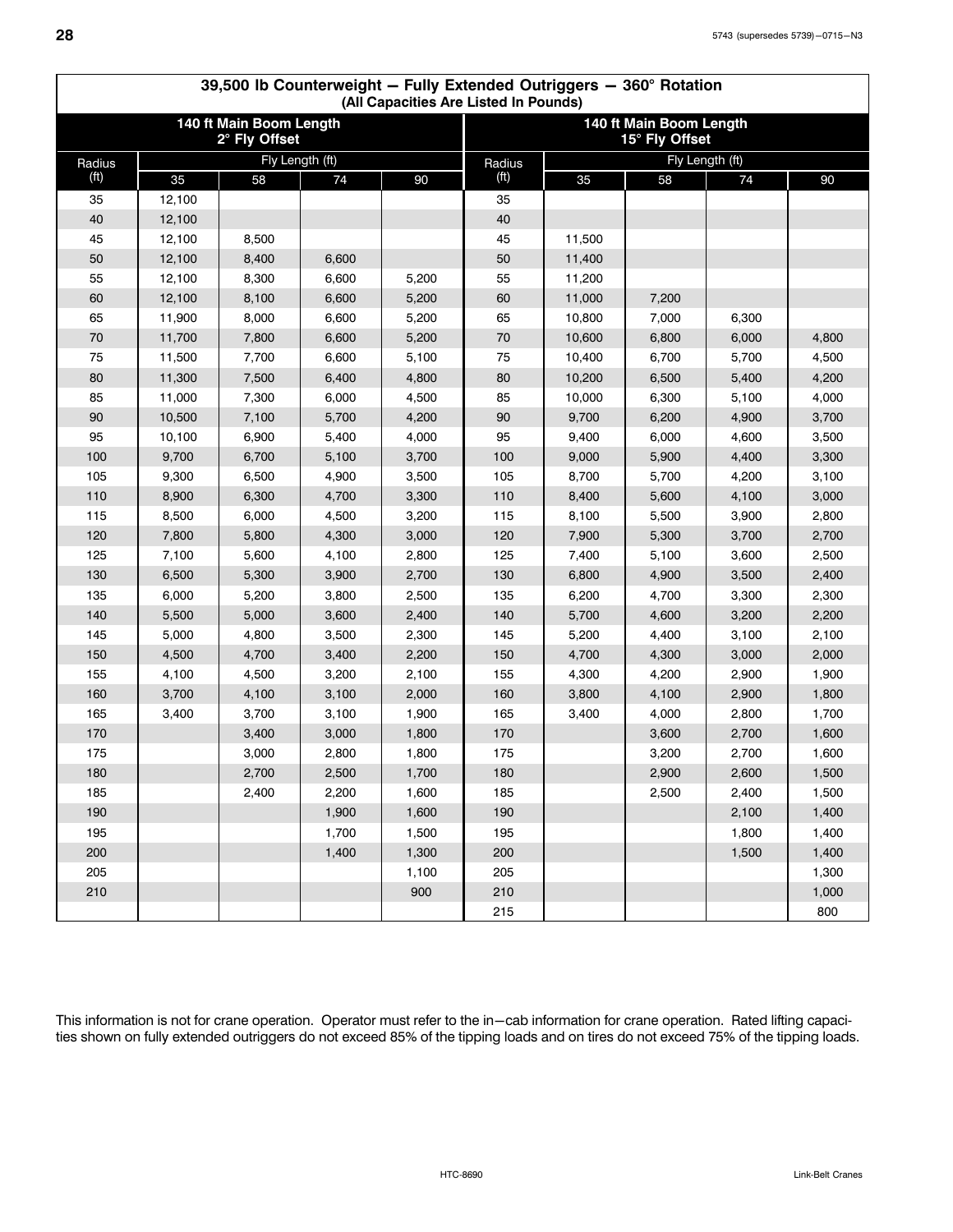## 39,500 lb Counterweight — Fully Extended Outriggers — 360° Rotation
(All Capacities Are Listed In Pounds)

| 140 ft Main Boom Length 2° Fly Offset | | | | | 140 ft Main Boom Length 15° Fly Offset | | | | |
|---|---|---|---|---|---|---|---|---|---|
| Radius (ft) | Fly Length (ft) | | | | Radius (ft) | Fly Length (ft) | | | |
| | 35 | 58 | 74 | 90 | | 35 | 58 | 74 | 90 |
| 35 | 12,100 | | | | 35 | | | | |
| 40 | 12,100 | | | | 40 | | | | |
| 45 | 12,100 | 8,500 | | | 45 | 11,500 | | | |
| 50 | 12,100 | 8,400 | 6,600 | | 50 | 11,400 | | | |
| 55 | 12,100 | 8,300 | 6,600 | 5,200 | 55 | 11,200 | | | |
| 60 | 12,100 | 8,100 | 6,600 | 5,200 | 60 | 11,000 | 7,200 | | |
| 65 | 11,900 | 8,000 | 6,600 | 5,200 | 65 | 10,800 | 7,000 | 6,300 | |
| 70 | 11,700 | 7,800 | 6,600 | 5,200 | 70 | 10,600 | 6,800 | 6,000 | 4,800 |
| 75 | 11,500 | 7,700 | 6,600 | 5,100 | 75 | 10,400 | 6,700 | 5,700 | 4,500 |
| 80 | 11,300 | 7,500 | 6,400 | 4,800 | 80 | 10,200 | 6,500 | 5,400 | 4,200 |
| 85 | 11,000 | 7,300 | 6,000 | 4,500 | 85 | 10,000 | 6,300 | 5,100 | 4,000 |
| 90 | 10,500 | 7,100 | 5,700 | 4,200 | 90 | 9,700 | 6,200 | 4,900 | 3,700 |
| 95 | 10,100 | 6,900 | 5,400 | 4,000 | 95 | 9,400 | 6,000 | 4,600 | 3,500 |
| 100 | 9,700 | 6,700 | 5,100 | 3,700 | 100 | 9,000 | 5,900 | 4,400 | 3,300 |
| 105 | 9,300 | 6,500 | 4,900 | 3,500 | 105 | 8,700 | 5,700 | 4,200 | 3,100 |
| 110 | 8,900 | 6,300 | 4,700 | 3,300 | 110 | 8,400 | 5,600 | 4,100 | 3,000 |
| 115 | 8,500 | 6,000 | 4,500 | 3,200 | 115 | 8,100 | 5,500 | 3,900 | 2,800 |
| 120 | 7,800 | 5,800 | 4,300 | 3,000 | 120 | 7,900 | 5,300 | 3,700 | 2,700 |
| 125 | 7,100 | 5,600 | 4,100 | 2,800 | 125 | 7,400 | 5,100 | 3,600 | 2,500 |
| 130 | 6,500 | 5,300 | 3,900 | 2,700 | 130 | 6,800 | 4,900 | 3,500 | 2,400 |
| 135 | 6,000 | 5,200 | 3,800 | 2,500 | 135 | 6,200 | 4,700 | 3,300 | 2,300 |
| 140 | 5,500 | 5,000 | 3,600 | 2,400 | 140 | 5,700 | 4,600 | 3,200 | 2,200 |
| 145 | 5,000 | 4,800 | 3,500 | 2,300 | 145 | 5,200 | 4,400 | 3,100 | 2,100 |
| 150 | 4,500 | 4,700 | 3,400 | 2,200 | 150 | 4,700 | 4,300 | 3,000 | 2,000 |
| 155 | 4,100 | 4,500 | 3,200 | 2,100 | 155 | 4,300 | 4,200 | 2,900 | 1,900 |
| 160 | 3,700 | 4,100 | 3,100 | 2,000 | 160 | 3,800 | 4,100 | 2,900 | 1,800 |
| 165 | 3,400 | 3,700 | 3,100 | 1,900 | 165 | 3,400 | 4,000 | 2,800 | 1,700 |
| 170 | | 3,400 | 3,000 | 1,800 | 170 | | 3,600 | 2,700 | 1,600 |
| 175 | | 3,000 | 2,800 | 1,800 | 175 | | 3,200 | 2,700 | 1,600 |
| 180 | | 2,700 | 2,500 | 1,700 | 180 | | 2,900 | 2,600 | 1,500 |
| 185 | | 2,400 | 2,200 | 1,600 | 185 | | 2,500 | 2,400 | 1,500 |
| 190 | | | 1,900 | 1,600 | 190 | | | 2,100 | 1,400 |
| 195 | | | 1,700 | 1,500 | 195 | | | 1,800 | 1,400 |
| 200 | | | 1,400 | 1,300 | 200 | | | 1,500 | 1,400 |
| 205 | | | | 1,100 | 205 | | | | 1,300 |
| 210 | | | | 900 | 210 | | | | 1,000 |
| | | | | | 215 | | | | 800 |

This information is not for crane operation. Operator must refer to the in−cab information for crane operation. Rated lifting capacities shown on fully extended outriggers do not exceed 85% of the tipping loads and on tires do not exceed 75% of the tipping loads.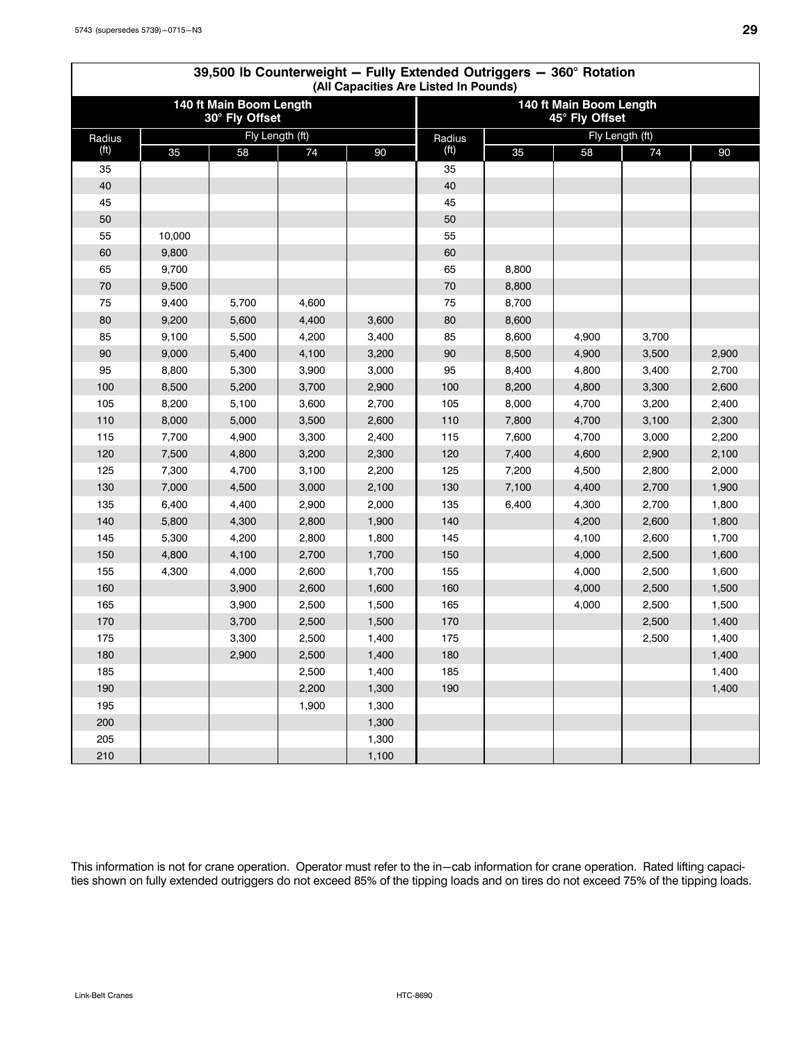## 39,500 lb Counterweight — Fully Extended Outriggers — 360° Rotation
(All Capacities Are Listed In Pounds)

| 140 ft Main Boom Length 30° Fly Offset | | | | | 140 ft Main Boom Length 45° Fly Offset | | | | |
|---|---|---|---|---|---|---|---|---|---|
| Radius (ft) | Fly Length (ft) | | | | Radius (ft) | Fly Length (ft) | | | |
| | 35 | 58 | 74 | 90 | | 35 | 58 | 74 | 90 |
| 35 | | | | | 35 | | | | |
| 40 | | | | | 40 | | | | |
| 45 | | | | | 45 | | | | |
| 50 | | | | | 50 | | | | |
| 55 | 10,000 | | | | 55 | | | | |
| 60 | 9,800 | | | | 60 | | | | |
| 65 | 9,700 | | | | 65 | 8,800 | | | |
| 70 | 9,500 | | | | 70 | 8,800 | | | |
| 75 | 9,400 | 5,700 | 4,600 | | 75 | 8,700 | | | |
| 80 | 9,200 | 5,600 | 4,400 | 3,600 | 80 | 8,600 | | | |
| 85 | 9,100 | 5,500 | 4,200 | 3,400 | 85 | 8,600 | 4,900 | 3,700 | |
| 90 | 9,000 | 5,400 | 4,100 | 3,200 | 90 | 8,500 | 4,900 | 3,500 | 2,900 |
| 95 | 8,800 | 5,300 | 3,900 | 3,000 | 95 | 8,400 | 4,800 | 3,400 | 2,700 |
| 100 | 8,500 | 5,200 | 3,700 | 2,900 | 100 | 8,200 | 4,800 | 3,300 | 2,600 |
| 105 | 8,200 | 5,100 | 3,600 | 2,700 | 105 | 8,000 | 4,700 | 3,200 | 2,400 |
| 110 | 8,000 | 5,000 | 3,500 | 2,600 | 110 | 7,800 | 4,700 | 3,100 | 2,300 |
| 115 | 7,700 | 4,900 | 3,300 | 2,400 | 115 | 7,600 | 4,700 | 3,000 | 2,200 |
| 120 | 7,500 | 4,800 | 3,200 | 2,300 | 120 | 7,400 | 4,600 | 2,900 | 2,100 |
| 125 | 7,300 | 4,700 | 3,100 | 2,200 | 125 | 7,200 | 4,500 | 2,800 | 2,000 |
| 130 | 7,000 | 4,500 | 3,000 | 2,100 | 130 | 7,100 | 4,400 | 2,700 | 1,900 |
| 135 | 6,400 | 4,400 | 2,900 | 2,000 | 135 | 6,400 | 4,300 | 2,700 | 1,800 |
| 140 | 5,800 | 4,300 | 2,800 | 1,900 | 140 | | 4,200 | 2,600 | 1,800 |
| 145 | 5,300 | 4,200 | 2,800 | 1,800 | 145 | | 4,100 | 2,600 | 1,700 |
| 150 | 4,800 | 4,100 | 2,700 | 1,700 | 150 | | 4,000 | 2,500 | 1,600 |
| 155 | 4,300 | 4,000 | 2,600 | 1,700 | 155 | | 4,000 | 2,500 | 1,600 |
| 160 | | 3,900 | 2,600 | 1,600 | 160 | | 4,000 | 2,500 | 1,500 |
| 165 | | 3,900 | 2,500 | 1,500 | 165 | | 4,000 | 2,500 | 1,500 |
| 170 | | 3,700 | 2,500 | 1,500 | 170 | | | 2,500 | 1,400 |
| 175 | | 3,300 | 2,500 | 1,400 | 175 | | | 2,500 | 1,400 |
| 180 | | 2,900 | 2,500 | 1,400 | 180 | | | | 1,400 |
| 185 | | | 2,500 | 1,400 | 185 | | | | 1,400 |
| 190 | | | 2,200 | 1,300 | 190 | | | | 1,400 |
| 195 | | | 1,900 | 1,300 | | | | | |
| 200 | | | | 1,300 | | | | | |
| 205 | | | | 1,300 | | | | | |
| 210 | | | | 1,100 | | | | | |

This information is not for crane operation. Operator must refer to the in−cab information for crane operation. Rated lifting capacities shown on fully extended outriggers do not exceed 85% of the tipping loads and on tires do not exceed 75% of the tipping loads.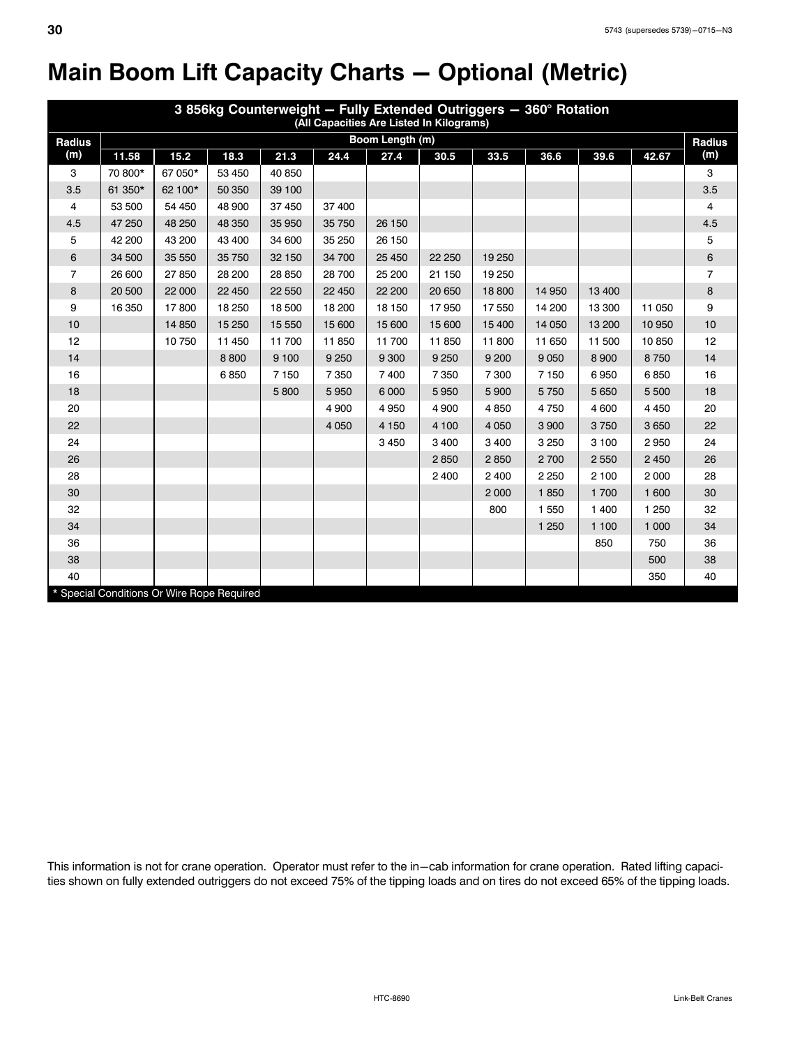# Main Boom Lift Capacity Charts — Optional (Metric)

| 3 856kg Counterweight — Fully Extended Outriggers — 360° Rotation (All Capacities Are Listed In Kilograms) | | | | | | | | | | | | |
|---|---|---|---|---|---|---|---|---|---|---|---|---|
| Radius (m) | Boom Length (m) | | | | | | | | | | | Radius (m) |
| | 11.58 | 15.2 | 18.3 | 21.3 | 24.4 | 27.4 | 30.5 | 33.5 | 36.6 | 39.6 | 42.67 | |
| 3 | 70 800* | 67 050* | 53 450 | 40 850 | | | | | | | | 3 |
| 3.5 | 61 350* | 62 100* | 50 350 | 39 100 | | | | | | | | 3.5 |
| 4 | 53 500 | 54 450 | 48 900 | 37 450 | 37 400 | | | | | | | 4 |
| 4.5 | 47 250 | 48 250 | 48 350 | 35 950 | 35 750 | 26 150 | | | | | | 4.5 |
| 5 | 42 200 | 43 200 | 43 400 | 34 600 | 35 250 | 26 150 | | | | | | 5 |
| 6 | 34 500 | 35 550 | 35 750 | 32 150 | 34 700 | 25 450 | 22 250 | 19 250 | | | | 6 |
| 7 | 26 600 | 27 850 | 28 200 | 28 850 | 28 700 | 25 200 | 21 150 | 19 250 | | | | 7 |
| 8 | 20 500 | 22 000 | 22 450 | 22 550 | 22 450 | 22 200 | 20 650 | 18 800 | 14 950 | 13 400 | | 8 |
| 9 | 16 350 | 17 800 | 18 250 | 18 500 | 18 200 | 18 150 | 17 950 | 17 550 | 14 200 | 13 300 | 11 050 | 9 |
| 10 | | 14 850 | 15 250 | 15 550 | 15 600 | 15 600 | 15 600 | 15 400 | 14 050 | 13 200 | 10 950 | 10 |
| 12 | | 10 750 | 11 450 | 11 700 | 11 850 | 11 700 | 11 850 | 11 800 | 11 650 | 11 500 | 10 850 | 12 |
| 14 | | | 8 800 | 9 100 | 9 250 | 9 300 | 9 250 | 9 200 | 9 050 | 8 900 | 8 750 | 14 |
| 16 | | | 6 850 | 7 150 | 7 350 | 7 400 | 7 350 | 7 300 | 7 150 | 6 950 | 6 850 | 16 |
| 18 | | | | 5 800 | 5 950 | 6 000 | 5 950 | 5 900 | 5 750 | 5 650 | 5 500 | 18 |
| 20 | | | | | 4 900 | 4 950 | 4 900 | 4 850 | 4 750 | 4 600 | 4 450 | 20 |
| 22 | | | | | 4 050 | 4 150 | 4 100 | 4 050 | 3 900 | 3 750 | 3 650 | 22 |
| 24 | | | | | | 3 450 | 3 400 | 3 400 | 3 250 | 3 100 | 2 950 | 24 |
| 26 | | | | | | | 2 850 | 2 850 | 2 700 | 2 550 | 2 450 | 26 |
| 28 | | | | | | | 2 400 | 2 400 | 2 250 | 2 100 | 2 000 | 28 |
| 30 | | | | | | | | 2 000 | 1 850 | 1 700 | 1 600 | 30 |
| 32 | | | | | | | | 800 | 1 550 | 1 400 | 1 250 | 32 |
| 34 | | | | | | | | | 1 250 | 1 100 | 1 000 | 34 |
| 36 | | | | | | | | | | 850 | 750 | 36 |
| 38 | | | | | | | | | | | 500 | 38 |
| 40 | | | | | | | | | | | 350 | 40 |

* Special Conditions Or Wire Rope Required

This information is not for crane operation. Operator must refer to the in—cab information for crane operation. Rated lifting capacities shown on fully extended outriggers do not exceed 75% of the tipping loads and on tires do not exceed 65% of the tipping loads.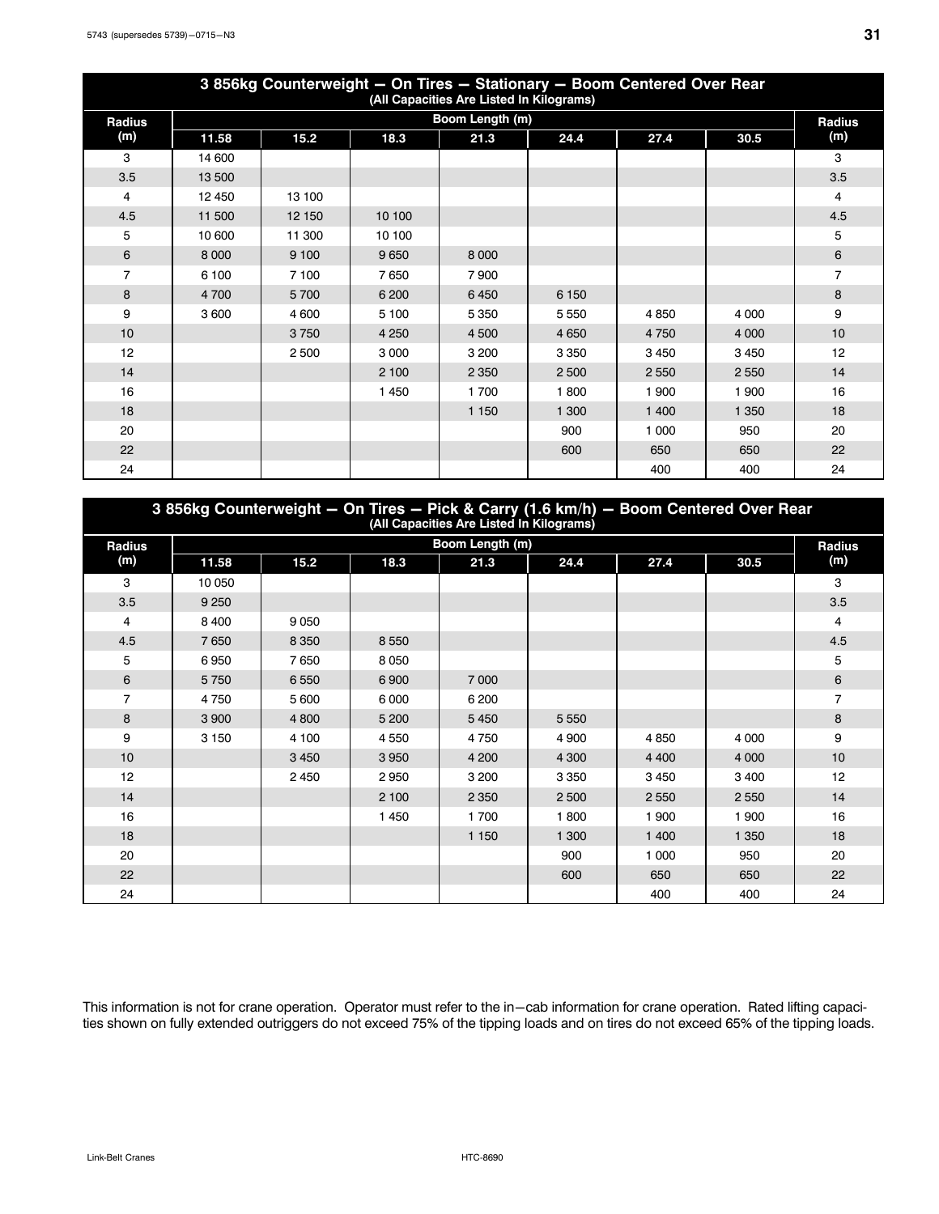| 3 856kg Counterweight — On Tires — Stationary — Boom Centered Over Rear (All Capacities Are Listed In Kilograms) | | | | | | | | |
|---|---|---|---|---|---|---|---|---|
| Radius (m) | Boom Length (m) | | | | | | | Radius (m) |
| | 11.58 | 15.2 | 18.3 | 21.3 | 24.4 | 27.4 | 30.5 | |
| 3 | 14 600 | | | | | | | 3 |
| 3.5 | 13 500 | | | | | | | 3.5 |
| 4 | 12 450 | 13 100 | | | | | | 4 |
| 4.5 | 11 500 | 12 150 | 10 100 | | | | | 4.5 |
| 5 | 10 600 | 11 300 | 10 100 | | | | | 5 |
| 6 | 8 000 | 9 100 | 9 650 | 8 000 | | | | 6 |
| 7 | 6 100 | 7 100 | 7 650 | 7 900 | | | | 7 |
| 8 | 4 700 | 5 700 | 6 200 | 6 450 | 6 150 | | | 8 |
| 9 | 3 600 | 4 600 | 5 100 | 5 350 | 5 550 | 4 850 | 4 000 | 9 |
| 10 | | 3 750 | 4 250 | 4 500 | 4 650 | 4 750 | 4 000 | 10 |
| 12 | | 2 500 | 3 000 | 3 200 | 3 350 | 3 450 | 3 450 | 12 |
| 14 | | | 2 100 | 2 350 | 2 500 | 2 550 | 2 550 | 14 |
| 16 | | | 1 450 | 1 700 | 1 800 | 1 900 | 1 900 | 16 |
| 18 | | | | 1 150 | 1 300 | 1 400 | 1 350 | 18 |
| 20 | | | | | 900 | 1 000 | 950 | 20 |
| 22 | | | | | 600 | 650 | 650 | 22 |
| 24 | | | | | | 400 | 400 | 24 |

| 3 856kg Counterweight — On Tires — Pick & Carry (1.6 km/h) — Boom Centered Over Rear (All Capacities Are Listed In Kilograms) | | | | | | | | |
|---|---|---|---|---|---|---|---|---|
| Radius (m) | Boom Length (m) | | | | | | | Radius (m) |
| | 11.58 | 15.2 | 18.3 | 21.3 | 24.4 | 27.4 | 30.5 | |
| 3 | 10 050 | | | | | | | 3 |
| 3.5 | 9 250 | | | | | | | 3.5 |
| 4 | 8 400 | 9 050 | | | | | | 4 |
| 4.5 | 7 650 | 8 350 | 8 550 | | | | | 4.5 |
| 5 | 6 950 | 7 650 | 8 050 | | | | | 5 |
| 6 | 5 750 | 6 550 | 6 900 | 7 000 | | | | 6 |
| 7 | 4 750 | 5 600 | 6 000 | 6 200 | | | | 7 |
| 8 | 3 900 | 4 800 | 5 200 | 5 450 | 5 550 | | | 8 |
| 9 | 3 150 | 4 100 | 4 550 | 4 750 | 4 900 | 4 850 | 4 000 | 9 |
| 10 | | 3 450 | 3 950 | 4 200 | 4 300 | 4 400 | 4 000 | 10 |
| 12 | | 2 450 | 2 950 | 3 200 | 3 350 | 3 450 | 3 400 | 12 |
| 14 | | | 2 100 | 2 350 | 2 500 | 2 550 | 2 550 | 14 |
| 16 | | | 1 450 | 1 700 | 1 800 | 1 900 | 1 900 | 16 |
| 18 | | | | 1 150 | 1 300 | 1 400 | 1 350 | 18 |
| 20 | | | | | 900 | 1 000 | 950 | 20 |
| 22 | | | | | 600 | 650 | 650 | 22 |
| 24 | | | | | | 400 | 400 | 24 |

This information is not for crane operation. Operator must refer to the in−cab information for crane operation. Rated lifting capacities shown on fully extended outriggers do not exceed 75% of the tipping loads and on tires do not exceed 65% of the tipping loads.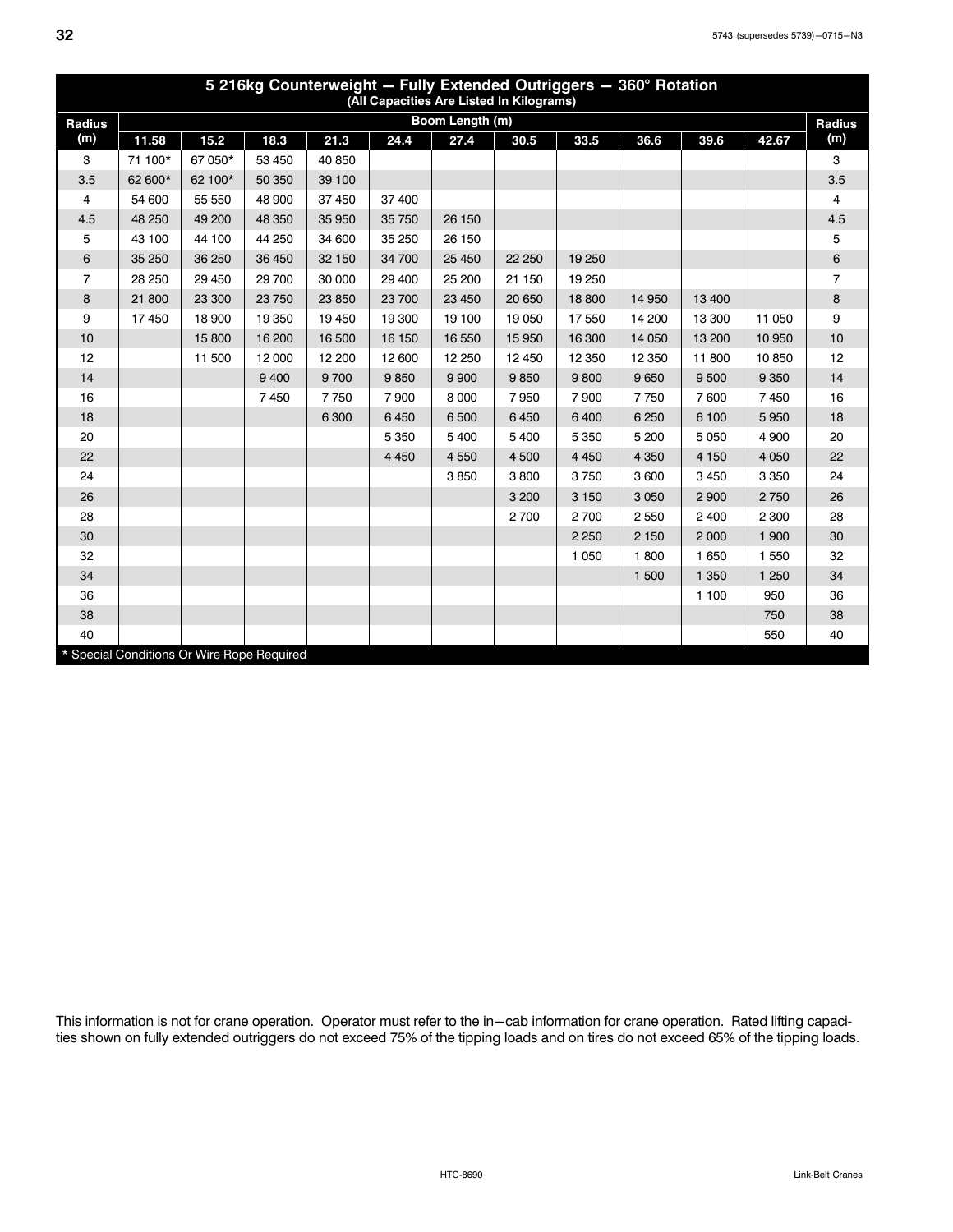| 5 216kg Counterweight — Fully Extended Outriggers — 360° Rotation (All Capacities Are Listed In Kilograms) | | | | | | | | | | | | |
|---|---|---|---|---|---|---|---|---|---|---|---|---|
| Radius (m) | Boom Length (m) | | | | | | | | | | | Radius (m) |
| | 11.58 | 15.2 | 18.3 | 21.3 | 24.4 | 27.4 | 30.5 | 33.5 | 36.6 | 39.6 | 42.67 | |
| 3 | 71 100* | 67 050* | 53 450 | 40 850 | | | | | | | | 3 |
| 3.5 | 62 600* | 62 100* | 50 350 | 39 100 | | | | | | | | 3.5 |
| 4 | 54 600 | 55 550 | 48 900 | 37 450 | 37 400 | | | | | | | 4 |
| 4.5 | 48 250 | 49 200 | 48 350 | 35 950 | 35 750 | 26 150 | | | | | | 4.5 |
| 5 | 43 100 | 44 100 | 44 250 | 34 600 | 35 250 | 26 150 | | | | | | 5 |
| 6 | 35 250 | 36 250 | 36 450 | 32 150 | 34 700 | 25 450 | 22 250 | 19 250 | | | | 6 |
| 7 | 28 250 | 29 450 | 29 700 | 30 000 | 29 400 | 25 200 | 21 150 | 19 250 | | | | 7 |
| 8 | 21 800 | 23 300 | 23 750 | 23 850 | 23 700 | 23 450 | 20 650 | 18 800 | 14 950 | 13 400 | | 8 |
| 9 | 17 450 | 18 900 | 19 350 | 19 450 | 19 300 | 19 100 | 19 050 | 17 550 | 14 200 | 13 300 | 11 050 | 9 |
| 10 | | 15 800 | 16 200 | 16 500 | 16 150 | 16 550 | 15 950 | 16 300 | 14 050 | 13 200 | 10 950 | 10 |
| 12 | | 11 500 | 12 000 | 12 200 | 12 600 | 12 250 | 12 450 | 12 350 | 12 350 | 11 800 | 10 850 | 12 |
| 14 | | | 9 400 | 9 700 | 9 850 | 9 900 | 9 850 | 9 800 | 9 650 | 9 500 | 9 350 | 14 |
| 16 | | | 7 450 | 7 750 | 7 900 | 8 000 | 7 950 | 7 900 | 7 750 | 7 600 | 7 450 | 16 |
| 18 | | | | 6 300 | 6 450 | 6 500 | 6 450 | 6 400 | 6 250 | 6 100 | 5 950 | 18 |
| 20 | | | | | 5 350 | 5 400 | 5 400 | 5 350 | 5 200 | 5 050 | 4 900 | 20 |
| 22 | | | | | 4 450 | 4 550 | 4 500 | 4 450 | 4 350 | 4 150 | 4 050 | 22 |
| 24 | | | | | | 3 850 | 3 800 | 3 750 | 3 600 | 3 450 | 3 350 | 24 |
| 26 | | | | | | | 3 200 | 3 150 | 3 050 | 2 900 | 2 750 | 26 |
| 28 | | | | | | | 2 700 | 2 700 | 2 550 | 2 400 | 2 300 | 28 |
| 30 | | | | | | | | 2 250 | 2 150 | 2 000 | 1 900 | 30 |
| 32 | | | | | | | | 1 050 | 1 800 | 1 650 | 1 550 | 32 |
| 34 | | | | | | | | | 1 500 | 1 350 | 1 250 | 34 |
| 36 | | | | | | | | | | 1 100 | 950 | 36 |
| 38 | | | | | | | | | | | 750 | 38 |
| 40 | | | | | | | | | | | 550 | 40 |

* Special Conditions Or Wire Rope Required

This information is not for crane operation. Operator must refer to the in−cab information for crane operation. Rated lifting capacities shown on fully extended outriggers do not exceed 75% of the tipping loads and on tires do not exceed 65% of the tipping loads.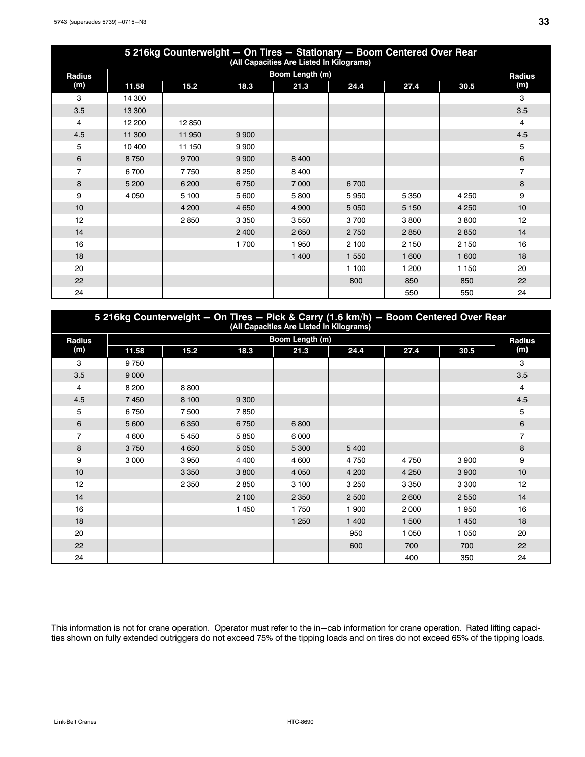| 5 216kg Counterweight — On Tires — Stationary — Boom Centered Over Rear (All Capacities Are Listed In Kilograms) | | | | | | | | |
|---|---|---|---|---|---|---|---|---|
| Radius (m) | Boom Length (m) | | | | | | | Radius (m) |
| | 11.58 | 15.2 | 18.3 | 21.3 | 24.4 | 27.4 | 30.5 | |
| 3 | 14 300 | | | | | | | 3 |
| 3.5 | 13 300 | | | | | | | 3.5 |
| 4 | 12 200 | 12 850 | | | | | | 4 |
| 4.5 | 11 300 | 11 950 | 9 900 | | | | | 4.5 |
| 5 | 10 400 | 11 150 | 9 900 | | | | | 5 |
| 6 | 8 750 | 9 700 | 9 900 | 8 400 | | | | 6 |
| 7 | 6 700 | 7 750 | 8 250 | 8 400 | | | | 7 |
| 8 | 5 200 | 6 200 | 6 750 | 7 000 | 6 700 | | | 8 |
| 9 | 4 050 | 5 100 | 5 600 | 5 800 | 5 950 | 5 350 | 4 250 | 9 |
| 10 | | 4 200 | 4 650 | 4 900 | 5 050 | 5 150 | 4 250 | 10 |
| 12 | | 2 850 | 3 350 | 3 550 | 3 700 | 3 800 | 3 800 | 12 |
| 14 | | | 2 400 | 2 650 | 2 750 | 2 850 | 2 850 | 14 |
| 16 | | | 1 700 | 1 950 | 2 100 | 2 150 | 2 150 | 16 |
| 18 | | | | 1 400 | 1 550 | 1 600 | 1 600 | 18 |
| 20 | | | | | 1 100 | 1 200 | 1 150 | 20 |
| 22 | | | | | 800 | 850 | 850 | 22 |
| 24 | | | | | | 550 | 550 | 24 |

| 5 216kg Counterweight — On Tires — Pick & Carry (1.6 km/h) — Boom Centered Over Rear (All Capacities Are Listed In Kilograms) | | | | | | | | |
|---|---|---|---|---|---|---|---|---|
| Radius (m) | Boom Length (m) | | | | | | | Radius (m) |
| | 11.58 | 15.2 | 18.3 | 21.3 | 24.4 | 27.4 | 30.5 | |
| 3 | 9 750 | | | | | | | 3 |
| 3.5 | 9 000 | | | | | | | 3.5 |
| 4 | 8 200 | 8 800 | | | | | | 4 |
| 4.5 | 7 450 | 8 100 | 9 300 | | | | | 4.5 |
| 5 | 6 750 | 7 500 | 7 850 | | | | | 5 |
| 6 | 5 600 | 6 350 | 6 750 | 6 800 | | | | 6 |
| 7 | 4 600 | 5 450 | 5 850 | 6 000 | | | | 7 |
| 8 | 3 750 | 4 650 | 5 050 | 5 300 | 5 400 | | | 8 |
| 9 | 3 000 | 3 950 | 4 400 | 4 600 | 4 750 | 4 750 | 3 900 | 9 |
| 10 | | 3 350 | 3 800 | 4 050 | 4 200 | 4 250 | 3 900 | 10 |
| 12 | | 2 350 | 2 850 | 3 100 | 3 250 | 3 350 | 3 300 | 12 |
| 14 | | | 2 100 | 2 350 | 2 500 | 2 600 | 2 550 | 14 |
| 16 | | | 1 450 | 1 750 | 1 900 | 2 000 | 1 950 | 16 |
| 18 | | | | 1 250 | 1 400 | 1 500 | 1 450 | 18 |
| 20 | | | | | 950 | 1 050 | 1 050 | 20 |
| 22 | | | | | 600 | 700 | 700 | 22 |
| 24 | | | | | | 400 | 350 | 24 |

This information is not for crane operation. Operator must refer to the in−cab information for crane operation. Rated lifting capacities shown on fully extended outriggers do not exceed 75% of the tipping loads and on tires do not exceed 65% of the tipping loads.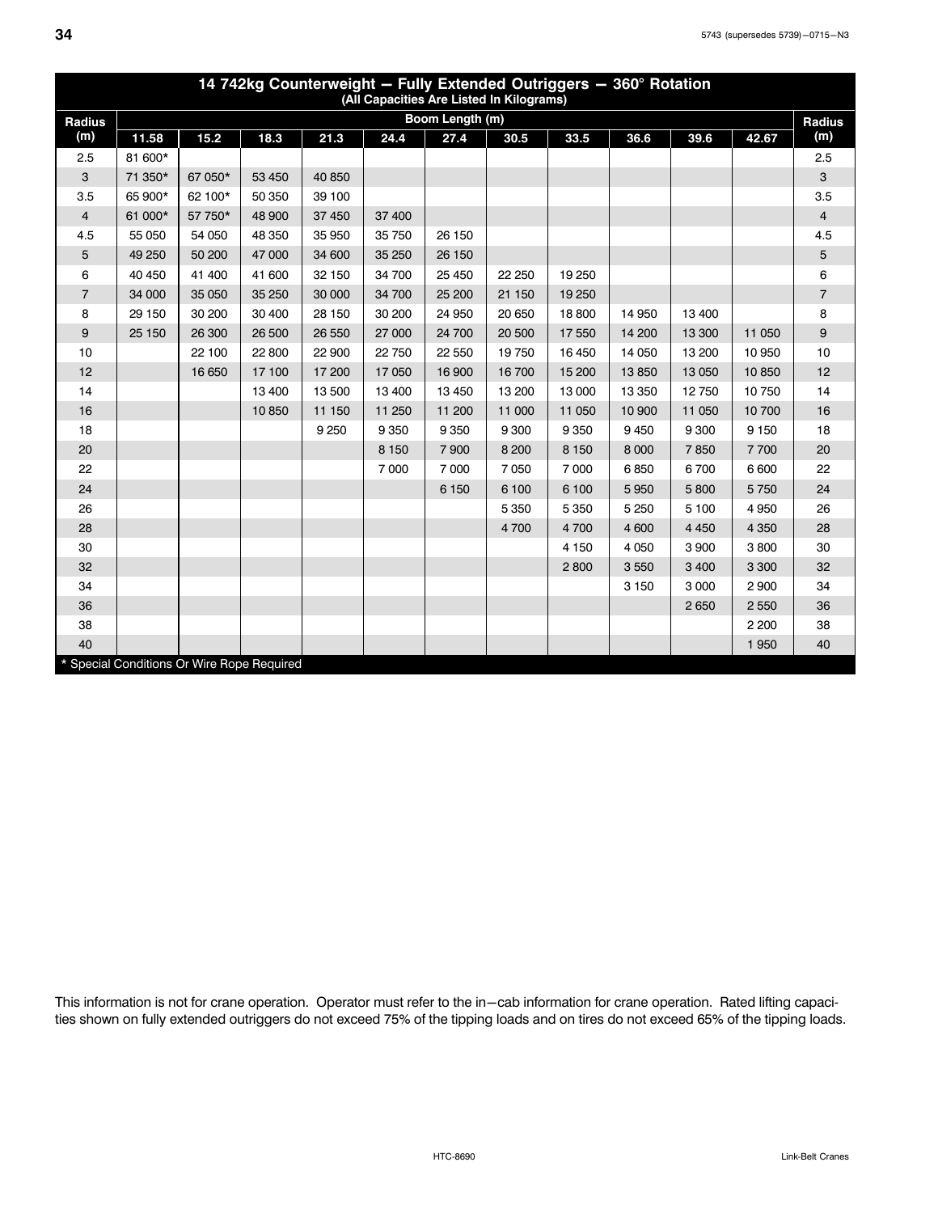## 14 742kg Counterweight — Fully Extended Outriggers — 360° Rotation

(All Capacities Are Listed In Kilograms)

| Radius (m) | Boom Length (m) | | | | | | | | | | | Radius (m) |
|---|---|---|---|---|---|---|---|---|---|---|---|---|
| | 11.58 | 15.2 | 18.3 | 21.3 | 24.4 | 27.4 | 30.5 | 33.5 | 36.6 | 39.6 | 42.67 | |
| 2.5 | 81 600* | | | | | | | | | | | 2.5 |
| 3 | 71 350* | 67 050* | 53 450 | 40 850 | | | | | | | | 3 |
| 3.5 | 65 900* | 62 100* | 50 350 | 39 100 | | | | | | | | 3.5 |
| 4 | 61 000* | 57 750* | 48 900 | 37 450 | 37 400 | | | | | | | 4 |
| 4.5 | 55 050 | 54 050 | 48 350 | 35 950 | 35 750 | 26 150 | | | | | | 4.5 |
| 5 | 49 250 | 50 200 | 47 000 | 34 600 | 35 250 | 26 150 | | | | | | 5 |
| 6 | 40 450 | 41 400 | 41 600 | 32 150 | 34 700 | 25 450 | 22 250 | 19 250 | | | | 6 |
| 7 | 34 000 | 35 050 | 35 250 | 30 000 | 34 700 | 25 200 | 21 150 | 19 250 | | | | 7 |
| 8 | 29 150 | 30 200 | 30 400 | 28 150 | 30 200 | 24 950 | 20 650 | 18 800 | 14 950 | 13 400 | | 8 |
| 9 | 25 150 | 26 300 | 26 500 | 26 550 | 27 000 | 24 700 | 20 500 | 17 550 | 14 200 | 13 300 | 11 050 | 9 |
| 10 | | 22 100 | 22 800 | 22 900 | 22 750 | 22 550 | 19 750 | 16 450 | 14 050 | 13 200 | 10 950 | 10 |
| 12 | | 16 650 | 17 100 | 17 200 | 17 050 | 16 900 | 16 700 | 15 200 | 13 850 | 13 050 | 10 850 | 12 |
| 14 | | | 13 400 | 13 500 | 13 400 | 13 450 | 13 200 | 13 000 | 13 350 | 12 750 | 10 750 | 14 |
| 16 | | | 10 850 | 11 150 | 11 250 | 11 200 | 11 000 | 11 050 | 10 900 | 11 050 | 10 700 | 16 |
| 18 | | | | 9 250 | 9 350 | 9 350 | 9 300 | 9 350 | 9 450 | 9 300 | 9 150 | 18 |
| 20 | | | | | 8 150 | 7 900 | 8 200 | 8 150 | 8 000 | 7 850 | 7 700 | 20 |
| 22 | | | | | 7 000 | 7 000 | 7 050 | 7 000 | 6 850 | 6 700 | 6 600 | 22 |
| 24 | | | | | | 6 150 | 6 100 | 6 100 | 5 950 | 5 800 | 5 750 | 24 |
| 26 | | | | | | | 5 350 | 5 350 | 5 250 | 5 100 | 4 950 | 26 |
| 28 | | | | | | | 4 700 | 4 700 | 4 600 | 4 450 | 4 350 | 28 |
| 30 | | | | | | | | 4 150 | 4 050 | 3 900 | 3 800 | 30 |
| 32 | | | | | | | | 2 800 | 3 550 | 3 400 | 3 300 | 32 |
| 34 | | | | | | | | | 3 150 | 3 000 | 2 900 | 34 |
| 36 | | | | | | | | | | 2 650 | 2 550 | 36 |
| 38 | | | | | | | | | | | 2 200 | 38 |
| 40 | | | | | | | | | | | 1 950 | 40 |

* Special Conditions Or Wire Rope Required

This information is not for crane operation. Operator must refer to the in-cab information for crane operation. Rated lifting capacities shown on fully extended outriggers do not exceed 75% of the tipping loads and on tires do not exceed 65% of the tipping loads.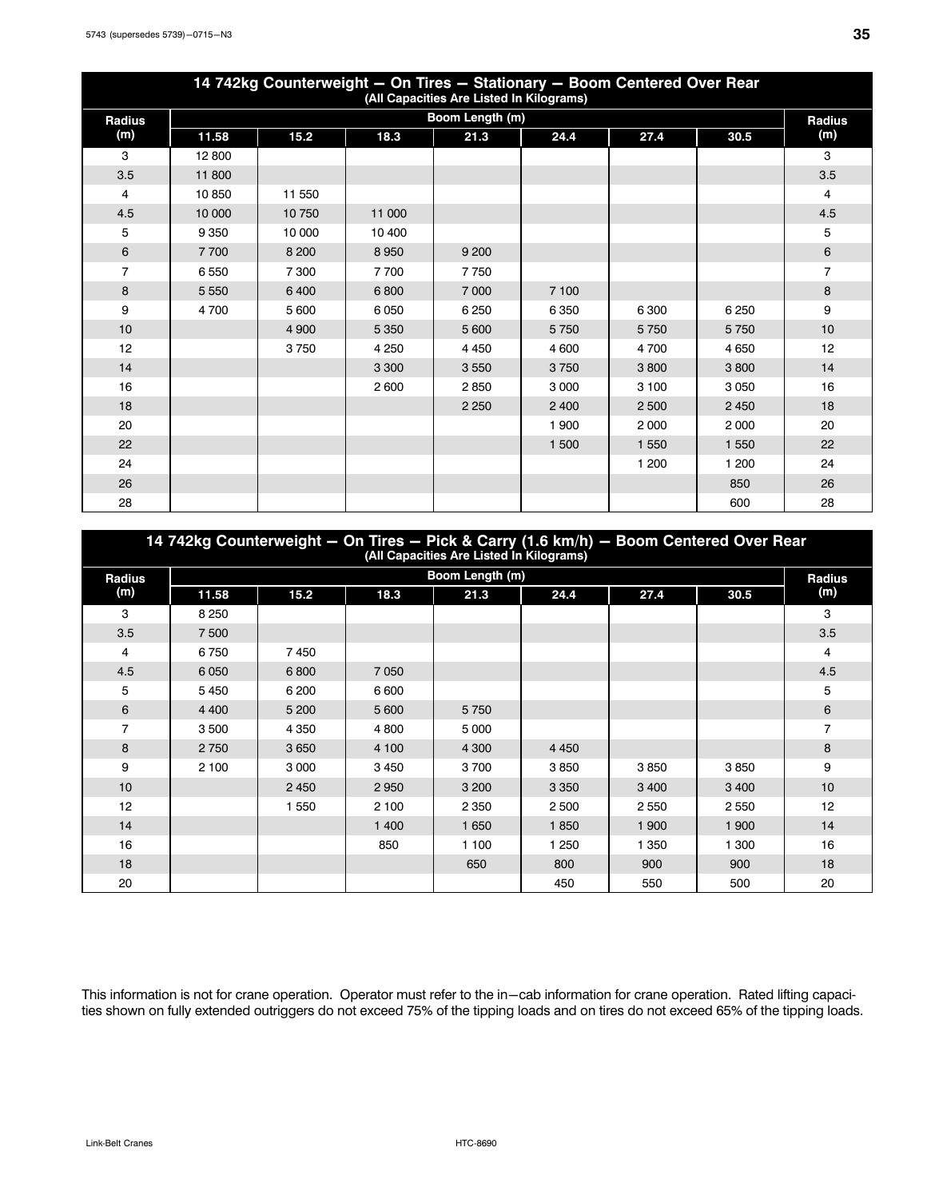| 14 742kg Counterweight — On Tires — Stationary — Boom Centered Over Rear (All Capacities Are Listed In Kilograms) | | | | | | | | |
|---|---|---|---|---|---|---|---|---|
| Radius (m) | Boom Length (m) | | | | | | | Radius (m) |
| | 11.58 | 15.2 | 18.3 | 21.3 | 24.4 | 27.4 | 30.5 | |
| 3 | 12 800 | | | | | | | 3 |
| 3.5 | 11 800 | | | | | | | 3.5 |
| 4 | 10 850 | 11 550 | | | | | | 4 |
| 4.5 | 10 000 | 10 750 | 11 000 | | | | | 4.5 |
| 5 | 9 350 | 10 000 | 10 400 | | | | | 5 |
| 6 | 7 700 | 8 200 | 8 950 | 9 200 | | | | 6 |
| 7 | 6 550 | 7 300 | 7 700 | 7 750 | | | | 7 |
| 8 | 5 550 | 6 400 | 6 800 | 7 000 | 7 100 | | | 8 |
| 9 | 4 700 | 5 600 | 6 050 | 6 250 | 6 350 | 6 300 | 6 250 | 9 |
| 10 | | 4 900 | 5 350 | 5 600 | 5 750 | 5 750 | 5 750 | 10 |
| 12 | | 3 750 | 4 250 | 4 450 | 4 600 | 4 700 | 4 650 | 12 |
| 14 | | | 3 300 | 3 550 | 3 750 | 3 800 | 3 800 | 14 |
| 16 | | | 2 600 | 2 850 | 3 000 | 3 100 | 3 050 | 16 |
| 18 | | | | 2 250 | 2 400 | 2 500 | 2 450 | 18 |
| 20 | | | | | 1 900 | 2 000 | 2 000 | 20 |
| 22 | | | | | 1 500 | 1 550 | 1 550 | 22 |
| 24 | | | | | | 1 200 | 1 200 | 24 |
| 26 | | | | | | | 850 | 26 |
| 28 | | | | | | | 600 | 28 |

| 14 742kg Counterweight — On Tires — Pick & Carry (1.6 km/h) — Boom Centered Over Rear (All Capacities Are Listed In Kilograms) | | | | | | | | |
|---|---|---|---|---|---|---|---|---|
| Radius (m) | Boom Length (m) | | | | | | | Radius (m) |
| | 11.58 | 15.2 | 18.3 | 21.3 | 24.4 | 27.4 | 30.5 | |
| 3 | 8 250 | | | | | | | 3 |
| 3.5 | 7 500 | | | | | | | 3.5 |
| 4 | 6 750 | 7 450 | | | | | | 4 |
| 4.5 | 6 050 | 6 800 | 7 050 | | | | | 4.5 |
| 5 | 5 450 | 6 200 | 6 600 | | | | | 5 |
| 6 | 4 400 | 5 200 | 5 600 | 5 750 | | | | 6 |
| 7 | 3 500 | 4 350 | 4 800 | 5 000 | | | | 7 |
| 8 | 2 750 | 3 650 | 4 100 | 4 300 | 4 450 | | | 8 |
| 9 | 2 100 | 3 000 | 3 450 | 3 700 | 3 850 | 3 850 | 3 850 | 9 |
| 10 | | 2 450 | 2 950 | 3 200 | 3 350 | 3 400 | 3 400 | 10 |
| 12 | | 1 550 | 2 100 | 2 350 | 2 500 | 2 550 | 2 550 | 12 |
| 14 | | | 1 400 | 1 650 | 1 850 | 1 900 | 1 900 | 14 |
| 16 | | | 850 | 1 100 | 1 250 | 1 350 | 1 300 | 16 |
| 18 | | | | 650 | 800 | 900 | 900 | 18 |
| 20 | | | | | 450 | 550 | 500 | 20 |

This information is not for crane operation. Operator must refer to the in−cab information for crane operation. Rated lifting capacities shown on fully extended outriggers do not exceed 75% of the tipping loads and on tires do not exceed 65% of the tipping loads.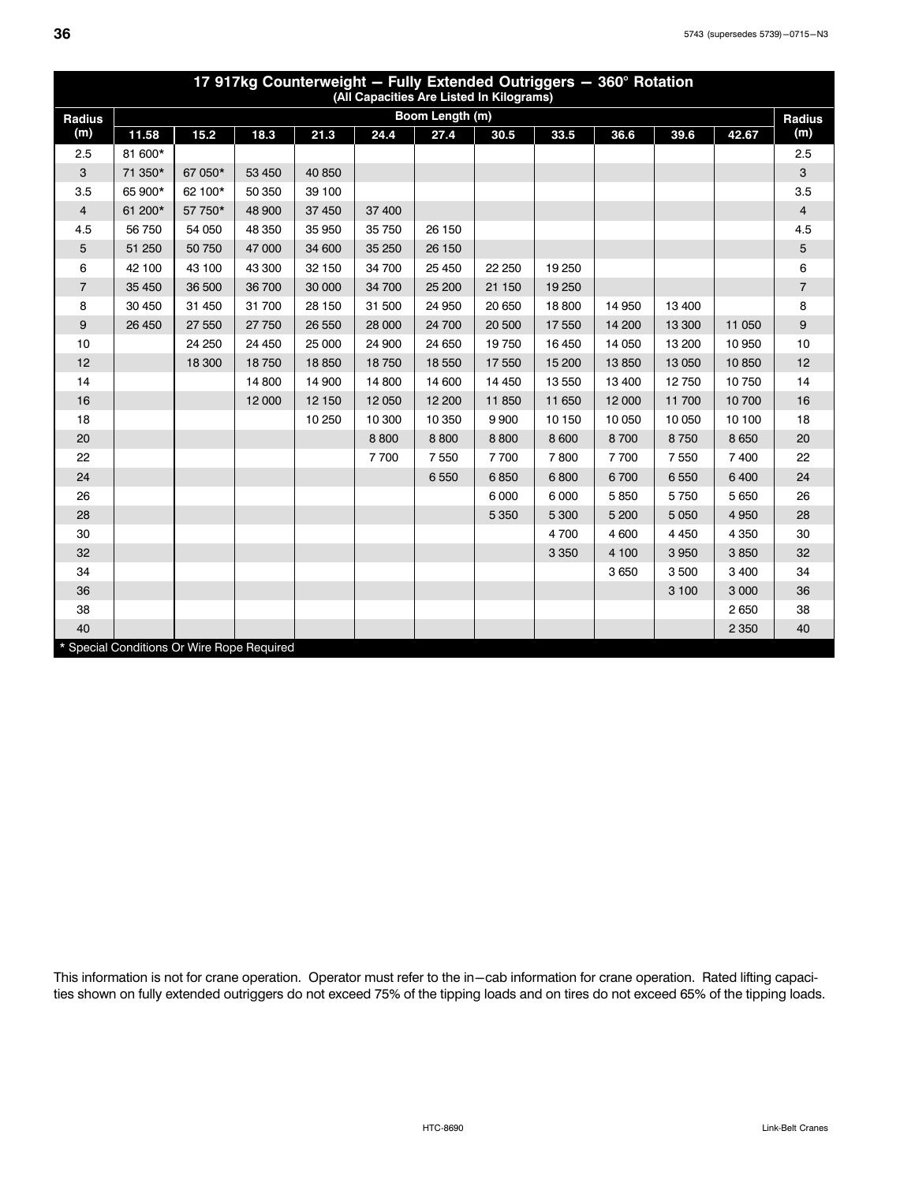## 17 917kg Counterweight — Fully Extended Outriggers — 360° Rotation

(All Capacities Are Listed In Kilograms)

| Radius (m) | Boom Length (m) | | | | | | | | | | | Radius (m) |
|---|---|---|---|---|---|---|---|---|---|---|---|---|
| | 11.58 | 15.2 | 18.3 | 21.3 | 24.4 | 27.4 | 30.5 | 33.5 | 36.6 | 39.6 | 42.67 | |
| 2.5 | 81 600* | | | | | | | | | | | 2.5 |
| 3 | 71 350* | 67 050* | 53 450 | 40 850 | | | | | | | | 3 |
| 3.5 | 65 900* | 62 100* | 50 350 | 39 100 | | | | | | | | 3.5 |
| 4 | 61 200* | 57 750* | 48 900 | 37 450 | 37 400 | | | | | | | 4 |
| 4.5 | 56 750 | 54 050 | 48 350 | 35 950 | 35 750 | 26 150 | | | | | | 4.5 |
| 5 | 51 250 | 50 750 | 47 000 | 34 600 | 35 250 | 26 150 | | | | | | 5 |
| 6 | 42 100 | 43 100 | 43 300 | 32 150 | 34 700 | 25 450 | 22 250 | 19 250 | | | | 6 |
| 7 | 35 450 | 36 500 | 36 700 | 30 000 | 34 700 | 25 200 | 21 150 | 19 250 | | | | 7 |
| 8 | 30 450 | 31 450 | 31 700 | 28 150 | 31 500 | 24 950 | 20 650 | 18 800 | 14 950 | 13 400 | | 8 |
| 9 | 26 450 | 27 550 | 27 750 | 26 550 | 28 000 | 24 700 | 20 500 | 17 550 | 14 200 | 13 300 | 11 050 | 9 |
| 10 | | 24 250 | 24 450 | 25 000 | 24 900 | 24 650 | 19 750 | 16 450 | 14 050 | 13 200 | 10 950 | 10 |
| 12 | | 18 300 | 18 750 | 18 850 | 18 750 | 18 550 | 17 550 | 15 200 | 13 850 | 13 050 | 10 850 | 12 |
| 14 | | | 14 800 | 14 900 | 14 800 | 14 600 | 14 450 | 13 550 | 13 400 | 12 750 | 10 750 | 14 |
| 16 | | | 12 000 | 12 150 | 12 050 | 12 200 | 11 850 | 11 650 | 12 000 | 11 700 | 10 700 | 16 |
| 18 | | | | 10 250 | 10 300 | 10 350 | 9 900 | 10 150 | 10 050 | 10 050 | 10 100 | 18 |
| 20 | | | | | 8 800 | 8 800 | 8 800 | 8 600 | 8 700 | 8 750 | 8 650 | 20 |
| 22 | | | | | 7 700 | 7 550 | 7 700 | 7 800 | 7 700 | 7 550 | 7 400 | 22 |
| 24 | | | | | | 6 550 | 6 850 | 6 800 | 6 700 | 6 550 | 6 400 | 24 |
| 26 | | | | | | | 6 000 | 6 000 | 5 850 | 5 750 | 5 650 | 26 |
| 28 | | | | | | | 5 350 | 5 300 | 5 200 | 5 050 | 4 950 | 28 |
| 30 | | | | | | | | 4 700 | 4 600 | 4 450 | 4 350 | 30 |
| 32 | | | | | | | | 3 350 | 4 100 | 3 950 | 3 850 | 32 |
| 34 | | | | | | | | | 3 650 | 3 500 | 3 400 | 34 |
| 36 | | | | | | | | | | 3 100 | 3 000 | 36 |
| 38 | | | | | | | | | | | 2 650 | 38 |
| 40 | | | | | | | | | | | 2 350 | 40 |

* Special Conditions Or Wire Rope Required

This information is not for crane operation. Operator must refer to the in−cab information for crane operation. Rated lifting capacities shown on fully extended outriggers do not exceed 75% of the tipping loads and on tires do not exceed 65% of the tipping loads.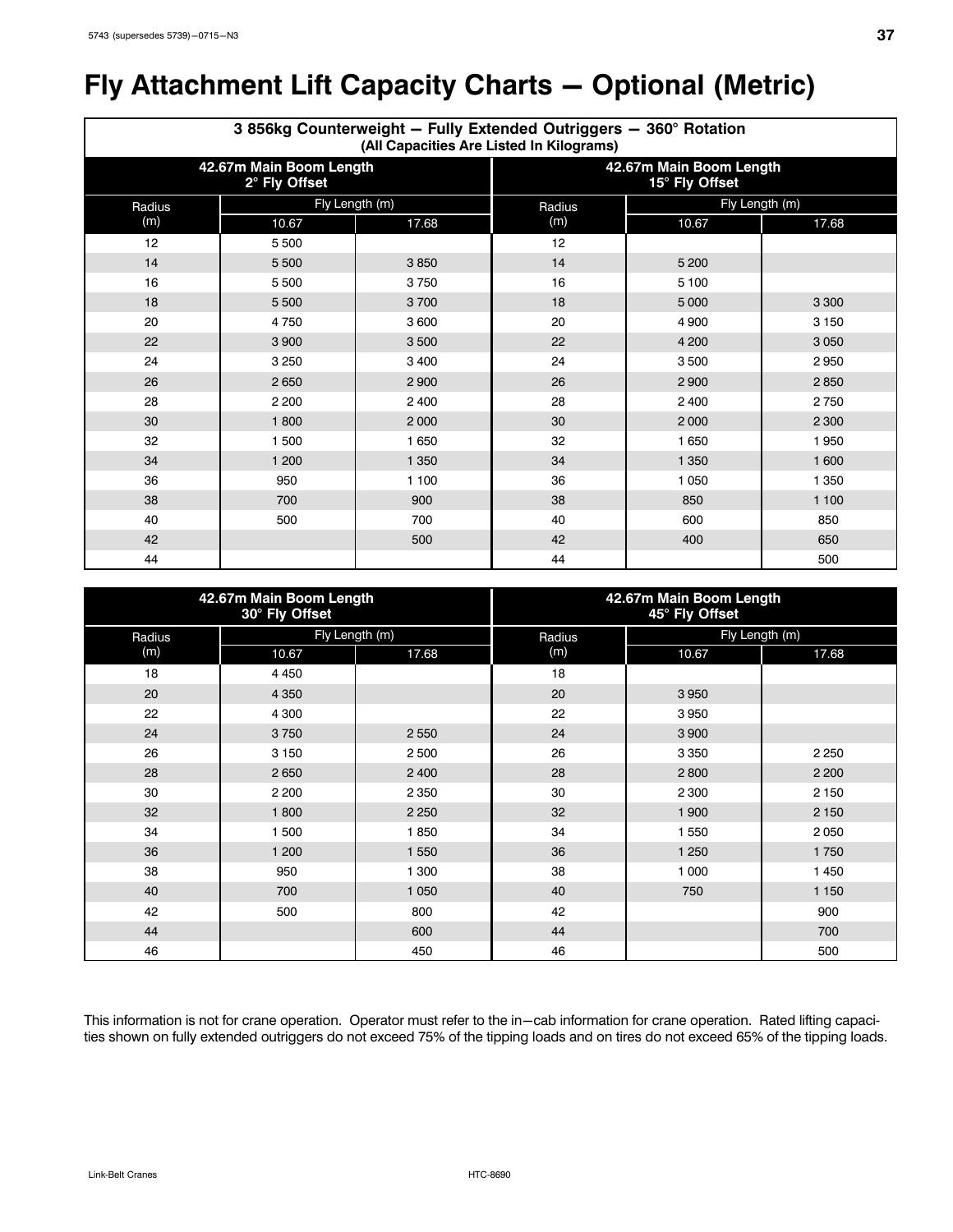# Fly Attachment Lift Capacity Charts — Optional (Metric)

**3 856kg Counterweight — Fully Extended Outriggers — 360° Rotation**
**(All Capacities Are Listed In Kilograms)**

| 42.67m Main Boom Length 2° Fly Offset | | | 42.67m Main Boom Length 15° Fly Offset | | |
|---|---|---|---|---|---|
| Radius (m) | Fly Length (m) | | Radius (m) | Fly Length (m) | |
| | 10.67 | 17.68 | | 10.67 | 17.68 |
| 12 | 5 500 | | 12 | | |
| 14 | 5 500 | 3 850 | 14 | 5 200 | |
| 16 | 5 500 | 3 750 | 16 | 5 100 | |
| 18 | 5 500 | 3 700 | 18 | 5 000 | 3 300 |
| 20 | 4 750 | 3 600 | 20 | 4 900 | 3 150 |
| 22 | 3 900 | 3 500 | 22 | 4 200 | 3 050 |
| 24 | 3 250 | 3 400 | 24 | 3 500 | 2 950 |
| 26 | 2 650 | 2 900 | 26 | 2 900 | 2 850 |
| 28 | 2 200 | 2 400 | 28 | 2 400 | 2 750 |
| 30 | 1 800 | 2 000 | 30 | 2 000 | 2 300 |
| 32 | 1 500 | 1 650 | 32 | 1 650 | 1 950 |
| 34 | 1 200 | 1 350 | 34 | 1 350 | 1 600 |
| 36 | 950 | 1 100 | 36 | 1 050 | 1 350 |
| 38 | 700 | 900 | 38 | 850 | 1 100 |
| 40 | 500 | 700 | 40 | 600 | 850 |
| 42 | | 500 | 42 | 400 | 650 |
| 44 | | | 44 | | 500 |

| 42.67m Main Boom Length 30° Fly Offset | | | 42.67m Main Boom Length 45° Fly Offset | | |
|---|---|---|---|---|---|
| Radius (m) | Fly Length (m) | | Radius (m) | Fly Length (m) | |
| | 10.67 | 17.68 | | 10.67 | 17.68 |
| 18 | 4 450 | | 18 | | |
| 20 | 4 350 | | 20 | 3 950 | |
| 22 | 4 300 | | 22 | 3 950 | |
| 24 | 3 750 | 2 550 | 24 | 3 900 | |
| 26 | 3 150 | 2 500 | 26 | 3 350 | 2 250 |
| 28 | 2 650 | 2 400 | 28 | 2 800 | 2 200 |
| 30 | 2 200 | 2 350 | 30 | 2 300 | 2 150 |
| 32 | 1 800 | 2 250 | 32 | 1 900 | 2 150 |
| 34 | 1 500 | 1 850 | 34 | 1 550 | 2 050 |
| 36 | 1 200 | 1 550 | 36 | 1 250 | 1 750 |
| 38 | 950 | 1 300 | 38 | 1 000 | 1 450 |
| 40 | 700 | 1 050 | 40 | 750 | 1 150 |
| 42 | 500 | 800 | 42 | | 900 |
| 44 | | 600 | 44 | | 700 |
| 46 | | 450 | 46 | | 500 |

This information is not for crane operation. Operator must refer to the in−cab information for crane operation. Rated lifting capacities shown on fully extended outriggers do not exceed 75% of the tipping loads and on tires do not exceed 65% of the tipping loads.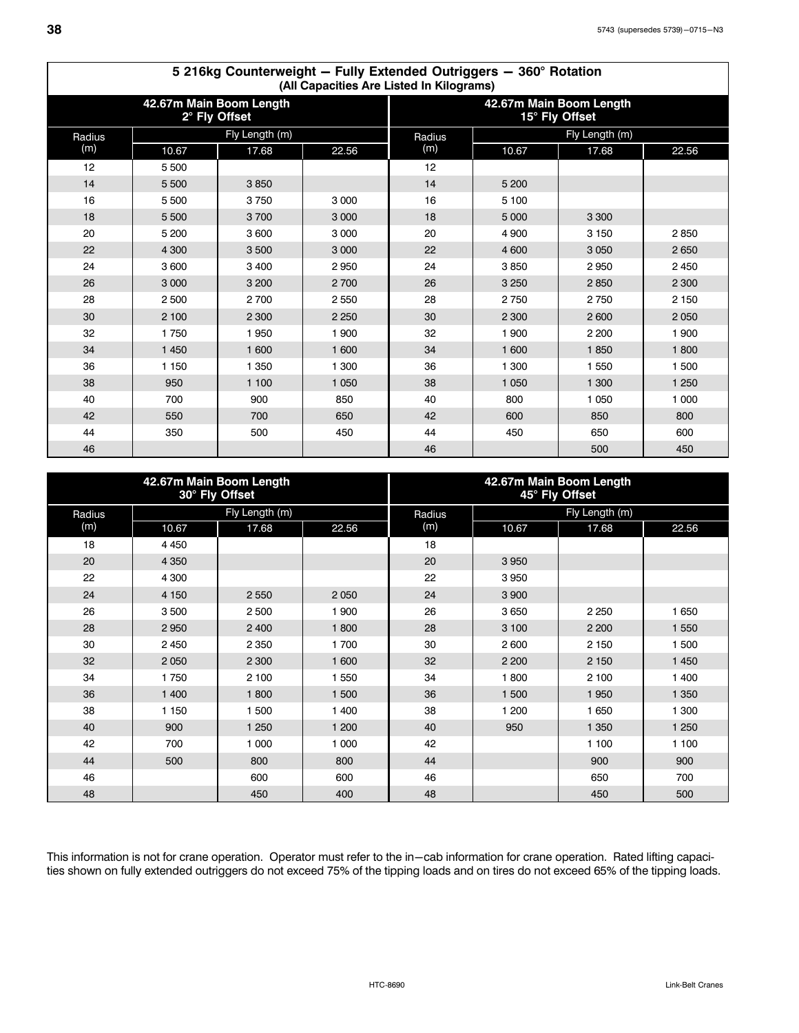## 5 216kg Counterweight — Fully Extended Outriggers — 360° Rotation

(All Capacities Are Listed In Kilograms)

| 42.67m Main Boom Length 2° Fly Offset | | | | 42.67m Main Boom Length 15° Fly Offset | | | |
|---|---|---|---|---|---|---|---|
| Radius (m) | Fly Length (m) | | | Radius (m) | Fly Length (m) | | |
| | 10.67 | 17.68 | 22.56 | | 10.67 | 17.68 | 22.56 |
| 12 | 5 500 | | | 12 | | | |
| 14 | 5 500 | 3 850 | | 14 | 5 200 | | |
| 16 | 5 500 | 3 750 | 3 000 | 16 | 5 100 | | |
| 18 | 5 500 | 3 700 | 3 000 | 18 | 5 000 | 3 300 | |
| 20 | 5 200 | 3 600 | 3 000 | 20 | 4 900 | 3 150 | 2 850 |
| 22 | 4 300 | 3 500 | 3 000 | 22 | 4 600 | 3 050 | 2 650 |
| 24 | 3 600 | 3 400 | 2 950 | 24 | 3 850 | 2 950 | 2 450 |
| 26 | 3 000 | 3 200 | 2 700 | 26 | 3 250 | 2 850 | 2 300 |
| 28 | 2 500 | 2 700 | 2 550 | 28 | 2 750 | 2 750 | 2 150 |
| 30 | 2 100 | 2 300 | 2 250 | 30 | 2 300 | 2 600 | 2 050 |
| 32 | 1 750 | 1 950 | 1 900 | 32 | 1 900 | 2 200 | 1 900 |
| 34 | 1 450 | 1 600 | 1 600 | 34 | 1 600 | 1 850 | 1 800 |
| 36 | 1 150 | 1 350 | 1 300 | 36 | 1 300 | 1 550 | 1 500 |
| 38 | 950 | 1 100 | 1 050 | 38 | 1 050 | 1 300 | 1 250 |
| 40 | 700 | 900 | 850 | 40 | 800 | 1 050 | 1 000 |
| 42 | 550 | 700 | 650 | 42 | 600 | 850 | 800 |
| 44 | 350 | 500 | 450 | 44 | 450 | 650 | 600 |
| 46 | | | | 46 | | 500 | 450 |

| 42.67m Main Boom Length 30° Fly Offset | | | | 42.67m Main Boom Length 45° Fly Offset | | | |
|---|---|---|---|---|---|---|---|
| Radius (m) | Fly Length (m) | | | Radius (m) | Fly Length (m) | | |
| | 10.67 | 17.68 | 22.56 | | 10.67 | 17.68 | 22.56 |
| 18 | 4 450 | | | 18 | | | |
| 20 | 4 350 | | | 20 | 3 950 | | |
| 22 | 4 300 | | | 22 | 3 950 | | |
| 24 | 4 150 | 2 550 | 2 050 | 24 | 3 900 | | |
| 26 | 3 500 | 2 500 | 1 900 | 26 | 3 650 | 2 250 | 1 650 |
| 28 | 2 950 | 2 400 | 1 800 | 28 | 3 100 | 2 200 | 1 550 |
| 30 | 2 450 | 2 350 | 1 700 | 30 | 2 600 | 2 150 | 1 500 |
| 32 | 2 050 | 2 300 | 1 600 | 32 | 2 200 | 2 150 | 1 450 |
| 34 | 1 750 | 2 100 | 1 550 | 34 | 1 800 | 2 100 | 1 400 |
| 36 | 1 400 | 1 800 | 1 500 | 36 | 1 500 | 1 950 | 1 350 |
| 38 | 1 150 | 1 500 | 1 400 | 38 | 1 200 | 1 650 | 1 300 |
| 40 | 900 | 1 250 | 1 200 | 40 | 950 | 1 350 | 1 250 |
| 42 | 700 | 1 000 | 1 000 | 42 | | 1 100 | 1 100 |
| 44 | 500 | 800 | 800 | 44 | | 900 | 900 |
| 46 | | 600 | 600 | 46 | | 650 | 700 |
| 48 | | 450 | 400 | 48 | | 450 | 500 |

This information is not for crane operation. Operator must refer to the in−cab information for crane operation. Rated lifting capacities shown on fully extended outriggers do not exceed 75% of the tipping loads and on tires do not exceed 65% of the tipping loads.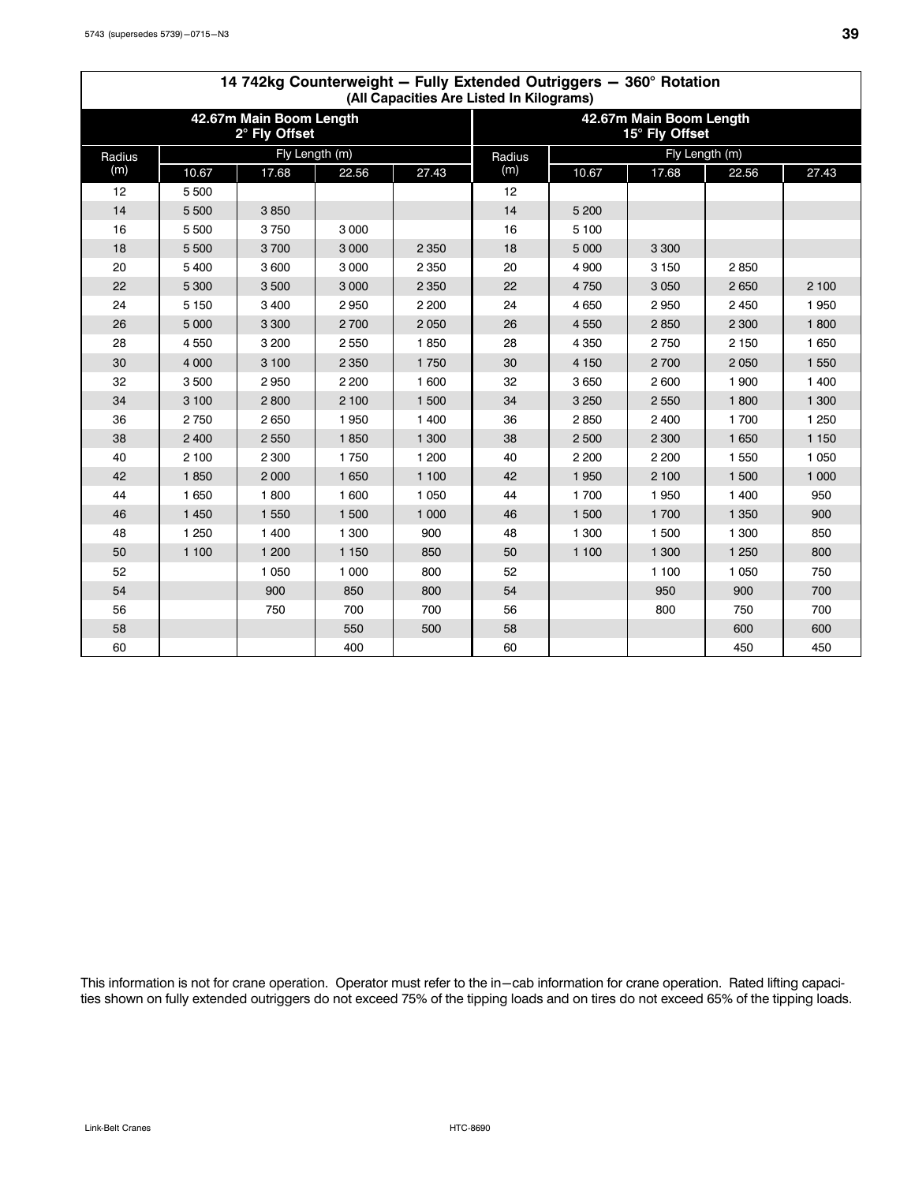## 14 742kg Counterweight — Fully Extended Outriggers — 360° Rotation

(All Capacities Are Listed In Kilograms)

| 42.67m Main Boom Length 2° Fly Offset | | | | | 42.67m Main Boom Length 15° Fly Offset | | | | |
|---|---|---|---|---|---|---|---|---|---|
| Radius (m) | Fly Length (m) | | | | Radius (m) | Fly Length (m) | | | |
| | 10.67 | 17.68 | 22.56 | 27.43 | | 10.67 | 17.68 | 22.56 | 27.43 |
| 12 | 5 500 | | | | 12 | | | | |
| 14 | 5 500 | 3 850 | | | 14 | 5 200 | | | |
| 16 | 5 500 | 3 750 | 3 000 | | 16 | 5 100 | | | |
| 18 | 5 500 | 3 700 | 3 000 | 2 350 | 18 | 5 000 | 3 300 | | |
| 20 | 5 400 | 3 600 | 3 000 | 2 350 | 20 | 4 900 | 3 150 | 2 850 | |
| 22 | 5 300 | 3 500 | 3 000 | 2 350 | 22 | 4 750 | 3 050 | 2 650 | 2 100 |
| 24 | 5 150 | 3 400 | 2 950 | 2 200 | 24 | 4 650 | 2 950 | 2 450 | 1 950 |
| 26 | 5 000 | 3 300 | 2 700 | 2 050 | 26 | 4 550 | 2 850 | 2 300 | 1 800 |
| 28 | 4 550 | 3 200 | 2 550 | 1 850 | 28 | 4 350 | 2 750 | 2 150 | 1 650 |
| 30 | 4 000 | 3 100 | 2 350 | 1 750 | 30 | 4 150 | 2 700 | 2 050 | 1 550 |
| 32 | 3 500 | 2 950 | 2 200 | 1 600 | 32 | 3 650 | 2 600 | 1 900 | 1 400 |
| 34 | 3 100 | 2 800 | 2 100 | 1 500 | 34 | 3 250 | 2 550 | 1 800 | 1 300 |
| 36 | 2 750 | 2 650 | 1 950 | 1 400 | 36 | 2 850 | 2 400 | 1 700 | 1 250 |
| 38 | 2 400 | 2 550 | 1 850 | 1 300 | 38 | 2 500 | 2 300 | 1 650 | 1 150 |
| 40 | 2 100 | 2 300 | 1 750 | 1 200 | 40 | 2 200 | 2 200 | 1 550 | 1 050 |
| 42 | 1 850 | 2 000 | 1 650 | 1 100 | 42 | 1 950 | 2 100 | 1 500 | 1 000 |
| 44 | 1 650 | 1 800 | 1 600 | 1 050 | 44 | 1 700 | 1 950 | 1 400 | 950 |
| 46 | 1 450 | 1 550 | 1 500 | 1 000 | 46 | 1 500 | 1 700 | 1 350 | 900 |
| 48 | 1 250 | 1 400 | 1 300 | 900 | 48 | 1 300 | 1 500 | 1 300 | 850 |
| 50 | 1 100 | 1 200 | 1 150 | 850 | 50 | 1 100 | 1 300 | 1 250 | 800 |
| 52 | | 1 050 | 1 000 | 800 | 52 | | 1 100 | 1 050 | 750 |
| 54 | | 900 | 850 | 800 | 54 | | 950 | 900 | 700 |
| 56 | | 750 | 700 | 700 | 56 | | 800 | 750 | 700 |
| 58 | | | 550 | 500 | 58 | | | 600 | 600 |
| 60 | | | 400 | | 60 | | | 450 | 450 |

This information is not for crane operation. Operator must refer to the in−cab information for crane operation. Rated lifting capacities shown on fully extended outriggers do not exceed 75% of the tipping loads and on tires do not exceed 65% of the tipping loads.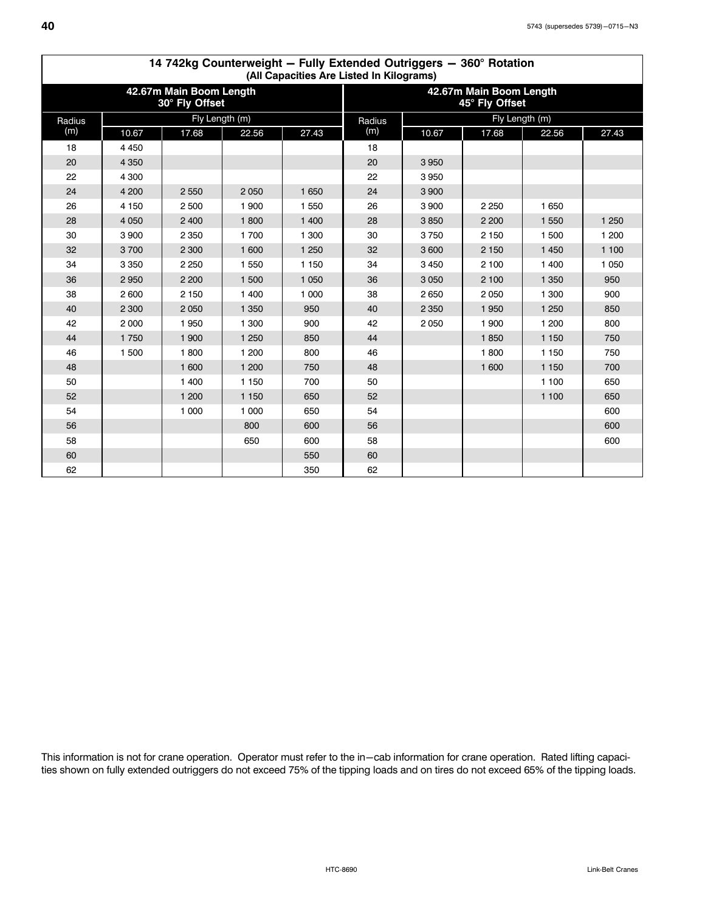## 14 742kg Counterweight — Fully Extended Outriggers — 360° Rotation
(All Capacities Are Listed In Kilograms)

| 42.67m Main Boom Length 30° Fly Offset | | | | | 42.67m Main Boom Length 45° Fly Offset | | | | |
|---|---|---|---|---|---|---|---|---|---|
| Radius (m) | Fly Length (m) | | | | Radius (m) | Fly Length (m) | | | |
| | 10.67 | 17.68 | 22.56 | 27.43 | | 10.67 | 17.68 | 22.56 | 27.43 |
| 18 | 4 450 | | | | 18 | | | | |
| 20 | 4 350 | | | | 20 | 3 950 | | | |
| 22 | 4 300 | | | | 22 | 3 950 | | | |
| 24 | 4 200 | 2 550 | 2 050 | 1 650 | 24 | 3 900 | | | |
| 26 | 4 150 | 2 500 | 1 900 | 1 550 | 26 | 3 900 | 2 250 | 1 650 | |
| 28 | 4 050 | 2 400 | 1 800 | 1 400 | 28 | 3 850 | 2 200 | 1 550 | 1 250 |
| 30 | 3 900 | 2 350 | 1 700 | 1 300 | 30 | 3 750 | 2 150 | 1 500 | 1 200 |
| 32 | 3 700 | 2 300 | 1 600 | 1 250 | 32 | 3 600 | 2 150 | 1 450 | 1 100 |
| 34 | 3 350 | 2 250 | 1 550 | 1 150 | 34 | 3 450 | 2 100 | 1 400 | 1 050 |
| 36 | 2 950 | 2 200 | 1 500 | 1 050 | 36 | 3 050 | 2 100 | 1 350 | 950 |
| 38 | 2 600 | 2 150 | 1 400 | 1 000 | 38 | 2 650 | 2 050 | 1 300 | 900 |
| 40 | 2 300 | 2 050 | 1 350 | 950 | 40 | 2 350 | 1 950 | 1 250 | 850 |
| 42 | 2 000 | 1 950 | 1 300 | 900 | 42 | 2 050 | 1 900 | 1 200 | 800 |
| 44 | 1 750 | 1 900 | 1 250 | 850 | 44 | | 1 850 | 1 150 | 750 |
| 46 | 1 500 | 1 800 | 1 200 | 800 | 46 | | 1 800 | 1 150 | 750 |
| 48 | | 1 600 | 1 200 | 750 | 48 | | 1 600 | 1 150 | 700 |
| 50 | | 1 400 | 1 150 | 700 | 50 | | | 1 100 | 650 |
| 52 | | 1 200 | 1 150 | 650 | 52 | | | 1 100 | 650 |
| 54 | | 1 000 | 1 000 | 650 | 54 | | | | 600 |
| 56 | | | 800 | 600 | 56 | | | | 600 |
| 58 | | | 650 | 600 | 58 | | | | 600 |
| 60 | | | | 550 | 60 | | | | |
| 62 | | | | 350 | 62 | | | | |

This information is not for crane operation. Operator must refer to the in−cab information for crane operation. Rated lifting capacities shown on fully extended outriggers do not exceed 75% of the tipping loads and on tires do not exceed 65% of the tipping loads.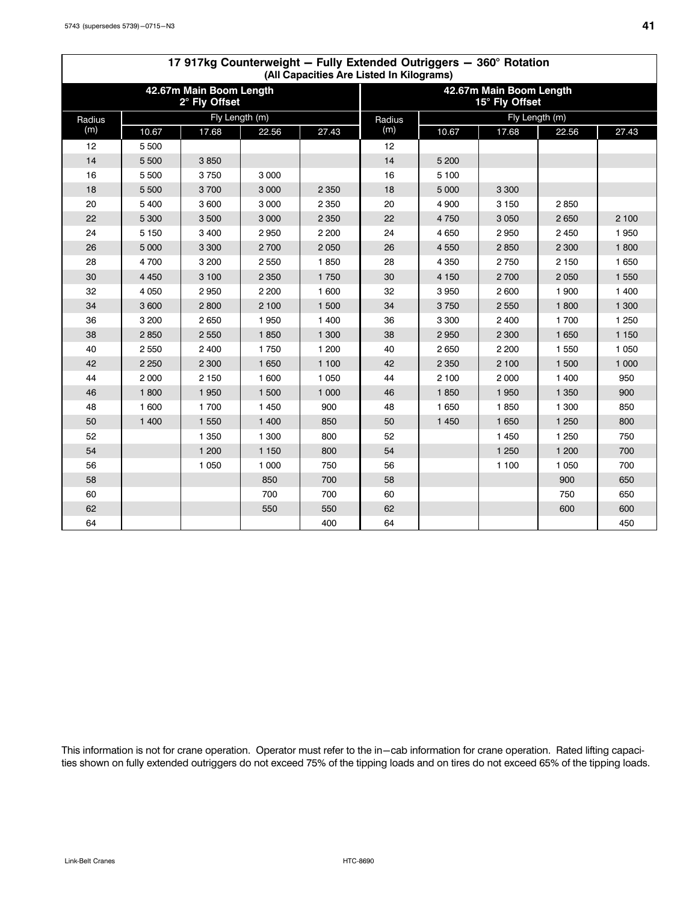## 17 917kg Counterweight — Fully Extended Outriggers — 360° Rotation

(All Capacities Are Listed In Kilograms)

| 42.67m Main Boom Length 2° Fly Offset | | | | | 42.67m Main Boom Length 15° Fly Offset | | | | |
|---|---|---|---|---|---|---|---|---|---|
| Radius (m) | Fly Length (m) | | | | Radius (m) | Fly Length (m) | | | |
| | 10.67 | 17.68 | 22.56 | 27.43 | | 10.67 | 17.68 | 22.56 | 27.43 |
| 12 | 5 500 | | | | 12 | | | | |
| 14 | 5 500 | 3 850 | | | 14 | 5 200 | | | |
| 16 | 5 500 | 3 750 | 3 000 | | 16 | 5 100 | | | |
| 18 | 5 500 | 3 700 | 3 000 | 2 350 | 18 | 5 000 | 3 300 | | |
| 20 | 5 400 | 3 600 | 3 000 | 2 350 | 20 | 4 900 | 3 150 | 2 850 | |
| 22 | 5 300 | 3 500 | 3 000 | 2 350 | 22 | 4 750 | 3 050 | 2 650 | 2 100 |
| 24 | 5 150 | 3 400 | 2 950 | 2 200 | 24 | 4 650 | 2 950 | 2 450 | 1 950 |
| 26 | 5 000 | 3 300 | 2 700 | 2 050 | 26 | 4 550 | 2 850 | 2 300 | 1 800 |
| 28 | 4 700 | 3 200 | 2 550 | 1 850 | 28 | 4 350 | 2 750 | 2 150 | 1 650 |
| 30 | 4 450 | 3 100 | 2 350 | 1 750 | 30 | 4 150 | 2 700 | 2 050 | 1 550 |
| 32 | 4 050 | 2 950 | 2 200 | 1 600 | 32 | 3 950 | 2 600 | 1 900 | 1 400 |
| 34 | 3 600 | 2 800 | 2 100 | 1 500 | 34 | 3 750 | 2 550 | 1 800 | 1 300 |
| 36 | 3 200 | 2 650 | 1 950 | 1 400 | 36 | 3 300 | 2 400 | 1 700 | 1 250 |
| 38 | 2 850 | 2 550 | 1 850 | 1 300 | 38 | 2 950 | 2 300 | 1 650 | 1 150 |
| 40 | 2 550 | 2 400 | 1 750 | 1 200 | 40 | 2 650 | 2 200 | 1 550 | 1 050 |
| 42 | 2 250 | 2 300 | 1 650 | 1 100 | 42 | 2 350 | 2 100 | 1 500 | 1 000 |
| 44 | 2 000 | 2 150 | 1 600 | 1 050 | 44 | 2 100 | 2 000 | 1 400 | 950 |
| 46 | 1 800 | 1 950 | 1 500 | 1 000 | 46 | 1 850 | 1 950 | 1 350 | 900 |
| 48 | 1 600 | 1 700 | 1 450 | 900 | 48 | 1 650 | 1 850 | 1 300 | 850 |
| 50 | 1 400 | 1 550 | 1 400 | 850 | 50 | 1 450 | 1 650 | 1 250 | 800 |
| 52 | | 1 350 | 1 300 | 800 | 52 | | 1 450 | 1 250 | 750 |
| 54 | | 1 200 | 1 150 | 800 | 54 | | 1 250 | 1 200 | 700 |
| 56 | | 1 050 | 1 000 | 750 | 56 | | 1 100 | 1 050 | 700 |
| 58 | | | 850 | 700 | 58 | | | 900 | 650 |
| 60 | | | 700 | 700 | 60 | | | 750 | 650 |
| 62 | | | 550 | 550 | 62 | | | 600 | 600 |
| 64 | | | | 400 | 64 | | | | 450 |

This information is not for crane operation. Operator must refer to the in−cab information for crane operation. Rated lifting capacities shown on fully extended outriggers do not exceed 75% of the tipping loads and on tires do not exceed 65% of the tipping loads.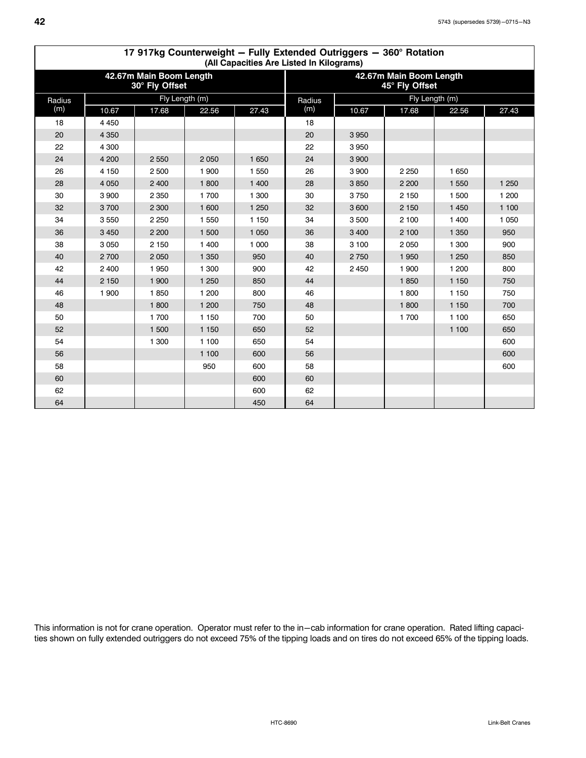## 17 917kg Counterweight — Fully Extended Outriggers — 360° Rotation

(All Capacities Are Listed In Kilograms)

| 42.67m Main Boom Length 30° Fly Offset | | | | | 42.67m Main Boom Length 45° Fly Offset | | | | |
|---|---|---|---|---|---|---|---|---|---|
| Radius (m) | Fly Length (m) | | | | Radius (m) | Fly Length (m) | | | |
| | 10.67 | 17.68 | 22.56 | 27.43 | | 10.67 | 17.68 | 22.56 | 27.43 |
| 18 | 4 450 | | | | 18 | | | | |
| 20 | 4 350 | | | | 20 | 3 950 | | | |
| 22 | 4 300 | | | | 22 | 3 950 | | | |
| 24 | 4 200 | 2 550 | 2 050 | 1 650 | 24 | 3 900 | | | |
| 26 | 4 150 | 2 500 | 1 900 | 1 550 | 26 | 3 900 | 2 250 | 1 650 | |
| 28 | 4 050 | 2 400 | 1 800 | 1 400 | 28 | 3 850 | 2 200 | 1 550 | 1 250 |
| 30 | 3 900 | 2 350 | 1 700 | 1 300 | 30 | 3 750 | 2 150 | 1 500 | 1 200 |
| 32 | 3 700 | 2 300 | 1 600 | 1 250 | 32 | 3 600 | 2 150 | 1 450 | 1 100 |
| 34 | 3 550 | 2 250 | 1 550 | 1 150 | 34 | 3 500 | 2 100 | 1 400 | 1 050 |
| 36 | 3 450 | 2 200 | 1 500 | 1 050 | 36 | 3 400 | 2 100 | 1 350 | 950 |
| 38 | 3 050 | 2 150 | 1 400 | 1 000 | 38 | 3 100 | 2 050 | 1 300 | 900 |
| 40 | 2 700 | 2 050 | 1 350 | 950 | 40 | 2 750 | 1 950 | 1 250 | 850 |
| 42 | 2 400 | 1 950 | 1 300 | 900 | 42 | 2 450 | 1 900 | 1 200 | 800 |
| 44 | 2 150 | 1 900 | 1 250 | 850 | 44 | | 1 850 | 1 150 | 750 |
| 46 | 1 900 | 1 850 | 1 200 | 800 | 46 | | 1 800 | 1 150 | 750 |
| 48 | | 1 800 | 1 200 | 750 | 48 | | 1 800 | 1 150 | 700 |
| 50 | | 1 700 | 1 150 | 700 | 50 | | 1 700 | 1 100 | 650 |
| 52 | | 1 500 | 1 150 | 650 | 52 | | | 1 100 | 650 |
| 54 | | 1 300 | 1 100 | 650 | 54 | | | | 600 |
| 56 | | | 1 100 | 600 | 56 | | | | 600 |
| 58 | | | 950 | 600 | 58 | | | | 600 |
| 60 | | | | 600 | 60 | | | | |
| 62 | | | | 600 | 62 | | | | |
| 64 | | | | 450 | 64 | | | | |

This information is not for crane operation. Operator must refer to the in—cab information for crane operation. Rated lifting capacities shown on fully extended outriggers do not exceed 75% of the tipping loads and on tires do not exceed 65% of the tipping loads.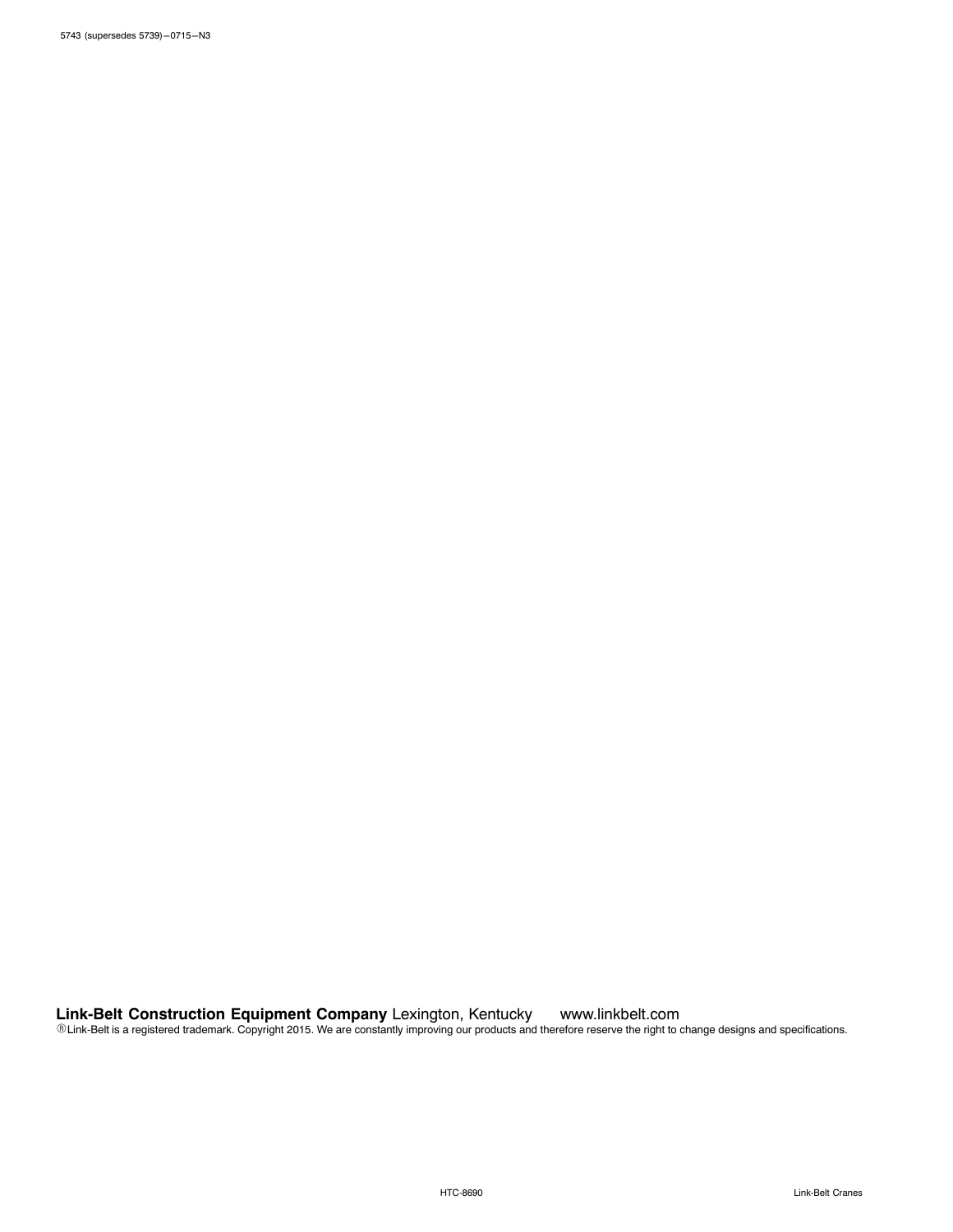5743 (supersedes 5739)—0715—N3

**Link-Belt Construction Equipment Company** Lexington, Kentucky www.linkbelt.com

®Link-Belt is a registered trademark. Copyright 2015. We are constantly improving our products and therefore reserve the right to change designs and specifications.